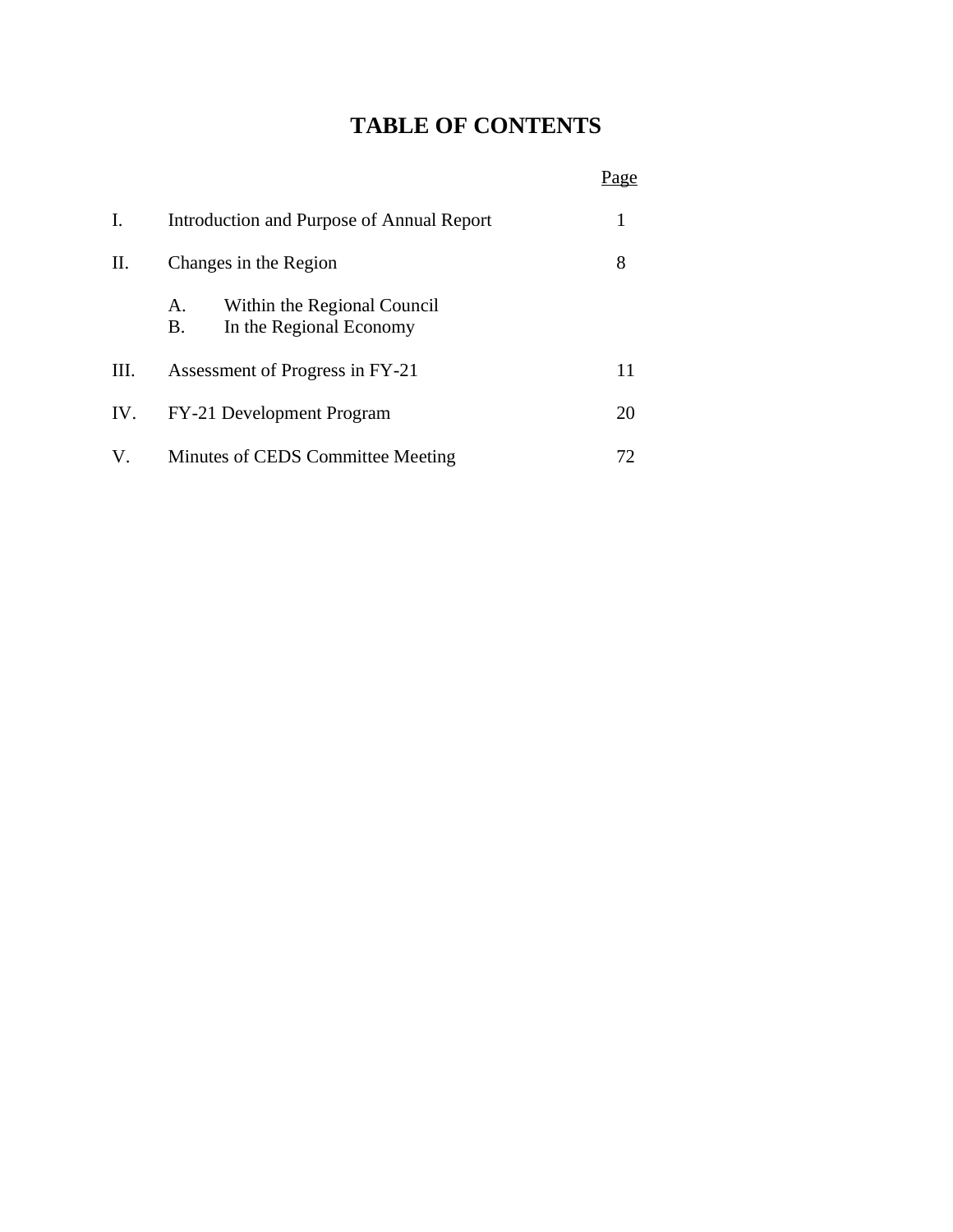# TABLE OF CONTENTS

| | | Page |
|---|---|---|
| I. | Introduction and Purpose of Annual Report | 1 |
| II. | Changes in the Region | 8 |
| | A. Within the Regional Council | |
| | B. In the Regional Economy | |
| III. | Assessment of Progress in FY-21 | 11 |
| IV. | FY-21 Development Program | 20 |
| V. | Minutes of CEDS Committee Meeting | 72 |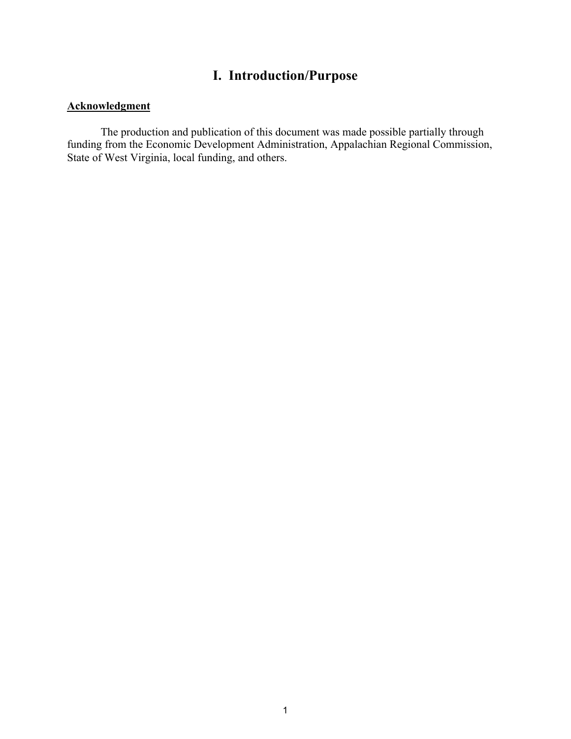# I. Introduction/Purpose

**Acknowledgment**

The production and publication of this document was made possible partially through funding from the Economic Development Administration, Appalachian Regional Commission, State of West Virginia, local funding, and others.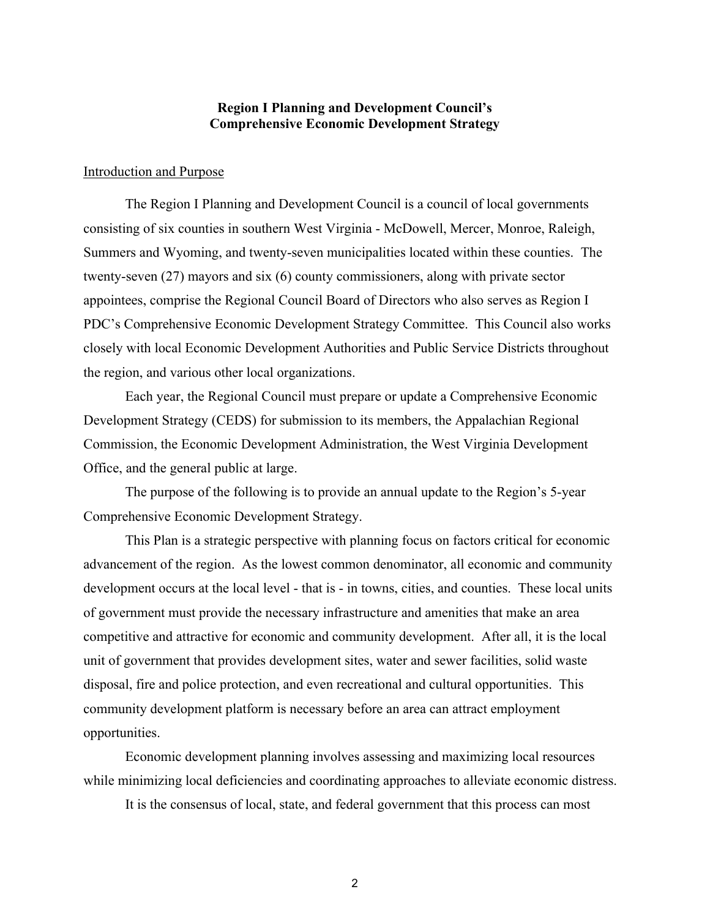**Region I Planning and Development Council's**
**Comprehensive Economic Development Strategy**

Introduction and Purpose

The Region I Planning and Development Council is a council of local governments consisting of six counties in southern West Virginia - McDowell, Mercer, Monroe, Raleigh, Summers and Wyoming, and twenty-seven municipalities located within these counties. The twenty-seven (27) mayors and six (6) county commissioners, along with private sector appointees, comprise the Regional Council Board of Directors who also serves as Region I PDC's Comprehensive Economic Development Strategy Committee. This Council also works closely with local Economic Development Authorities and Public Service Districts throughout the region, and various other local organizations.

Each year, the Regional Council must prepare or update a Comprehensive Economic Development Strategy (CEDS) for submission to its members, the Appalachian Regional Commission, the Economic Development Administration, the West Virginia Development Office, and the general public at large.

The purpose of the following is to provide an annual update to the Region's 5-year Comprehensive Economic Development Strategy.

This Plan is a strategic perspective with planning focus on factors critical for economic advancement of the region. As the lowest common denominator, all economic and community development occurs at the local level - that is - in towns, cities, and counties. These local units of government must provide the necessary infrastructure and amenities that make an area competitive and attractive for economic and community development. After all, it is the local unit of government that provides development sites, water and sewer facilities, solid waste disposal, fire and police protection, and even recreational and cultural opportunities. This community development platform is necessary before an area can attract employment opportunities.

Economic development planning involves assessing and maximizing local resources while minimizing local deficiencies and coordinating approaches to alleviate economic distress.

It is the consensus of local, state, and federal government that this process can most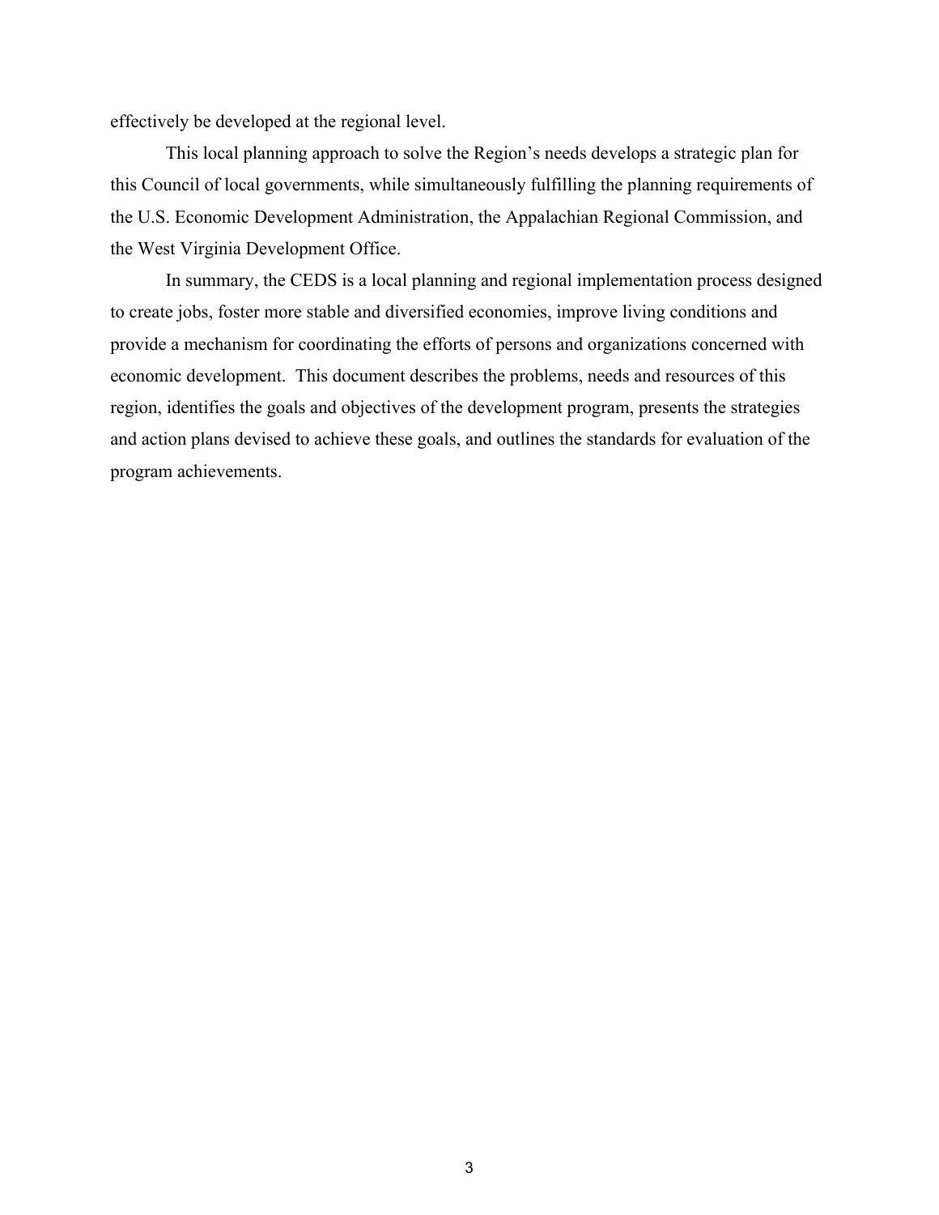effectively be developed at the regional level.

This local planning approach to solve the Region's needs develops a strategic plan for this Council of local governments, while simultaneously fulfilling the planning requirements of the U.S. Economic Development Administration, the Appalachian Regional Commission, and the West Virginia Development Office.

In summary, the CEDS is a local planning and regional implementation process designed to create jobs, foster more stable and diversified economies, improve living conditions and provide a mechanism for coordinating the efforts of persons and organizations concerned with economic development. This document describes the problems, needs and resources of this region, identifies the goals and objectives of the development program, presents the strategies and action plans devised to achieve these goals, and outlines the standards for evaluation of the program achievements.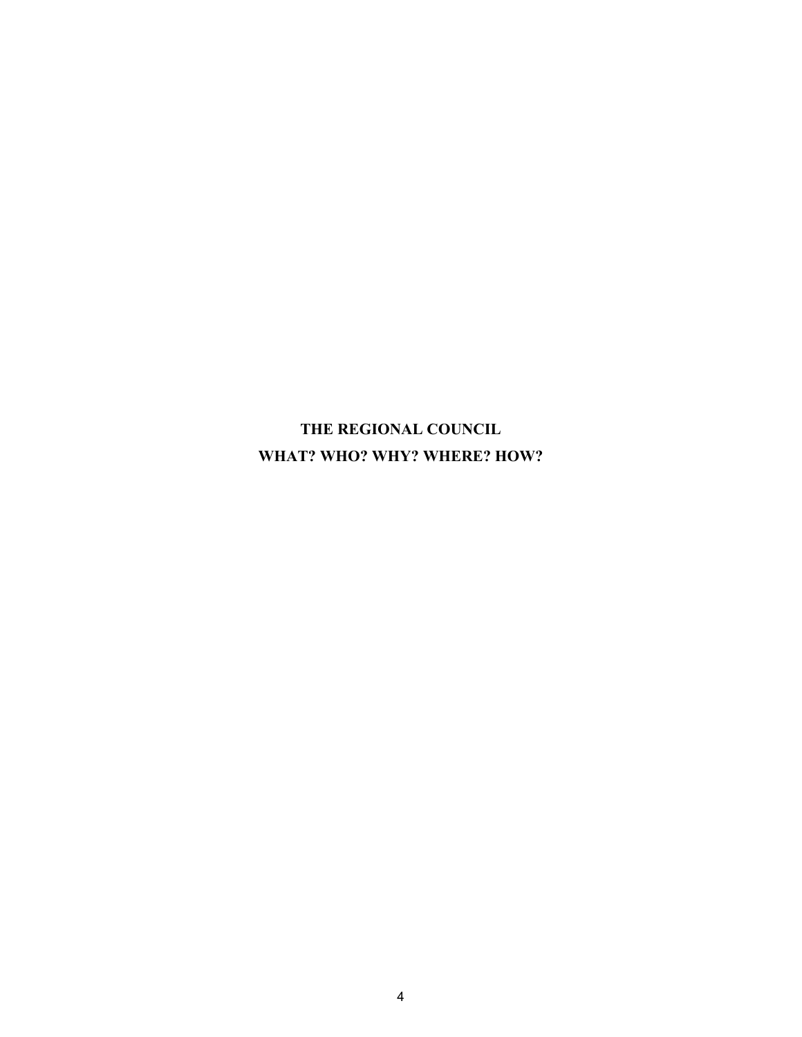# THE REGIONAL COUNCIL
# WHAT? WHO? WHY? WHERE? HOW?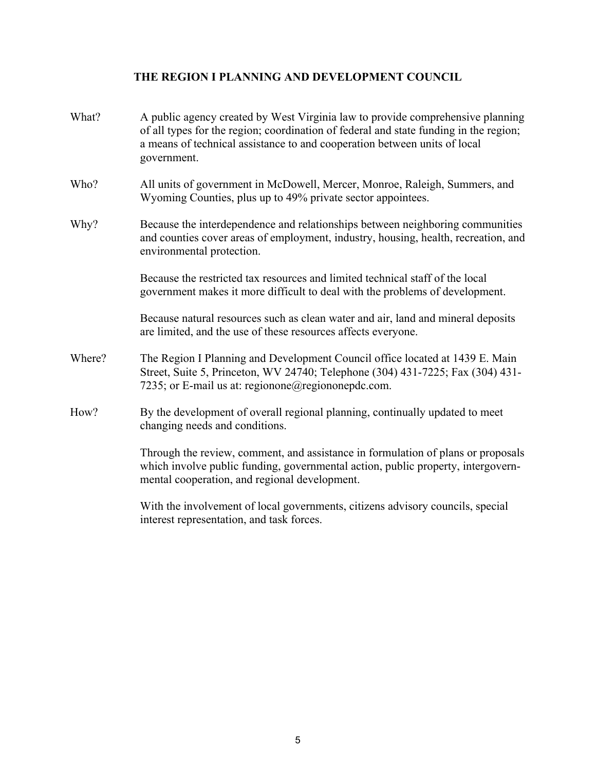# THE REGION I PLANNING AND DEVELOPMENT COUNCIL

**What?** A public agency created by West Virginia law to provide comprehensive planning of all types for the region; coordination of federal and state funding in the region; a means of technical assistance to and cooperation between units of local government.

**Who?** All units of government in McDowell, Mercer, Monroe, Raleigh, Summers, and Wyoming Counties, plus up to 49% private sector appointees.

**Why?** Because the interdependence and relationships between neighboring communities and counties cover areas of employment, industry, housing, health, recreation, and environmental protection.

Because the restricted tax resources and limited technical staff of the local government makes it more difficult to deal with the problems of development.

Because natural resources such as clean water and air, land and mineral deposits are limited, and the use of these resources affects everyone.

**Where?** The Region I Planning and Development Council office located at 1439 E. Main Street, Suite 5, Princeton, WV 24740; Telephone (304) 431-7225; Fax (304) 431-7235; or E-mail us at: regionone@regiononepdc.com.

**How?** By the development of overall regional planning, continually updated to meet changing needs and conditions.

Through the review, comment, and assistance in formulation of plans or proposals which involve public funding, governmental action, public property, intergovernmental cooperation, and regional development.

With the involvement of local governments, citizens advisory councils, special interest representation, and task forces.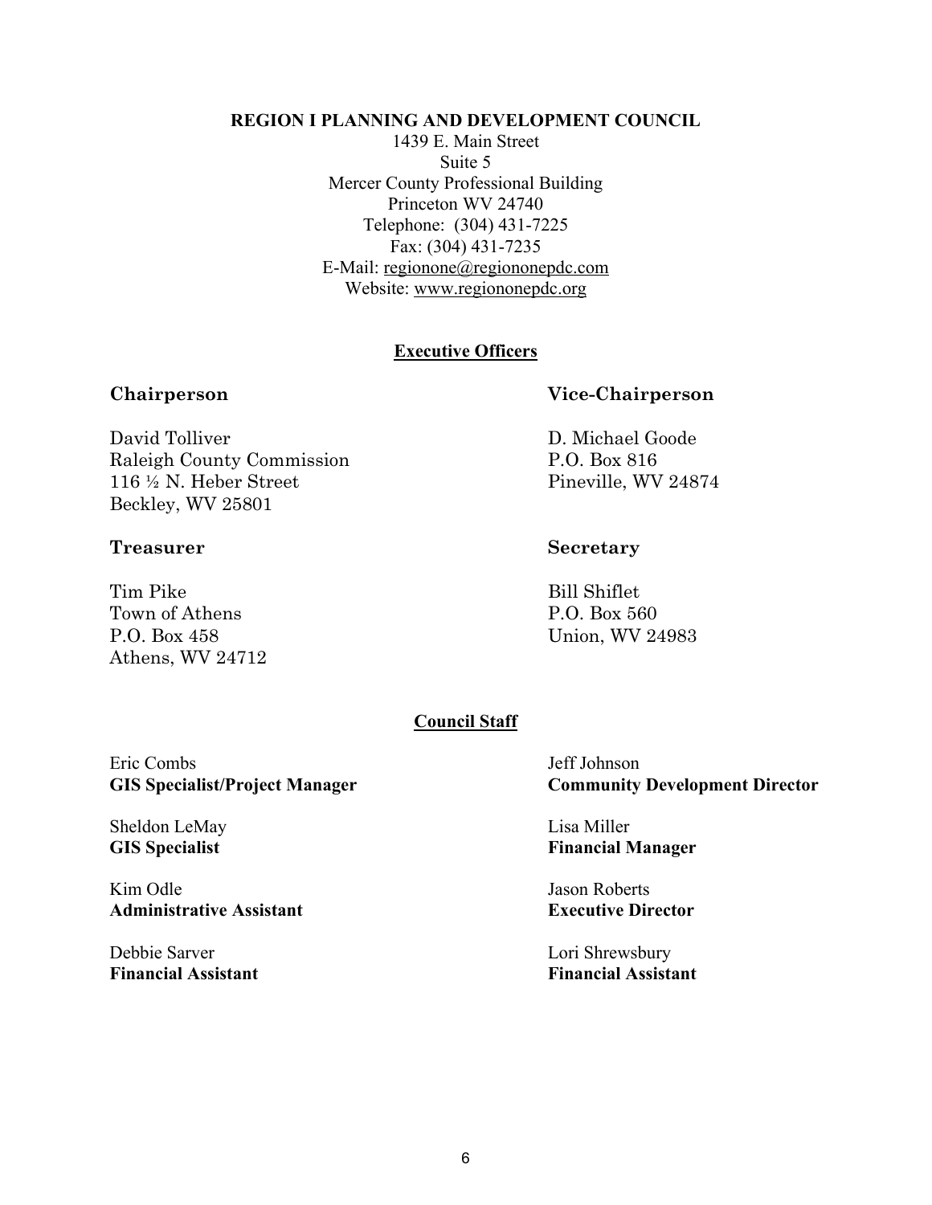# REGION I PLANNING AND DEVELOPMENT COUNCIL

1439 E. Main Street
Suite 5
Mercer County Professional Building
Princeton WV 24740
Telephone: (304) 431-7225
Fax: (304) 431-7235
E-Mail: regionone@regiononepdc.com
Website: www.regiononepdc.org

## Executive Officers

### Chairperson

David Tolliver
Raleigh County Commission
116 ½ N. Heber Street
Beckley, WV 25801

### Vice-Chairperson

D. Michael Goode
P.O. Box 816
Pineville, WV 24874

### Treasurer

Tim Pike
Town of Athens
P.O. Box 458
Athens, WV 24712

### Secretary

Bill Shiflet
P.O. Box 560
Union, WV 24983

## Council Staff

Eric Combs
**GIS Specialist/Project Manager**

Jeff Johnson
**Community Development Director**

Sheldon LeMay
**GIS Specialist**

Lisa Miller
**Financial Manager**

Kim Odle
**Administrative Assistant**

Jason Roberts
**Executive Director**

Debbie Sarver
**Financial Assistant**

Lori Shrewsbury
**Financial Assistant**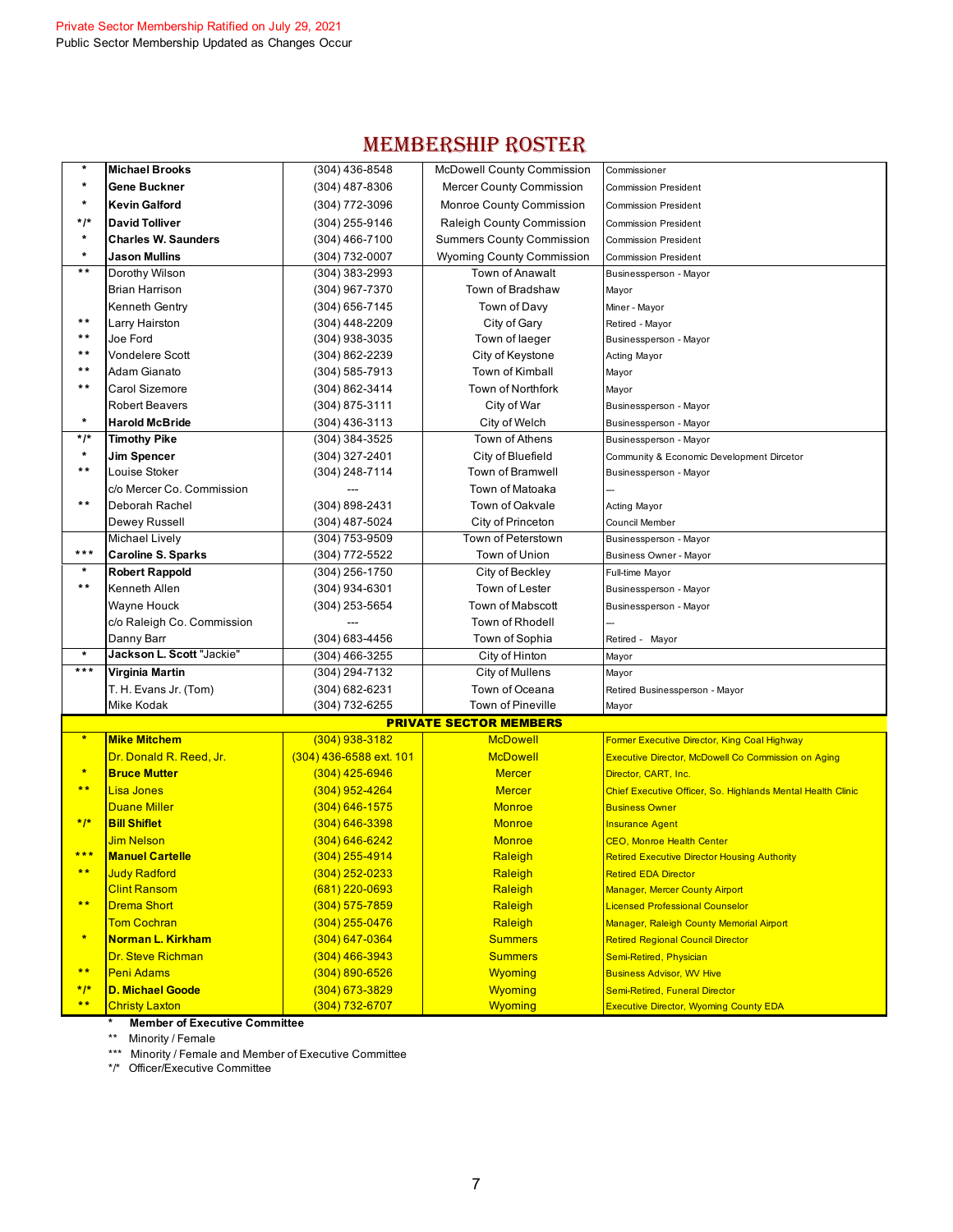Private Sector Membership Ratified on July 29, 2021
Public Sector Membership Updated as Changes Occur

# MEMBERSHIP ROSTER

| | | | | |
|---|---|---|---|---|
| * | **Michael Brooks** | (304) 436-8548 | McDowell County Commission | Commissioner |
| * | **Gene Buckner** | (304) 487-8306 | Mercer County Commission | Commission President |
| * | **Kevin Galford** | (304) 772-3096 | Monroe County Commission | Commission President |
| */* | **David Tolliver** | (304) 255-9146 | Raleigh County Commission | Commission President |
| * | **Charles W. Saunders** | (304) 466-7100 | Summers County Commission | Commission President |
| * | **Jason Mullins** | (304) 732-0007 | Wyoming County Commission | Commission President |
| ** | Dorothy Wilson | (304) 383-2993 | Town of Anawalt | Businessperson - Mayor |
| | Brian Harrison | (304) 967-7370 | Town of Bradshaw | Mayor |
| | Kenneth Gentry | (304) 656-7145 | Town of Davy | Miner - Mayor |
| ** | Larry Hairston | (304) 448-2209 | City of Gary | Retired - Mayor |
| ** | Joe Ford | (304) 938-3035 | Town of Iaeger | Businessperson - Mayor |
| ** | Vondelere Scott | (304) 862-2239 | City of Keystone | Acting Mayor |
| ** | Adam Gianato | (304) 585-7913 | Town of Kimball | Mayor |
| ** | Carol Sizemore | (304) 862-3414 | Town of Northfork | Mayor |
| | Robert Beavers | (304) 875-3111 | City of War | Businessperson - Mayor |
| * | **Harold McBride** | (304) 436-3113 | City of Welch | Businessperson - Mayor |
| */* | **Timothy Pike** | (304) 384-3525 | Town of Athens | Businessperson - Mayor |
| * | **Jim Spencer** | (304) 327-2401 | City of Bluefield | Community & Economic Development Dircetor |
| ** | Louise Stoker | (304) 248-7114 | Town of Bramwell | Businessperson - Mayor |
| | c/o Mercer Co. Commission | --- | Town of Matoaka | --- |
| ** | Deborah Rachel | (304) 898-2431 | Town of Oakvale | Acting Mayor |
| | Dewey Russell | (304) 487-5024 | City of Princeton | Council Member |
| | Michael Lively | (304) 753-9509 | Town of Peterstown | Businessperson - Mayor |
| *** | **Caroline S. Sparks** | (304) 772-5522 | Town of Union | Business Owner - Mayor |
| * | **Robert Rappold** | (304) 256-1750 | City of Beckley | Full-time Mayor |
| ** | Kenneth Allen | (304) 934-6301 | Town of Lester | Businessperson - Mayor |
| | Wayne Houck | (304) 253-5654 | Town of Mabscott | Businessperson - Mayor |
| | c/o Raleigh Co. Commission | --- | Town of Rhodell | --- |
| | Danny Barr | (304) 683-4456 | Town of Sophia | Retired - Mayor |
| * | **Jackson L. Scott** "Jackie" | (304) 466-3255 | City of Hinton | Mayor |
| *** | **Virginia Martin** | (304) 294-7132 | City of Mullens | Mayor |
| | T. H. Evans Jr. (Tom) | (304) 682-6231 | Town of Oceana | Retired Businessperson - Mayor |
| | Mike Kodak | (304) 732-6255 | Town of Pineville | Mayor |
| | | | **PRIVATE SECTOR MEMBERS** | |
| * | **Mike Mitchem** | (304) 938-3182 | McDowell | Former Executive Director, King Coal Highway |
| | Dr. Donald R. Reed, Jr. | (304) 436-6588 ext. 101 | McDowell | Executive Director, McDowell Co Commission on Aging |
| * | **Bruce Mutter** | (304) 425-6946 | Mercer | Director, CART, Inc. |
| ** | Lisa Jones | (304) 952-4264 | Mercer | Chief Executive Officer, So. Highlands Mental Health Clinic |
| | Duane Miller | (304) 646-1575 | Monroe | Business Owner |
| */* | **Bill Shiflet** | (304) 646-3398 | Monroe | Insurance Agent |
| | Jim Nelson | (304) 646-6242 | Monroe | CEO, Monroe Health Center |
| *** | **Manuel Cartelle** | (304) 255-4914 | Raleigh | Retired Executive Director Raleigh County Housing Authority |
| ** | Judy Radford | (304) 252-0233 | Raleigh | Retired EDA Director |
| | Clint Ransom | (681) 220-0693 | Raleigh | Manager, Mercer County Airport |
| ** | Drema Short | (304) 575-7859 | Raleigh | Licensed Professional Counselor |
| | Tom Cochran | (304) 255-0476 | Raleigh | Manager, Raleigh County Memorial Airport |
| * | **Norman L. Kirkham** | (304) 647-0364 | Summers | Retired Regional Council Director |
| | Dr. Steve Richman | (304) 466-3943 | Summers | Semi-Retired, Physician |
| ** | Peni Adams | (304) 890-6526 | Wyoming | Business Advisor, WV Hive |
| */* | **D. Michael Goode** | (304) 673-3829 | Wyoming | Semi-Retired, Funeral Director |
| ** | Christy Laxton | (304) 732-6707 | Wyoming | Executive Director, Wyoming County EDA |

\* **Member of Executive Committee**
** Minority / Female
*** Minority / Female and Member of Executive Committee
*/* Officer/Executive Committee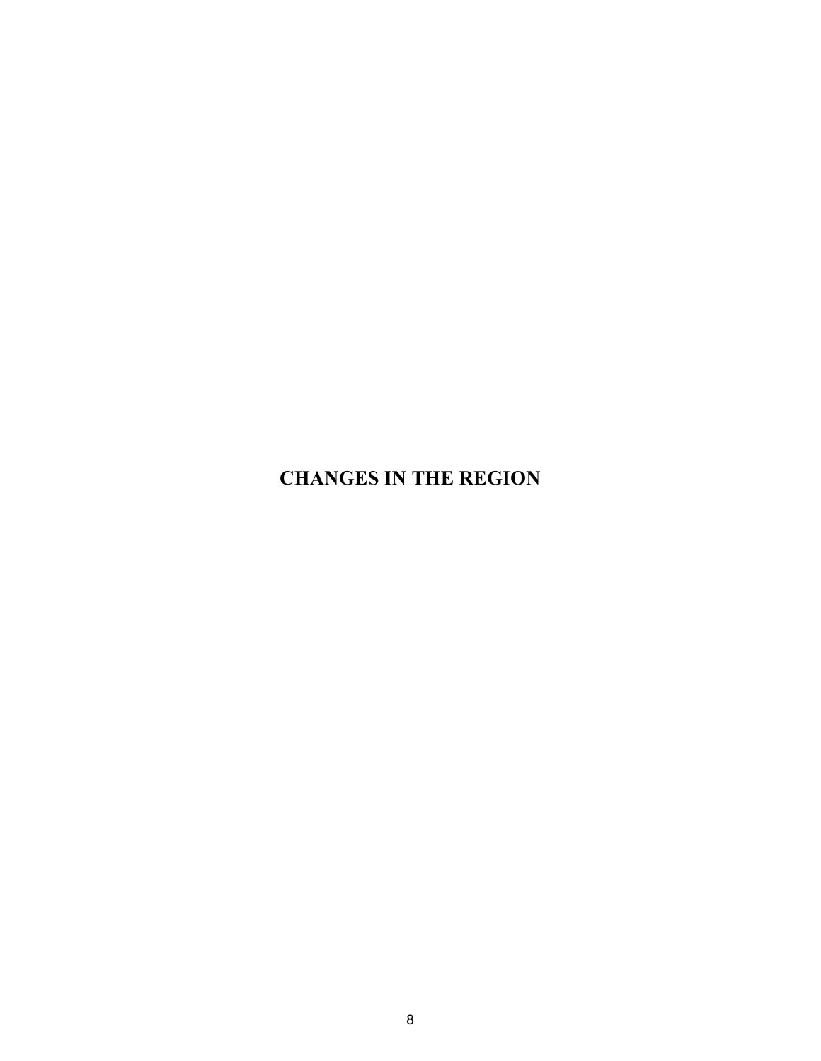# CHANGES IN THE REGION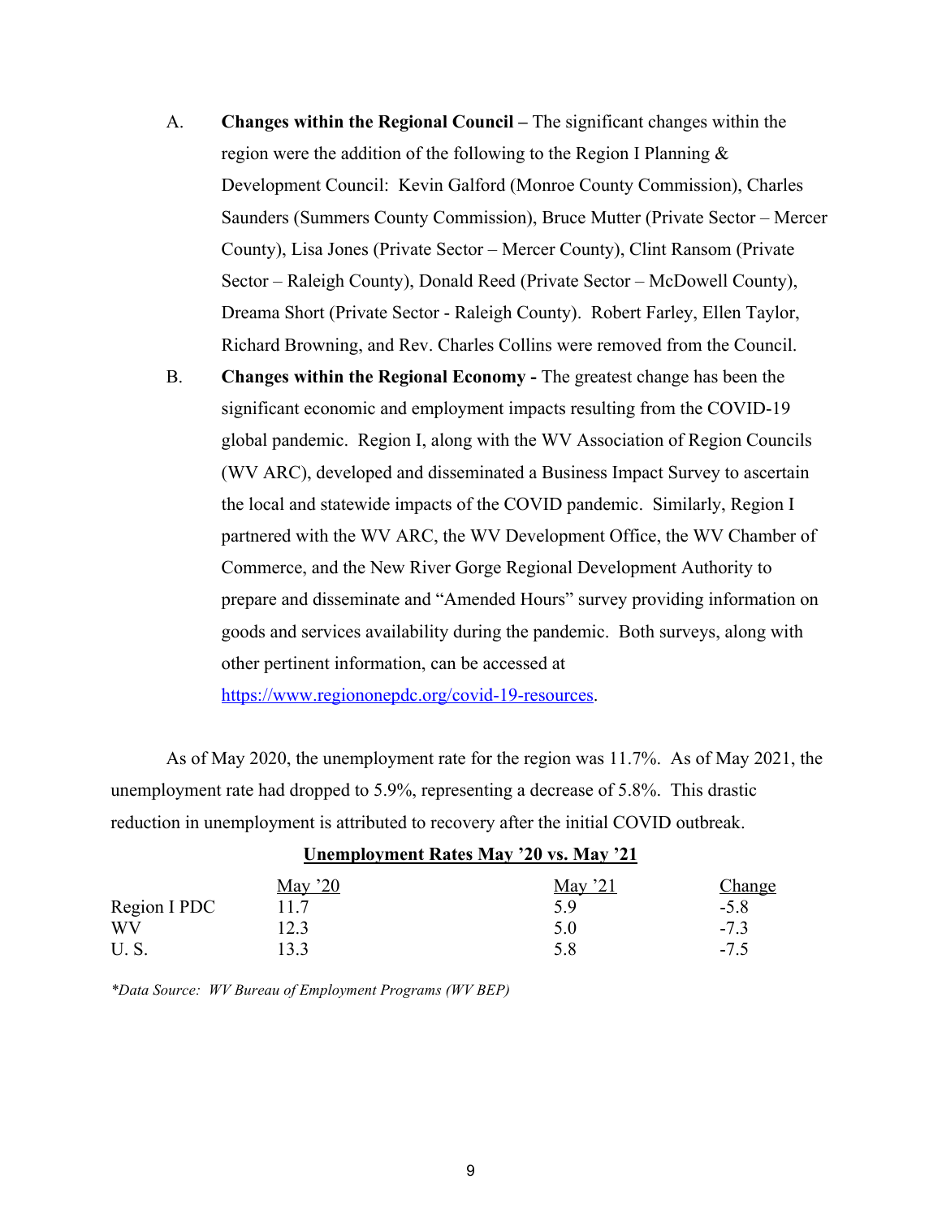A. **Changes within the Regional Council –** The significant changes within the region were the addition of the following to the Region I Planning & Development Council: Kevin Galford (Monroe County Commission), Charles Saunders (Summers County Commission), Bruce Mutter (Private Sector – Mercer County), Lisa Jones (Private Sector – Mercer County), Clint Ransom (Private Sector – Raleigh County), Donald Reed (Private Sector – McDowell County), Dreama Short (Private Sector - Raleigh County). Robert Farley, Ellen Taylor, Richard Browning, and Rev. Charles Collins were removed from the Council.

B. **Changes within the Regional Economy -** The greatest change has been the significant economic and employment impacts resulting from the COVID-19 global pandemic. Region I, along with the WV Association of Region Councils (WV ARC), developed and disseminated a Business Impact Survey to ascertain the local and statewide impacts of the COVID pandemic. Similarly, Region I partnered with the WV ARC, the WV Development Office, the WV Chamber of Commerce, and the New River Gorge Regional Development Authority to prepare and disseminate and "Amended Hours" survey providing information on goods and services availability during the pandemic. Both surveys, along with other pertinent information, can be accessed at https://www.regiononepdc.org/covid-19-resources.

As of May 2020, the unemployment rate for the region was 11.7%. As of May 2021, the unemployment rate had dropped to 5.9%, representing a decrease of 5.8%. This drastic reduction in unemployment is attributed to recovery after the initial COVID outbreak.

**Unemployment Rates May '20 vs. May '21**

| | May '20 | May '21 | Change |
|---|---|---|---|
| Region I PDC | 11.7 | 5.9 | -5.8 |
| WV | 12.3 | 5.0 | -7.3 |
| U. S. | 13.3 | 5.8 | -7.5 |

*\*Data Source: WV Bureau of Employment Programs (WV BEP)*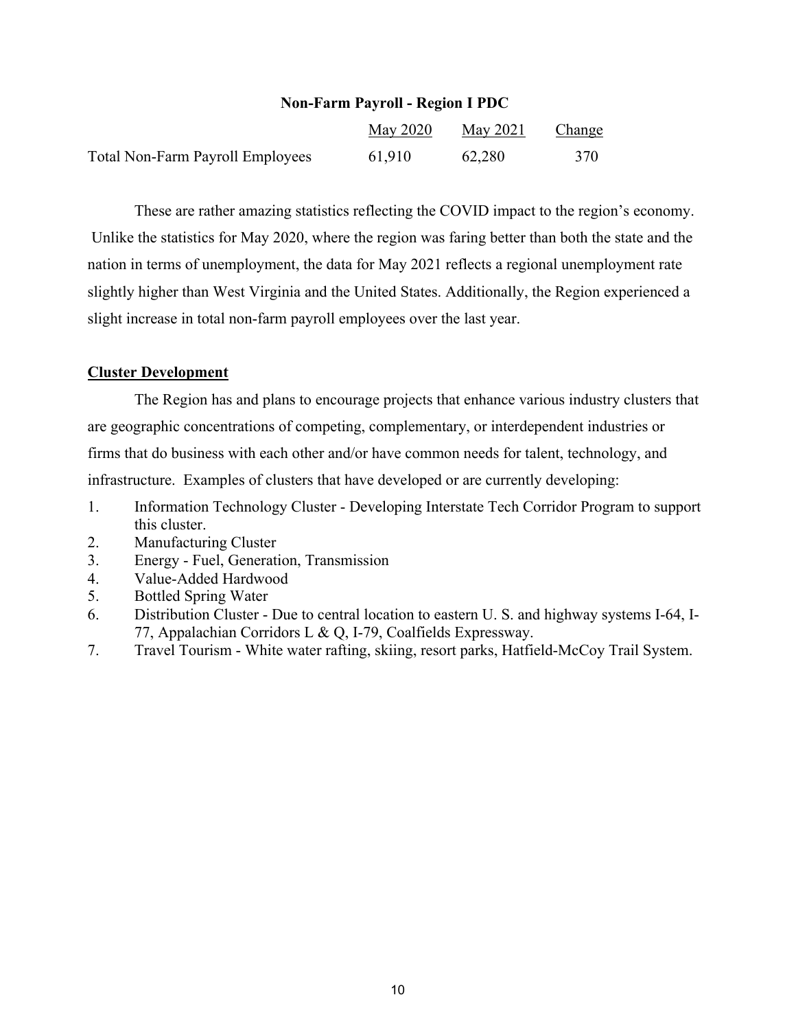**Non-Farm Payroll - Region I PDC**

| | May 2020 | May 2021 | Change |
|---|---|---|---|
| Total Non-Farm Payroll Employees | 61,910 | 62,280 | 370 |

These are rather amazing statistics reflecting the COVID impact to the region's economy. Unlike the statistics for May 2020, where the region was faring better than both the state and the nation in terms of unemployment, the data for May 2021 reflects a regional unemployment rate slightly higher than West Virginia and the United States. Additionally, the Region experienced a slight increase in total non-farm payroll employees over the last year.

**Cluster Development**

The Region has and plans to encourage projects that enhance various industry clusters that are geographic concentrations of competing, complementary, or interdependent industries or firms that do business with each other and/or have common needs for talent, technology, and infrastructure. Examples of clusters that have developed or are currently developing:

1. Information Technology Cluster - Developing Interstate Tech Corridor Program to support this cluster.
2. Manufacturing Cluster
3. Energy - Fuel, Generation, Transmission
4. Value-Added Hardwood
5. Bottled Spring Water
6. Distribution Cluster - Due to central location to eastern U. S. and highway systems I-64, I-77, Appalachian Corridors L & Q, I-79, Coalfields Expressway.
7. Travel Tourism - White water rafting, skiing, resort parks, Hatfield-McCoy Trail System.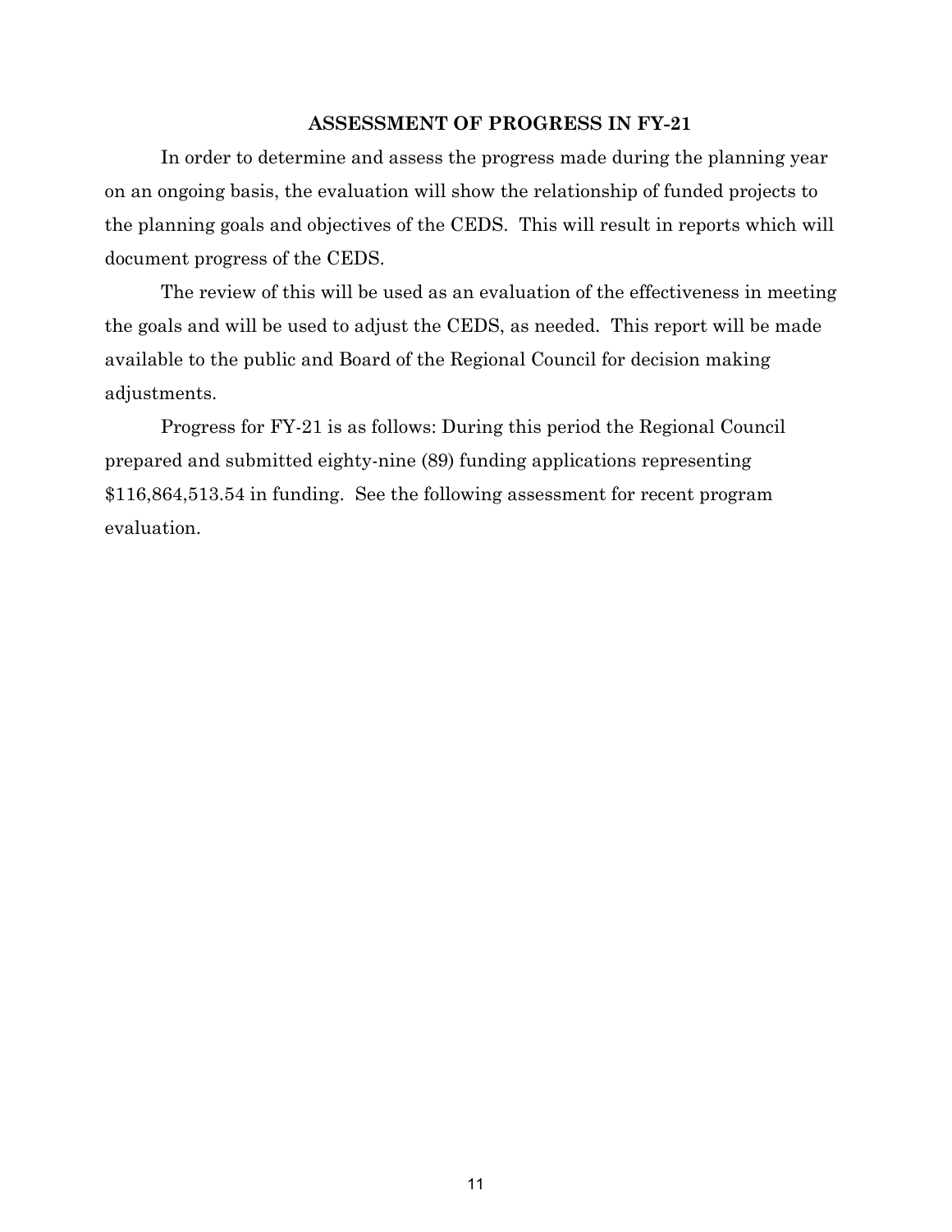## ASSESSMENT OF PROGRESS IN FY-21

In order to determine and assess the progress made during the planning year on an ongoing basis, the evaluation will show the relationship of funded projects to the planning goals and objectives of the CEDS. This will result in reports which will document progress of the CEDS.

The review of this will be used as an evaluation of the effectiveness in meeting the goals and will be used to adjust the CEDS, as needed. This report will be made available to the public and Board of the Regional Council for decision making adjustments.

Progress for FY-21 is as follows: During this period the Regional Council prepared and submitted eighty-nine (89) funding applications representing $116,864,513.54 in funding. See the following assessment for recent program evaluation.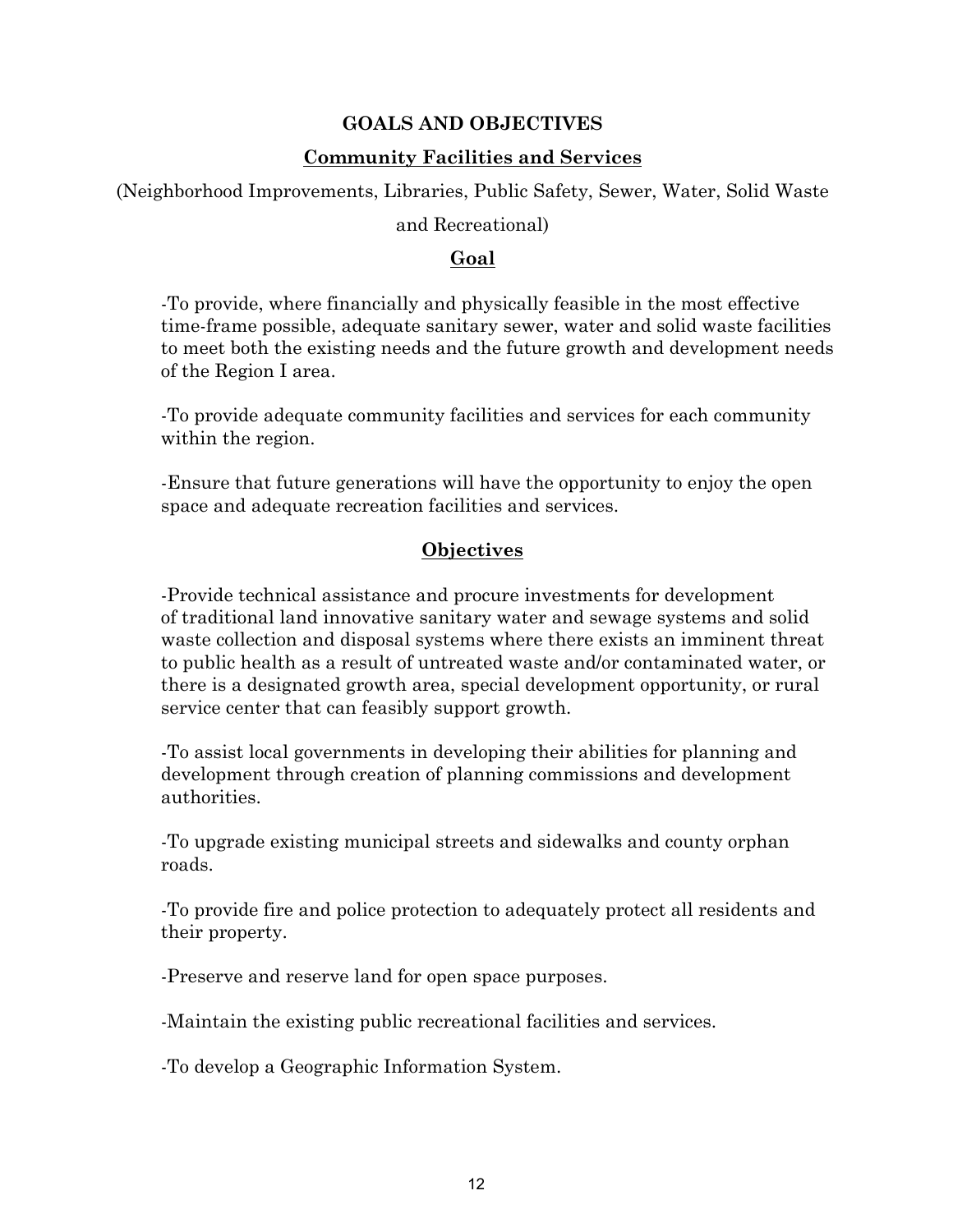# GOALS AND OBJECTIVES

## Community Facilities and Services

(Neighborhood Improvements, Libraries, Public Safety, Sewer, Water, Solid Waste and Recreational)

### Goal

-To provide, where financially and physically feasible in the most effective time-frame possible, adequate sanitary sewer, water and solid waste facilities to meet both the existing needs and the future growth and development needs of the Region I area.

-To provide adequate community facilities and services for each community within the region.

-Ensure that future generations will have the opportunity to enjoy the open space and adequate recreation facilities and services.

### Objectives

-Provide technical assistance and procure investments for development of traditional land innovative sanitary water and sewage systems and solid waste collection and disposal systems where there exists an imminent threat to public health as a result of untreated waste and/or contaminated water, or there is a designated growth area, special development opportunity, or rural service center that can feasibly support growth.

-To assist local governments in developing their abilities for planning and development through creation of planning commissions and development authorities.

-To upgrade existing municipal streets and sidewalks and county orphan roads.

-To provide fire and police protection to adequately protect all residents and their property.

-Preserve and reserve land for open space purposes.

-Maintain the existing public recreational facilities and services.

-To develop a Geographic Information System.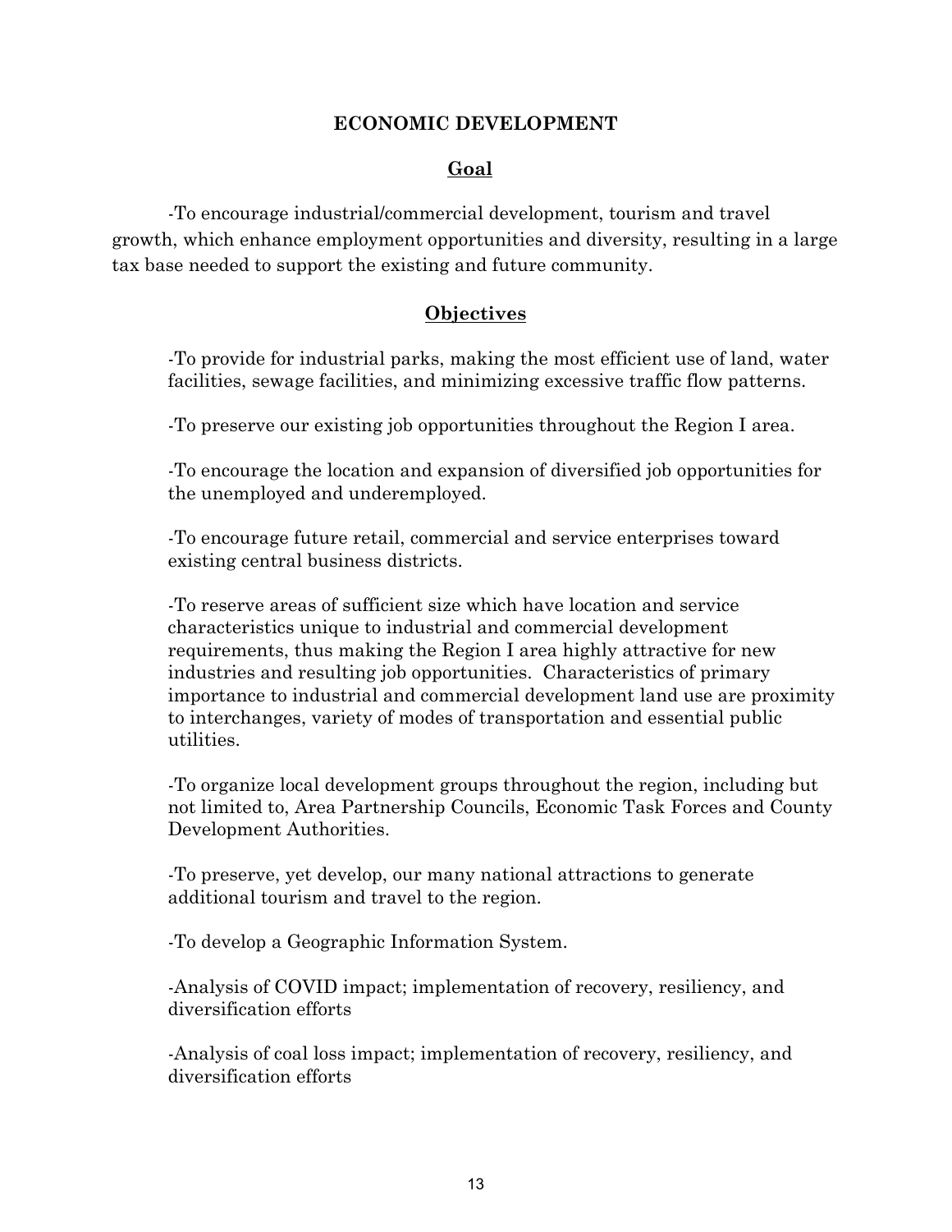## ECONOMIC DEVELOPMENT

### Goal

-To encourage industrial/commercial development, tourism and travel growth, which enhance employment opportunities and diversity, resulting in a large tax base needed to support the existing and future community.

### Objectives

-To provide for industrial parks, making the most efficient use of land, water facilities, sewage facilities, and minimizing excessive traffic flow patterns.

-To preserve our existing job opportunities throughout the Region I area.

-To encourage the location and expansion of diversified job opportunities for the unemployed and underemployed.

-To encourage future retail, commercial and service enterprises toward existing central business districts.

-To reserve areas of sufficient size which have location and service characteristics unique to industrial and commercial development requirements, thus making the Region I area highly attractive for new industries and resulting job opportunities. Characteristics of primary importance to industrial and commercial development land use are proximity to interchanges, variety of modes of transportation and essential public utilities.

-To organize local development groups throughout the region, including but not limited to, Area Partnership Councils, Economic Task Forces and County Development Authorities.

-To preserve, yet develop, our many national attractions to generate additional tourism and travel to the region.

-To develop a Geographic Information System.

-Analysis of COVID impact; implementation of recovery, resiliency, and diversification efforts

-Analysis of coal loss impact; implementation of recovery, resiliency, and diversification efforts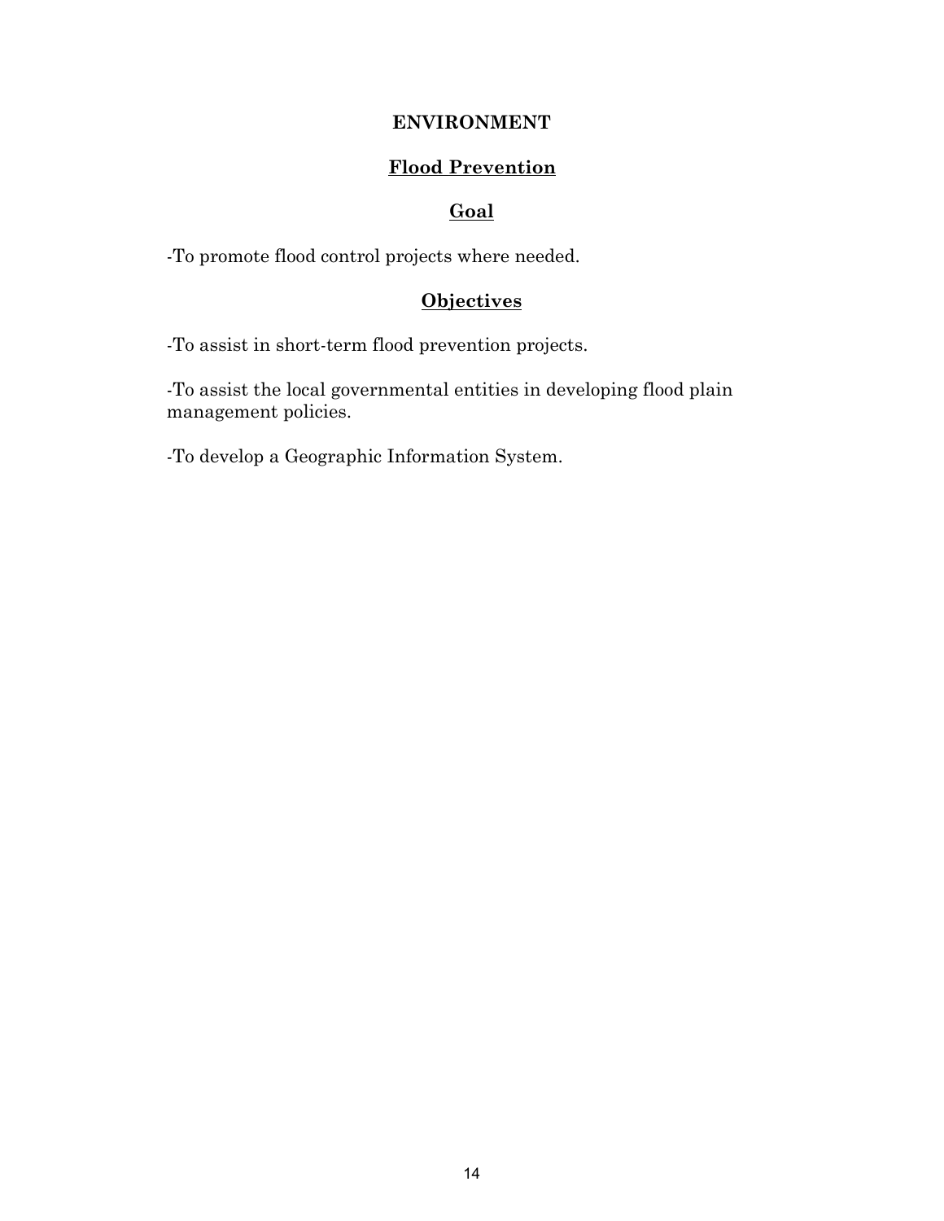# ENVIRONMENT

## Flood Prevention

### Goal

-To promote flood control projects where needed.

### Objectives

-To assist in short-term flood prevention projects.

-To assist the local governmental entities in developing flood plain management policies.

-To develop a Geographic Information System.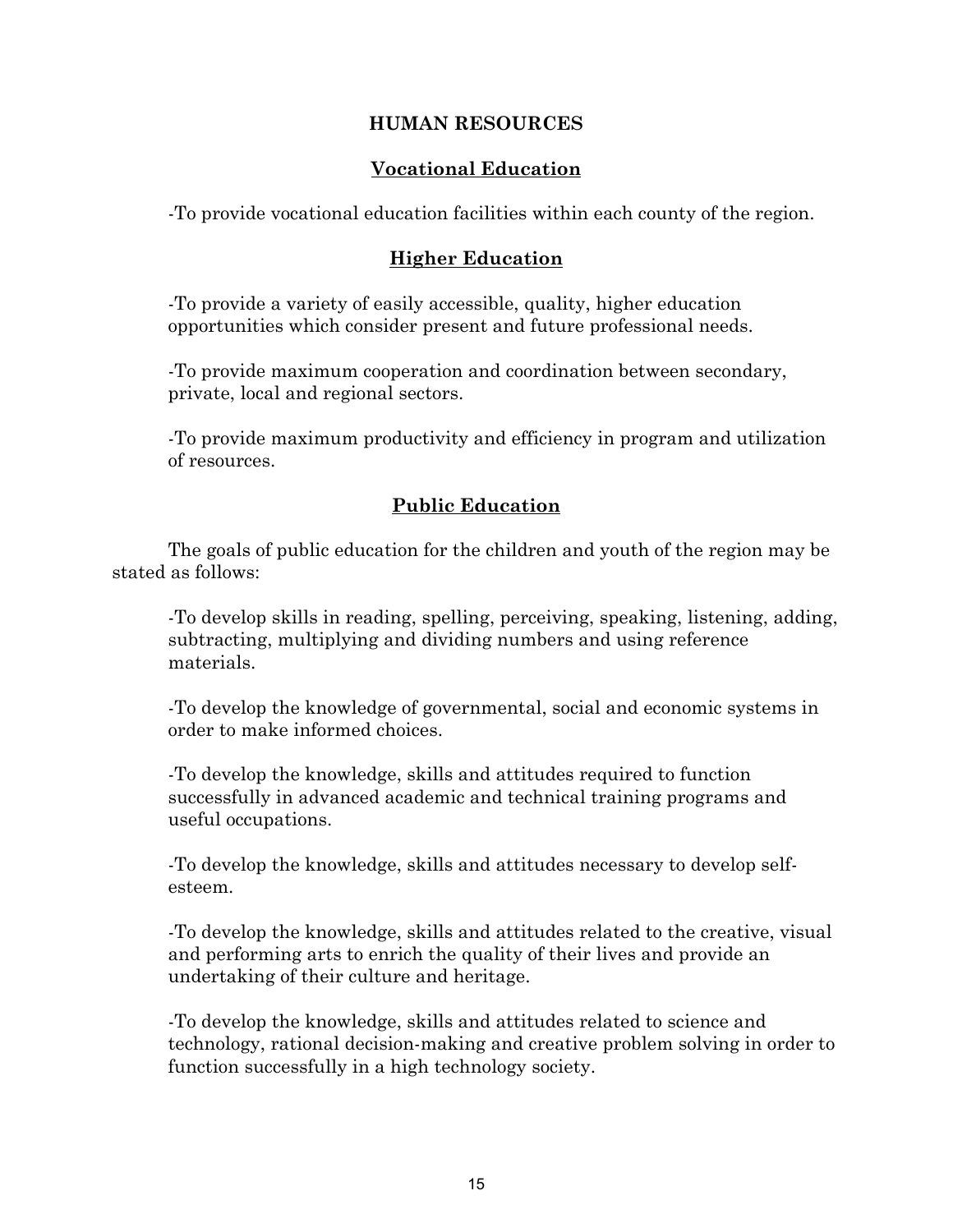## HUMAN RESOURCES

### Vocational Education

-To provide vocational education facilities within each county of the region.

### Higher Education

-To provide a variety of easily accessible, quality, higher education opportunities which consider present and future professional needs.

-To provide maximum cooperation and coordination between secondary, private, local and regional sectors.

-To provide maximum productivity and efficiency in program and utilization of resources.

### Public Education

The goals of public education for the children and youth of the region may be stated as follows:

-To develop skills in reading, spelling, perceiving, speaking, listening, adding, subtracting, multiplying and dividing numbers and using reference materials.

-To develop the knowledge of governmental, social and economic systems in order to make informed choices.

-To develop the knowledge, skills and attitudes required to function successfully in advanced academic and technical training programs and useful occupations.

-To develop the knowledge, skills and attitudes necessary to develop self-esteem.

-To develop the knowledge, skills and attitudes related to the creative, visual and performing arts to enrich the quality of their lives and provide an undertaking of their culture and heritage.

-To develop the knowledge, skills and attitudes related to science and technology, rational decision-making and creative problem solving in order to function successfully in a high technology society.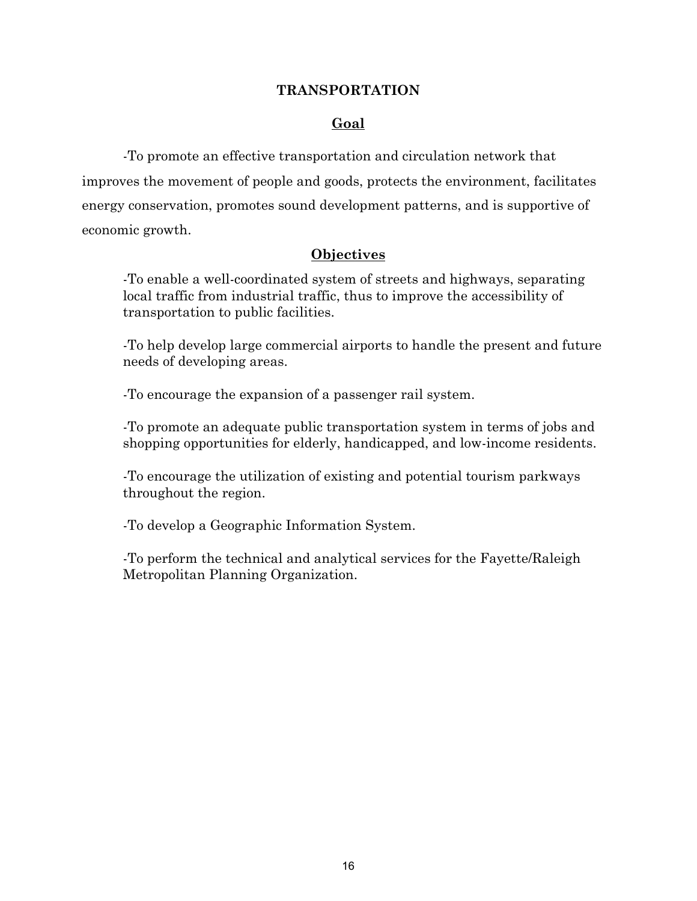# TRANSPORTATION

## Goal

-To promote an effective transportation and circulation network that improves the movement of people and goods, protects the environment, facilitates energy conservation, promotes sound development patterns, and is supportive of economic growth.

## Objectives

-To enable a well-coordinated system of streets and highways, separating local traffic from industrial traffic, thus to improve the accessibility of transportation to public facilities.

-To help develop large commercial airports to handle the present and future needs of developing areas.

-To encourage the expansion of a passenger rail system.

-To promote an adequate public transportation system in terms of jobs and shopping opportunities for elderly, handicapped, and low-income residents.

-To encourage the utilization of existing and potential tourism parkways throughout the region.

-To develop a Geographic Information System.

-To perform the technical and analytical services for the Fayette/Raleigh Metropolitan Planning Organization.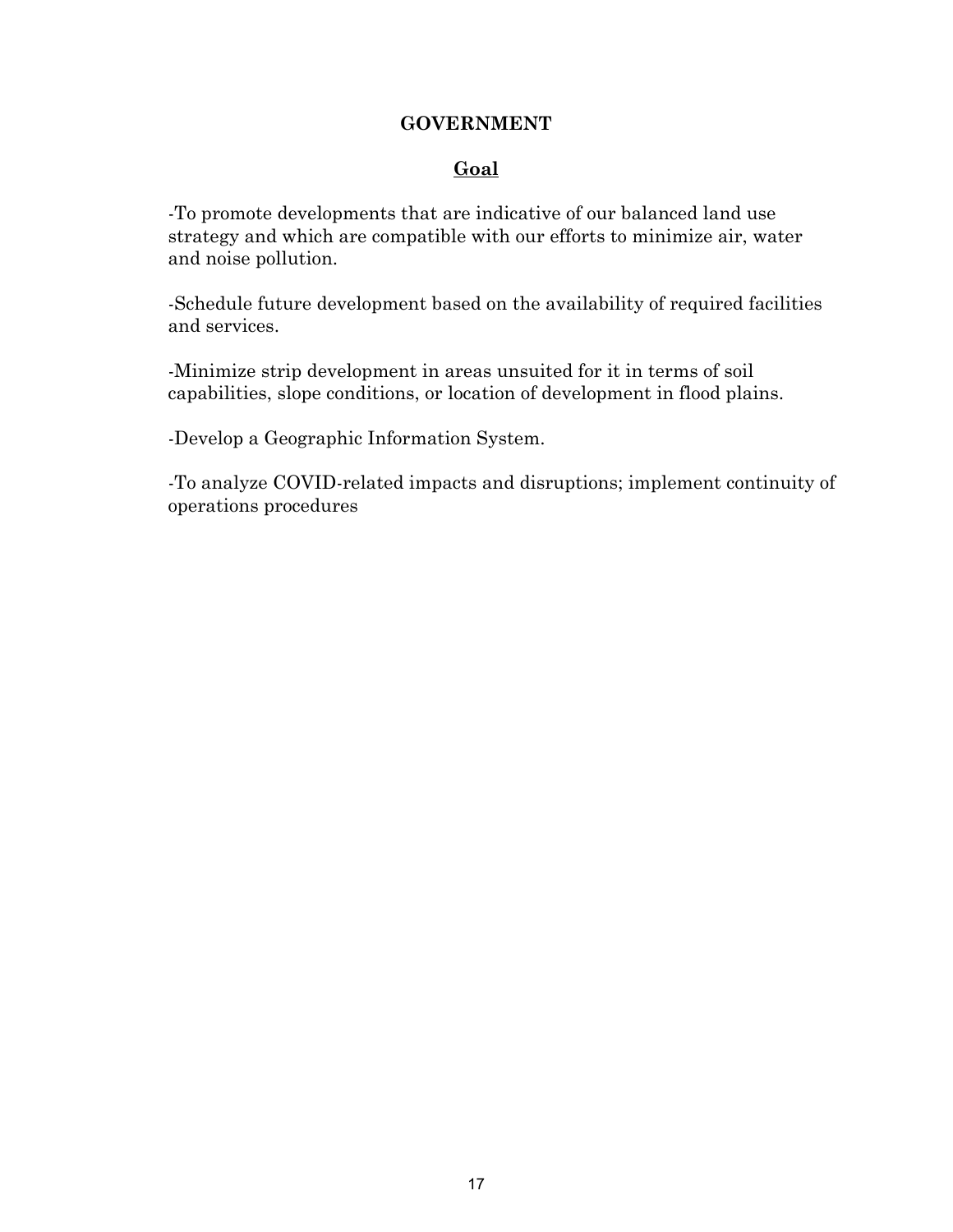## GOVERNMENT

### Goal

-To promote developments that are indicative of our balanced land use strategy and which are compatible with our efforts to minimize air, water and noise pollution.

-Schedule future development based on the availability of required facilities and services.

-Minimize strip development in areas unsuited for it in terms of soil capabilities, slope conditions, or location of development in flood plains.

-Develop a Geographic Information System.

-To analyze COVID-related impacts and disruptions; implement continuity of operations procedures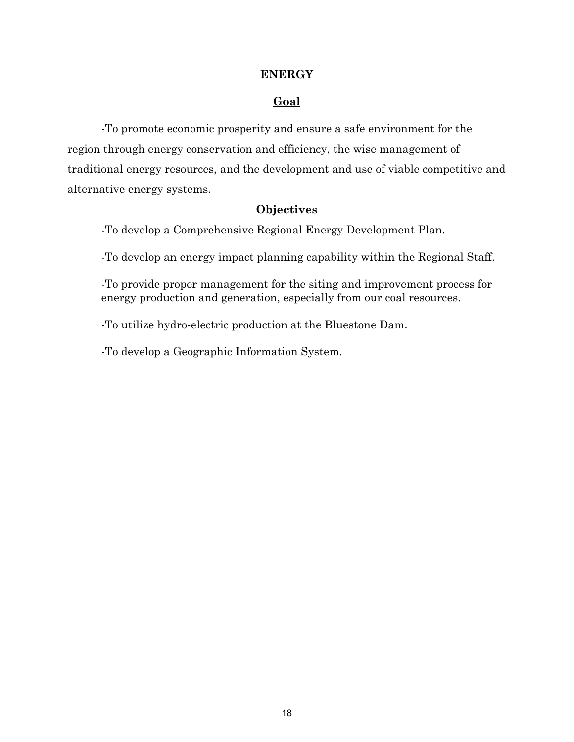## ENERGY

### Goal

-To promote economic prosperity and ensure a safe environment for the region through energy conservation and efficiency, the wise management of traditional energy resources, and the development and use of viable competitive and alternative energy systems.

### Objectives

-To develop a Comprehensive Regional Energy Development Plan.

-To develop an energy impact planning capability within the Regional Staff.

-To provide proper management for the siting and improvement process for energy production and generation, especially from our coal resources.

-To utilize hydro-electric production at the Bluestone Dam.

-To develop a Geographic Information System.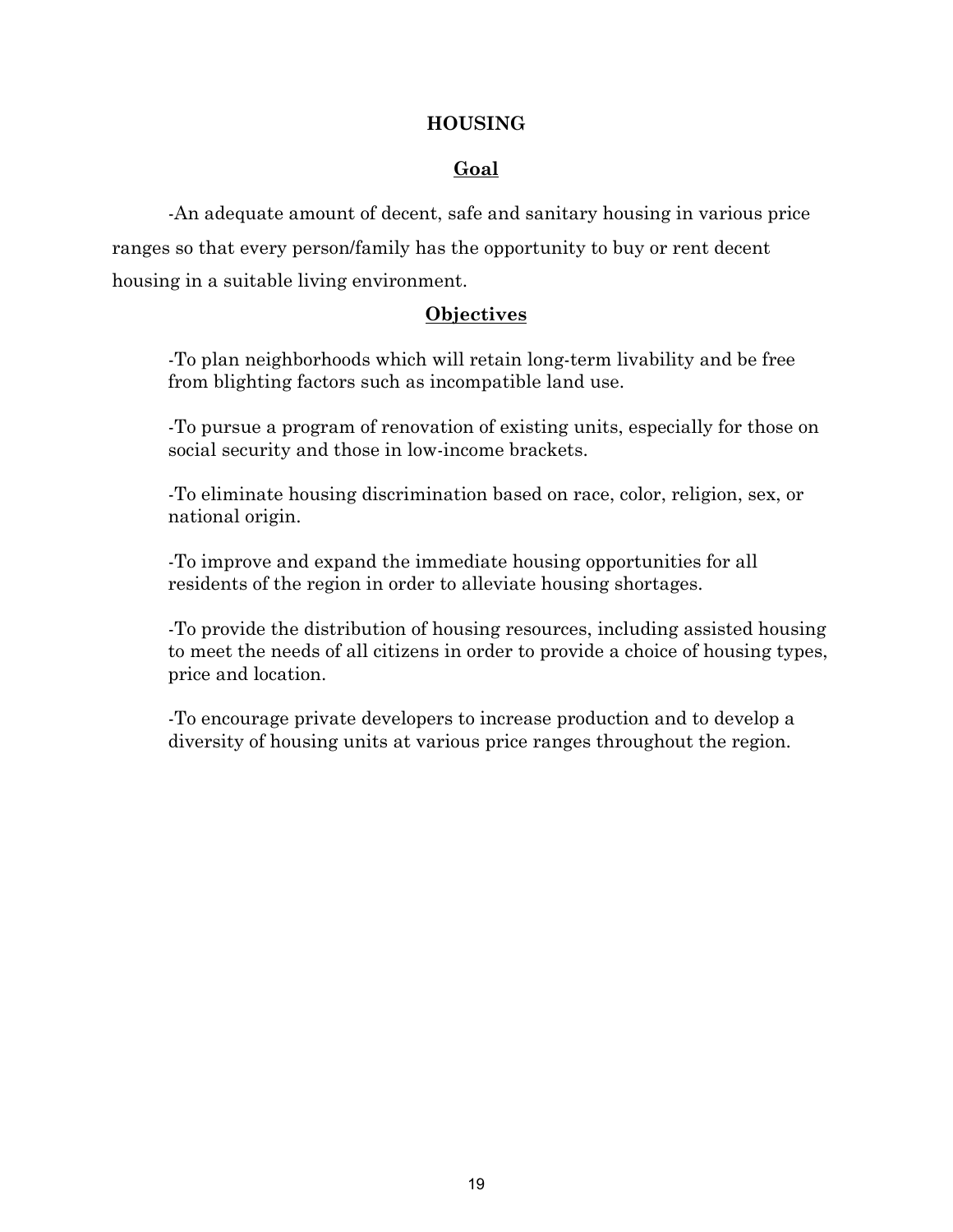## HOUSING

### Goal

-An adequate amount of decent, safe and sanitary housing in various price ranges so that every person/family has the opportunity to buy or rent decent housing in a suitable living environment.

### Objectives

-To plan neighborhoods which will retain long-term livability and be free from blighting factors such as incompatible land use.

-To pursue a program of renovation of existing units, especially for those on social security and those in low-income brackets.

-To eliminate housing discrimination based on race, color, religion, sex, or national origin.

-To improve and expand the immediate housing opportunities for all residents of the region in order to alleviate housing shortages.

-To provide the distribution of housing resources, including assisted housing to meet the needs of all citizens in order to provide a choice of housing types, price and location.

-To encourage private developers to increase production and to develop a diversity of housing units at various price ranges throughout the region.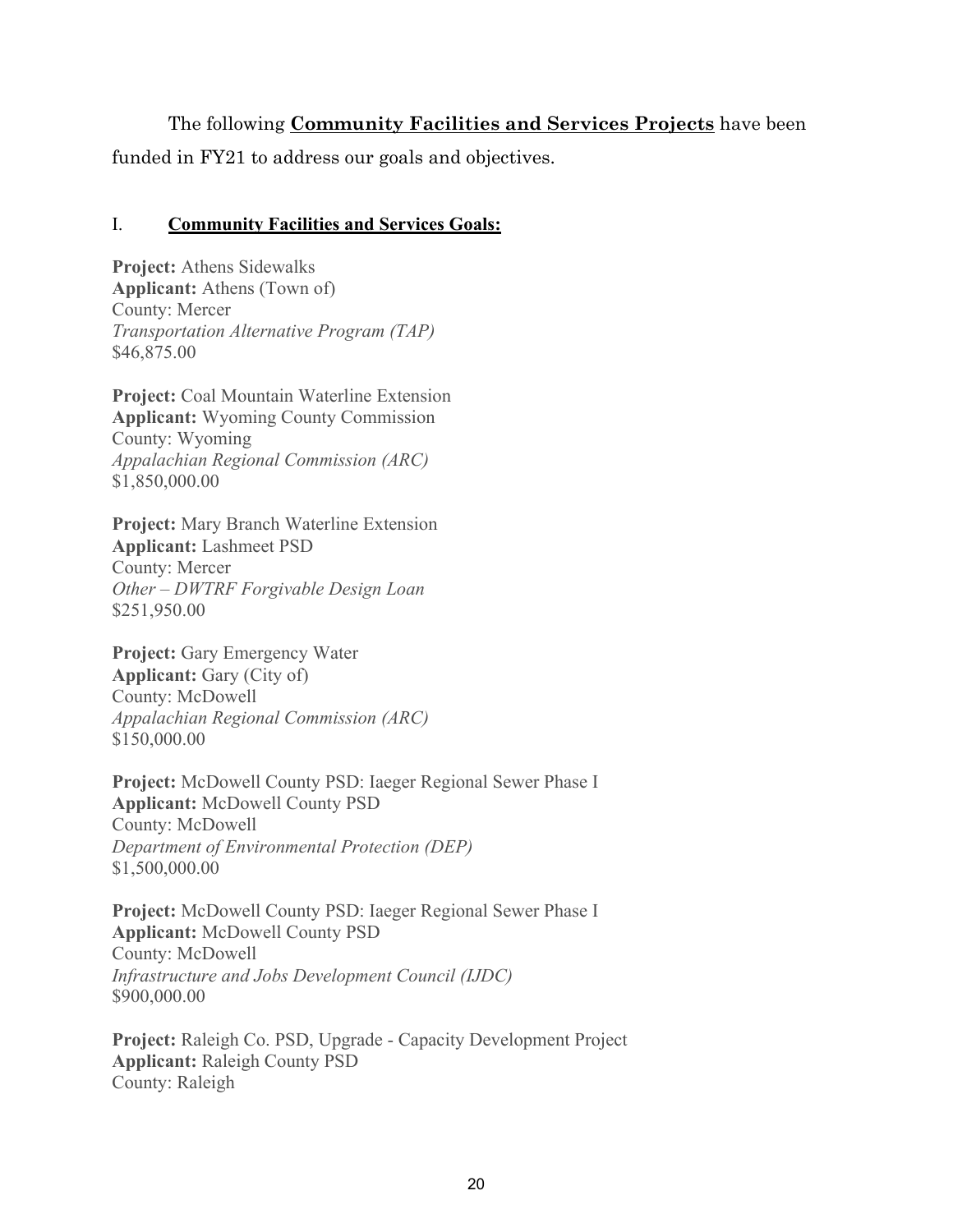The following **Community Facilities and Services Projects** have been funded in FY21 to address our goals and objectives.

## I. Community Facilities and Services Goals:

**Project:** Athens Sidewalks
**Applicant:** Athens (Town of)
County: Mercer
*Transportation Alternative Program (TAP)*
$46,875.00

**Project:** Coal Mountain Waterline Extension
**Applicant:** Wyoming County Commission
County: Wyoming
*Appalachian Regional Commission (ARC)*
$1,850,000.00

**Project:** Mary Branch Waterline Extension
**Applicant:** Lashmeet PSD
County: Mercer
*Other – DWTRF Forgivable Design Loan*
$251,950.00

**Project:** Gary Emergency Water
**Applicant:** Gary (City of)
County: McDowell
*Appalachian Regional Commission (ARC)*
$150,000.00

**Project:** McDowell County PSD: Iaeger Regional Sewer Phase I
**Applicant:** McDowell County PSD
County: McDowell
*Department of Environmental Protection (DEP)*
$1,500,000.00

**Project:** McDowell County PSD: Iaeger Regional Sewer Phase I
**Applicant:** McDowell County PSD
County: McDowell
*Infrastructure and Jobs Development Council (IJDC)*
$900,000.00

**Project:** Raleigh Co. PSD, Upgrade - Capacity Development Project
**Applicant:** Raleigh County PSD
County: Raleigh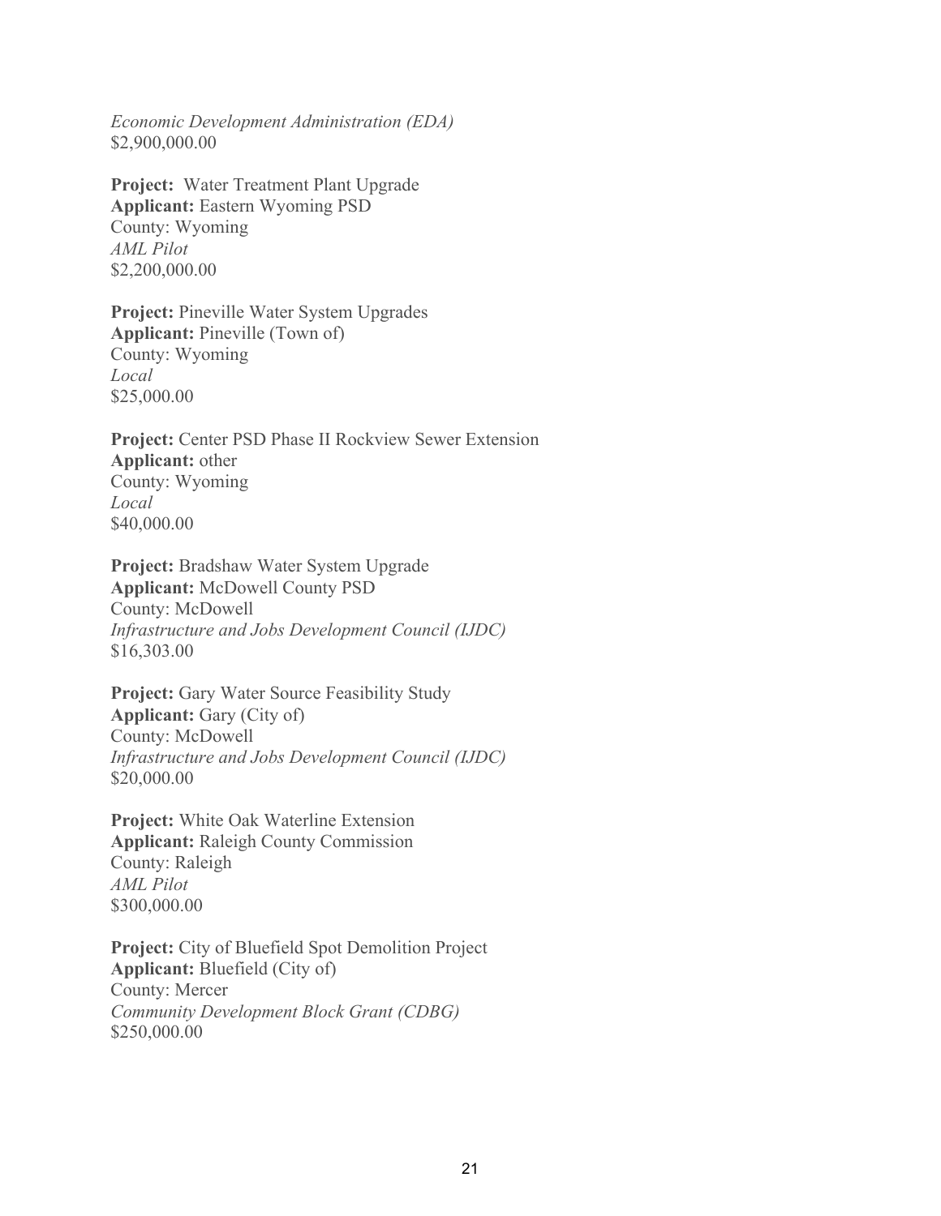*Economic Development Administration (EDA)*
$2,900,000.00

**Project:** Water Treatment Plant Upgrade
**Applicant:** Eastern Wyoming PSD
County: Wyoming
*AML Pilot*
$2,200,000.00

**Project:** Pineville Water System Upgrades
**Applicant:** Pineville (Town of)
County: Wyoming
*Local*
$25,000.00

**Project:** Center PSD Phase II Rockview Sewer Extension
**Applicant:** other
County: Wyoming
*Local*
$40,000.00

**Project:** Bradshaw Water System Upgrade
**Applicant:** McDowell County PSD
County: McDowell
*Infrastructure and Jobs Development Council (IJDC)*
$16,303.00

**Project:** Gary Water Source Feasibility Study
**Applicant:** Gary (City of)
County: McDowell
*Infrastructure and Jobs Development Council (IJDC)*
$20,000.00

**Project:** White Oak Waterline Extension
**Applicant:** Raleigh County Commission
County: Raleigh
*AML Pilot*
$300,000.00

**Project:** City of Bluefield Spot Demolition Project
**Applicant:** Bluefield (City of)
County: Mercer
*Community Development Block Grant (CDBG)*
$250,000.00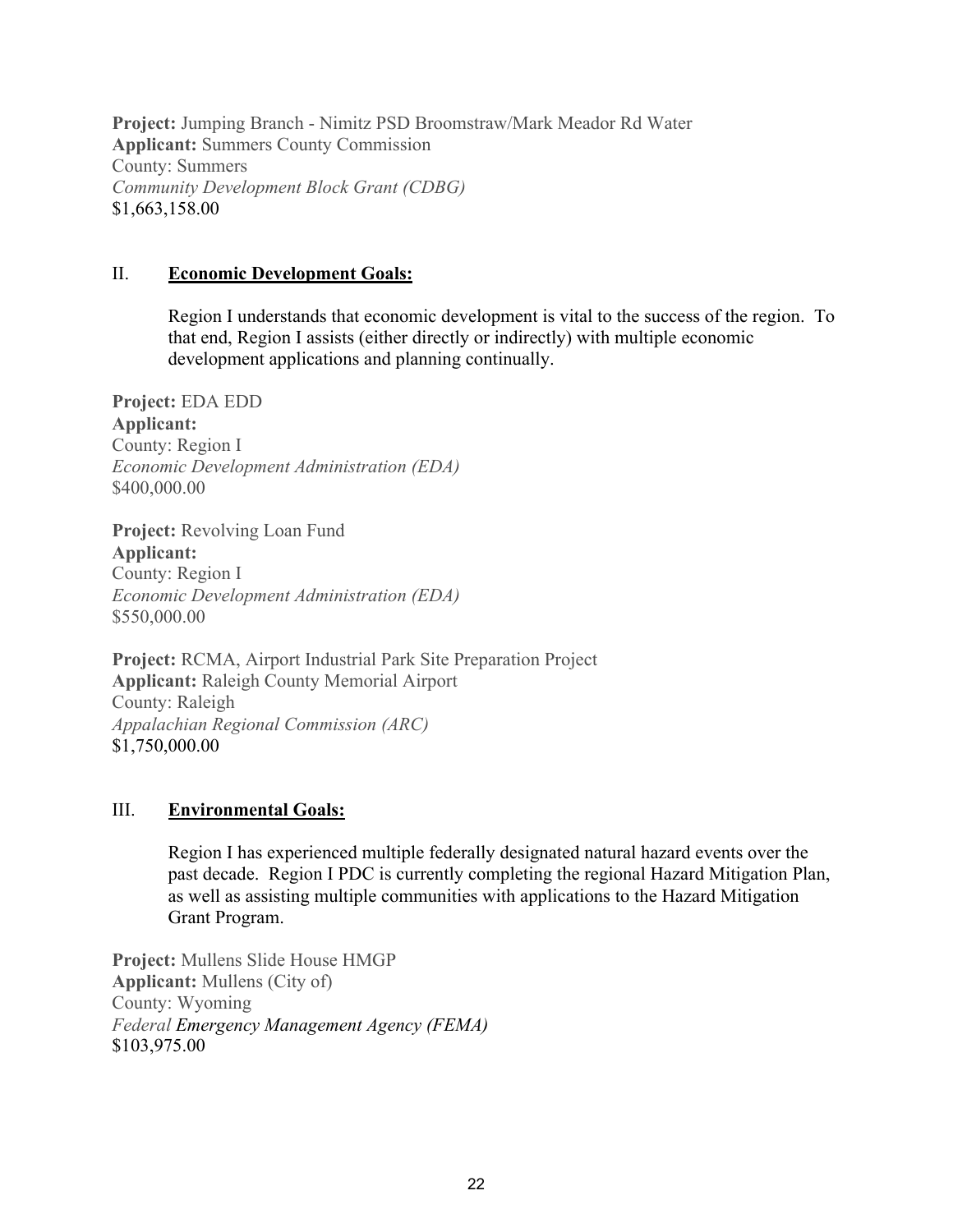**Project:** Jumping Branch - Nimitz PSD Broomstraw/Mark Meador Rd Water
**Applicant:** Summers County Commission
County: Summers
*Community Development Block Grant (CDBG)*
$1,663,158.00

## II. **Economic Development Goals:**

Region I understands that economic development is vital to the success of the region. To that end, Region I assists (either directly or indirectly) with multiple economic development applications and planning continually.

**Project:** EDA EDD
**Applicant:**
County: Region I
*Economic Development Administration (EDA)*
$400,000.00

**Project:** Revolving Loan Fund
**Applicant:**
County: Region I
*Economic Development Administration (EDA)*
$550,000.00

**Project:** RCMA, Airport Industrial Park Site Preparation Project
**Applicant:** Raleigh County Memorial Airport
County: Raleigh
*Appalachian Regional Commission (ARC)*
$1,750,000.00

## III. **Environmental Goals:**

Region I has experienced multiple federally designated natural hazard events over the past decade. Region I PDC is currently completing the regional Hazard Mitigation Plan, as well as assisting multiple communities with applications to the Hazard Mitigation Grant Program.

**Project:** Mullens Slide House HMGP
**Applicant:** Mullens (City of)
County: Wyoming
*Federal Emergency Management Agency (FEMA)*
$103,975.00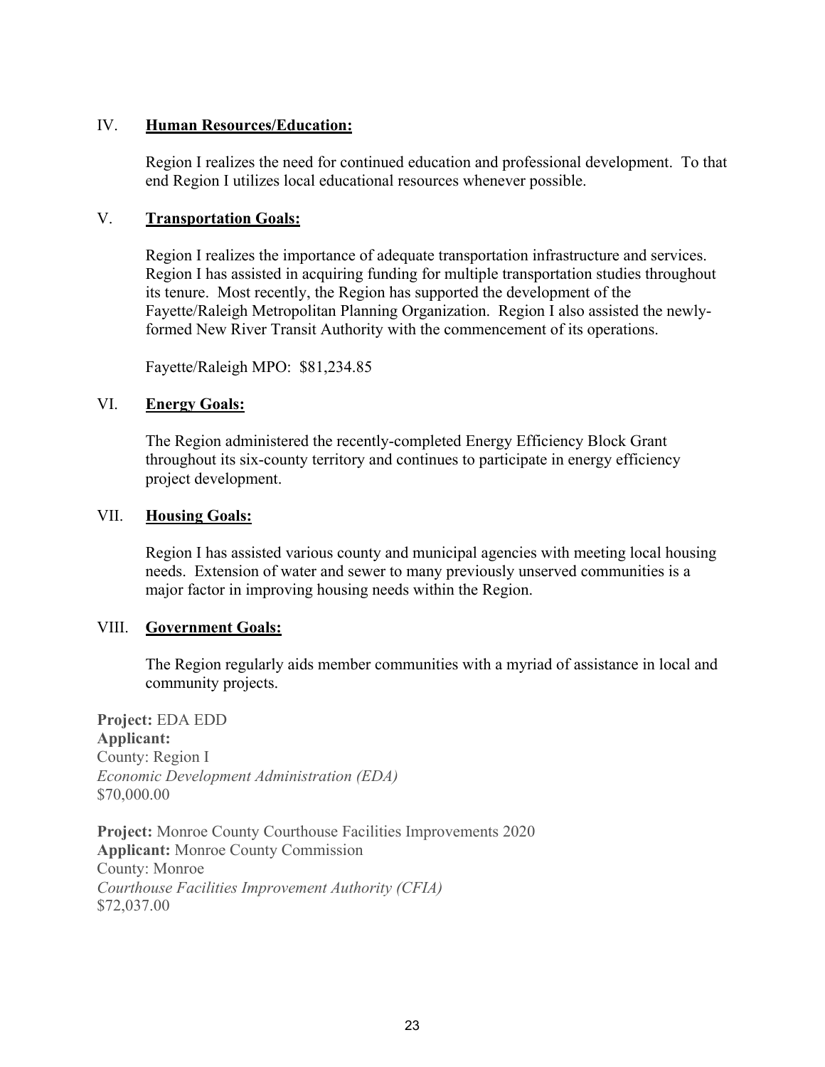## IV. **Human Resources/Education:**

Region I realizes the need for continued education and professional development. To that end Region I utilizes local educational resources whenever possible.

## V. **Transportation Goals:**

Region I realizes the importance of adequate transportation infrastructure and services. Region I has assisted in acquiring funding for multiple transportation studies throughout its tenure. Most recently, the Region has supported the development of the Fayette/Raleigh Metropolitan Planning Organization. Region I also assisted the newly-formed New River Transit Authority with the commencement of its operations.

Fayette/Raleigh MPO: $81,234.85

## VI. **Energy Goals:**

The Region administered the recently-completed Energy Efficiency Block Grant throughout its six-county territory and continues to participate in energy efficiency project development.

## VII. **Housing Goals:**

Region I has assisted various county and municipal agencies with meeting local housing needs. Extension of water and sewer to many previously unserved communities is a major factor in improving housing needs within the Region.

## VIII. **Government Goals:**

The Region regularly aids member communities with a myriad of assistance in local and community projects.

**Project:** EDA EDD
**Applicant:**
County: Region I
*Economic Development Administration (EDA)*
$70,000.00

**Project:** Monroe County Courthouse Facilities Improvements 2020
**Applicant:** Monroe County Commission
County: Monroe
*Courthouse Facilities Improvement Authority (CFIA)*
$72,037.00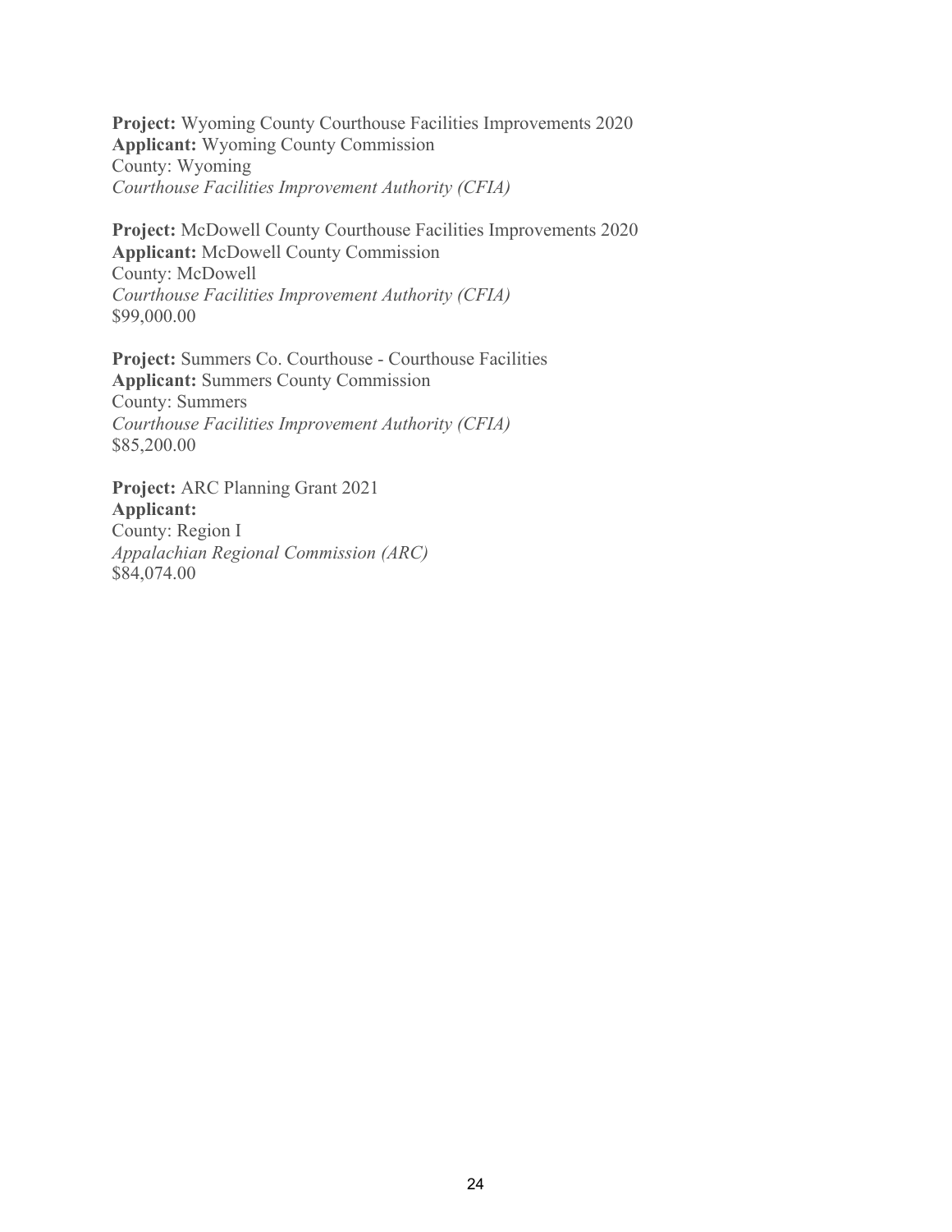**Project:** Wyoming County Courthouse Facilities Improvements 2020
**Applicant:** Wyoming County Commission
County: Wyoming
*Courthouse Facilities Improvement Authority (CFIA)*

**Project:** McDowell County Courthouse Facilities Improvements 2020
**Applicant:** McDowell County Commission
County: McDowell
*Courthouse Facilities Improvement Authority (CFIA)*
$99,000.00

**Project:** Summers Co. Courthouse - Courthouse Facilities
**Applicant:** Summers County Commission
County: Summers
*Courthouse Facilities Improvement Authority (CFIA)*
$85,200.00

**Project:** ARC Planning Grant 2021
**Applicant:**
County: Region I
*Appalachian Regional Commission (ARC)*
$84,074.00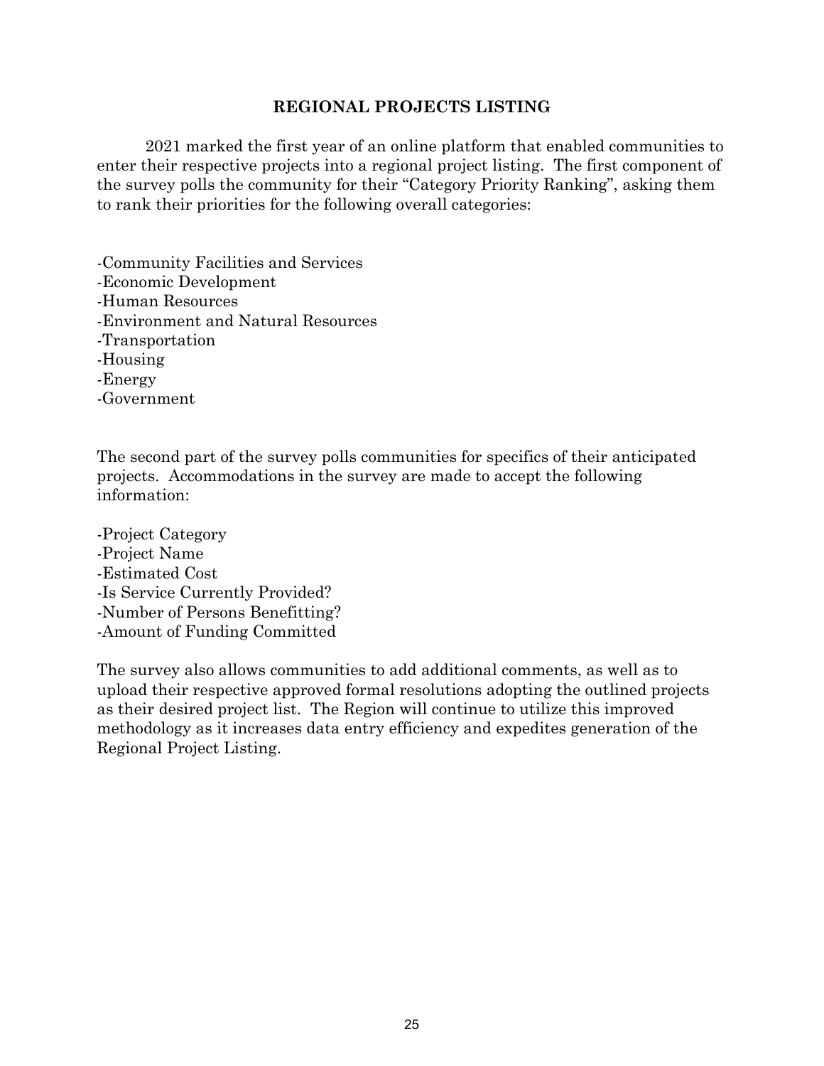# REGIONAL PROJECTS LISTING

2021 marked the first year of an online platform that enabled communities to enter their respective projects into a regional project listing. The first component of the survey polls the community for their "Category Priority Ranking", asking them to rank their priorities for the following overall categories:

-Community Facilities and Services
-Economic Development
-Human Resources
-Environment and Natural Resources
-Transportation
-Housing
-Energy
-Government

The second part of the survey polls communities for specifics of their anticipated projects. Accommodations in the survey are made to accept the following information:

-Project Category
-Project Name
-Estimated Cost
-Is Service Currently Provided?
-Number of Persons Benefitting?
-Amount of Funding Committed

The survey also allows communities to add additional comments, as well as to upload their respective approved formal resolutions adopting the outlined projects as their desired project list. The Region will continue to utilize this improved methodology as it increases data entry efficiency and expedites generation of the Regional Project Listing.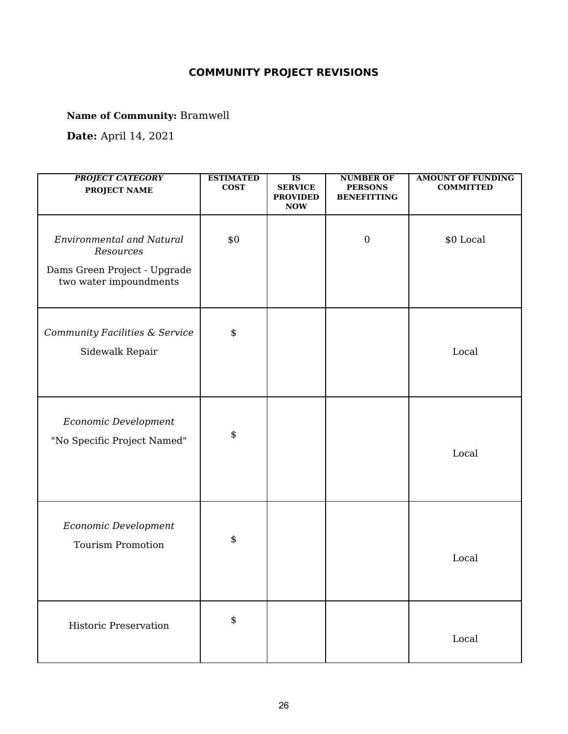## COMMUNITY PROJECT REVISIONS

**Name of Community:** Bramwell

**Date:** April 14, 2021

| ***PROJECT CATEGORY*** **PROJECT NAME** | **ESTIMATED COST** | **IS SERVICE PROVIDED NOW** | **NUMBER OF PERSONS BENEFITTING** | **AMOUNT OF FUNDING COMMITTED** |
|---|---|---|---|---|
| *Environmental and Natural Resources* Dams Green Project - Upgrade two water impoundments | $0 | | 0 | $0 Local |
| *Community Facilities & Service* Sidewalk Repair | $ | | | Local |
| *Economic Development* "No Specific Project Named" | $ | | | Local |
| *Economic Development* Tourism Promotion | $ | | | Local |
| Historic Preservation | $ | | | Local |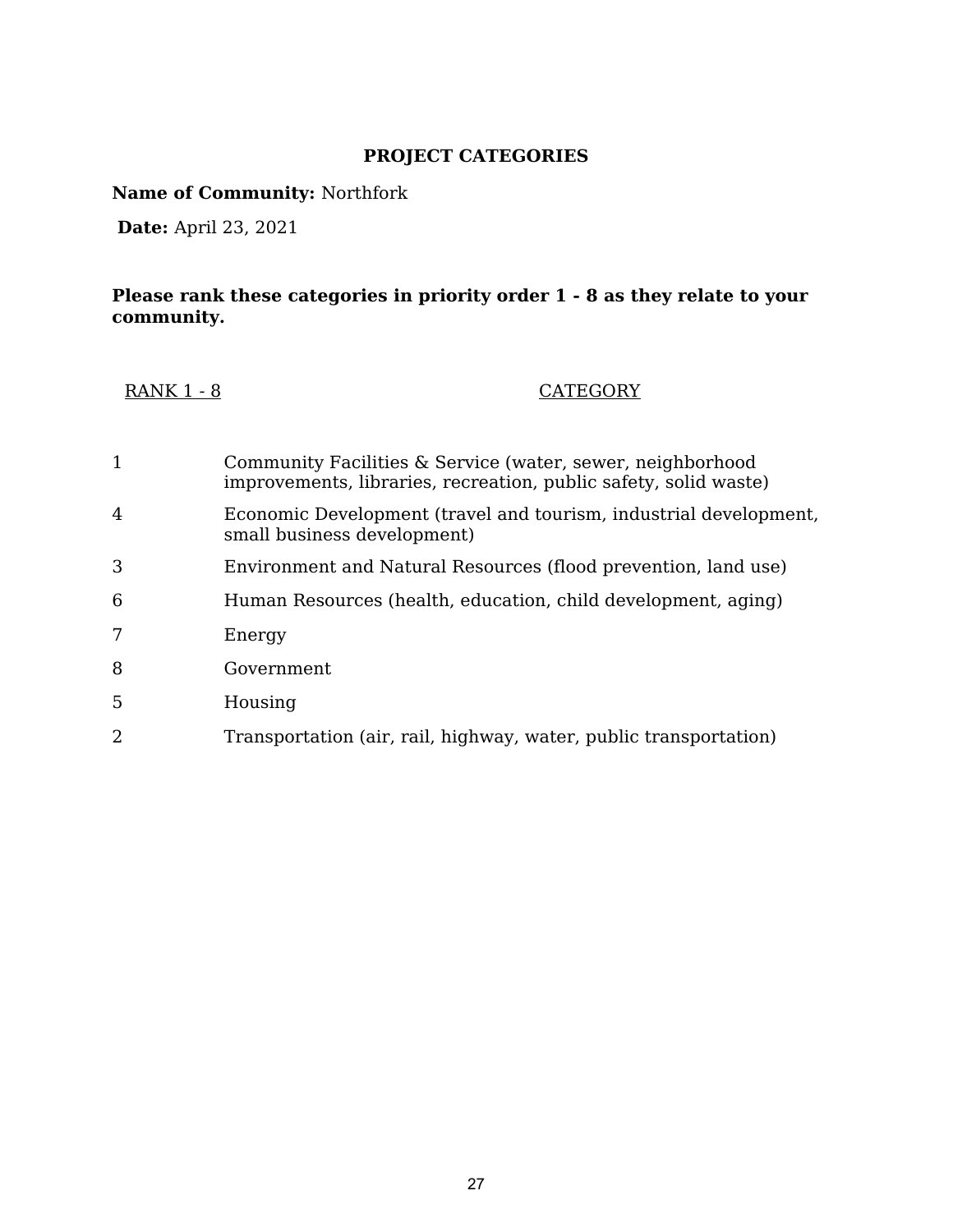## PROJECT CATEGORIES

**Name of Community:** Northfork

**Date:** April 23, 2021

**Please rank these categories in priority order 1 - 8 as they relate to your community.**

| RANK 1 - 8 | CATEGORY |
|---|---|
| 1 | Community Facilities & Service (water, sewer, neighborhood improvements, libraries, recreation, public safety, solid waste) |
| 4 | Economic Development (travel and tourism, industrial development, small business development) |
| 3 | Environment and Natural Resources (flood prevention, land use) |
| 6 | Human Resources (health, education, child development, aging) |
| 7 | Energy |
| 8 | Government |
| 5 | Housing |
| 2 | Transportation (air, rail, highway, water, public transportation) |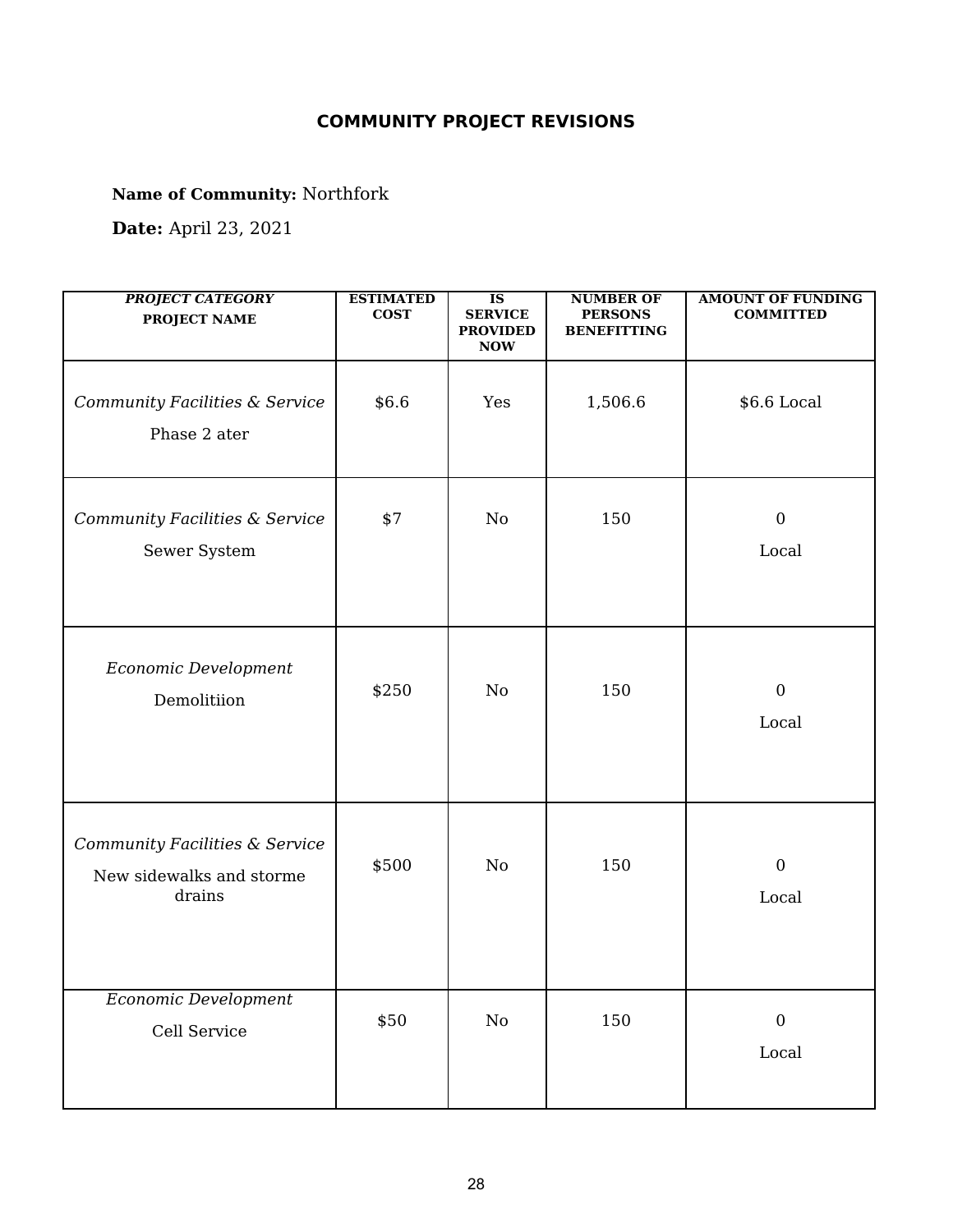## COMMUNITY PROJECT REVISIONS

**Name of Community:** Northfork

**Date:** April 23, 2021

| *PROJECT CATEGORY* **PROJECT NAME** | **ESTIMATED COST** | **IS SERVICE PROVIDED NOW** | **NUMBER OF PERSONS BENEFITTING** | **AMOUNT OF FUNDING COMMITTED** |
|---|---|---|---|---|
| *Community Facilities & Service* Phase 2 ater | $6.6 | Yes | 1,506.6 | $6.6 Local |
| *Community Facilities & Service* Sewer System | $7 | No | 150 | 0 Local |
| *Economic Development* Demolitiion | $250 | No | 150 | 0 Local |
| *Community Facilities & Service* New sidewalks and storme drains | $500 | No | 150 | 0 Local |
| *Economic Development* Cell Service | $50 | No | 150 | 0 Local |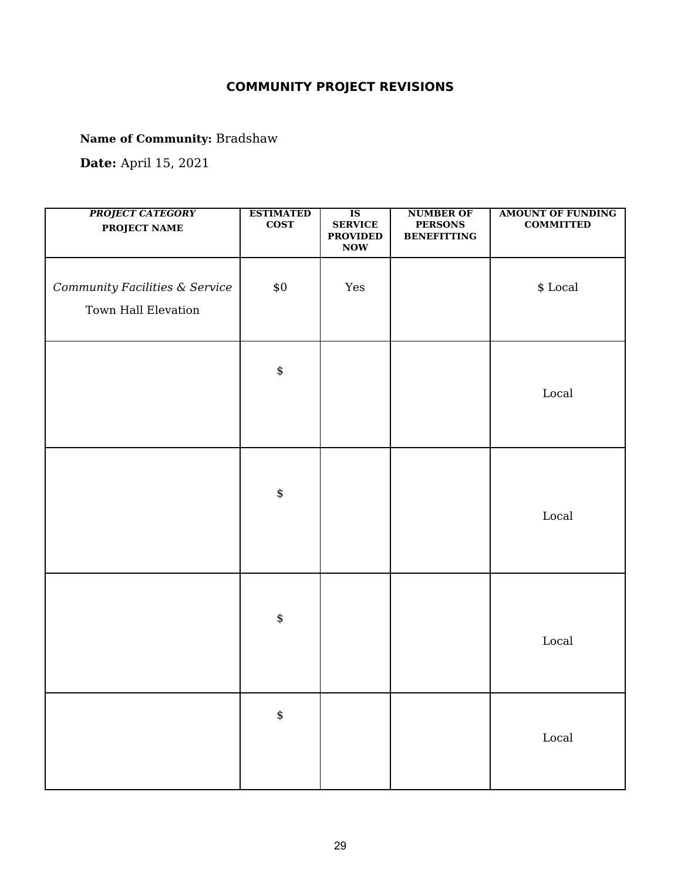## COMMUNITY PROJECT REVISIONS

**Name of Community:** Bradshaw

**Date:** April 15, 2021

| ***PROJECT CATEGORY*** **PROJECT NAME** | **ESTIMATED COST** | **IS SERVICE PROVIDED NOW** | **NUMBER OF PERSONS BENEFITTING** | **AMOUNT OF FUNDING COMMITTED** |
|---|---|---|---|---|
| *Community Facilities & Service* Town Hall Elevation | $0 | Yes | | $ Local |
| | $ | | | Local |
| | $ | | | Local |
| | $ | | | Local |
| | $ | | | Local |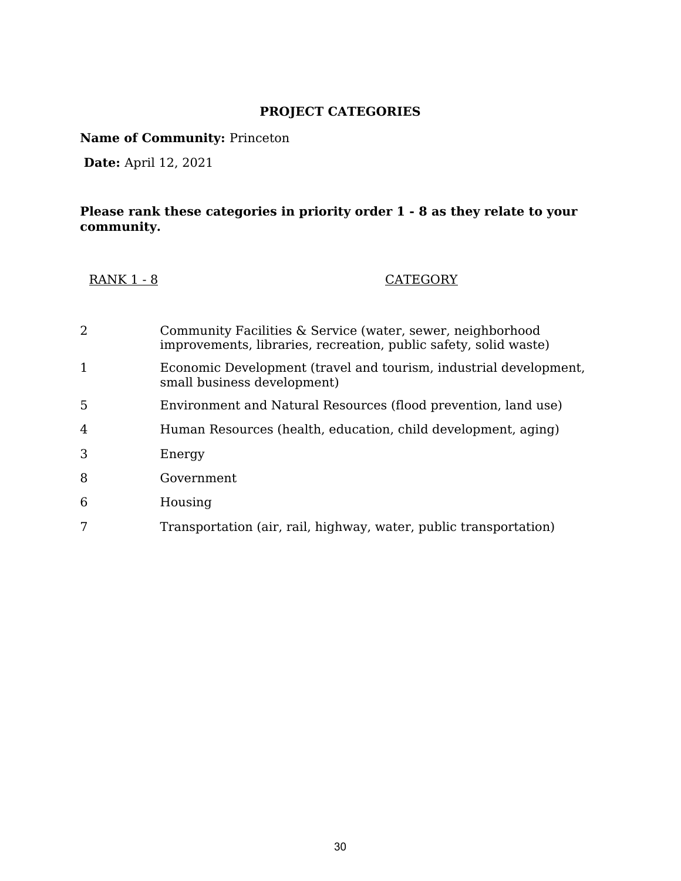## PROJECT CATEGORIES

**Name of Community:** Princeton

**Date:** April 12, 2021

**Please rank these categories in priority order 1 - 8 as they relate to your community.**

| RANK 1 - 8 | CATEGORY |
|---|---|
| 2 | Community Facilities & Service (water, sewer, neighborhood improvements, libraries, recreation, public safety, solid waste) |
| 1 | Economic Development (travel and tourism, industrial development, small business development) |
| 5 | Environment and Natural Resources (flood prevention, land use) |
| 4 | Human Resources (health, education, child development, aging) |
| 3 | Energy |
| 8 | Government |
| 6 | Housing |
| 7 | Transportation (air, rail, highway, water, public transportation) |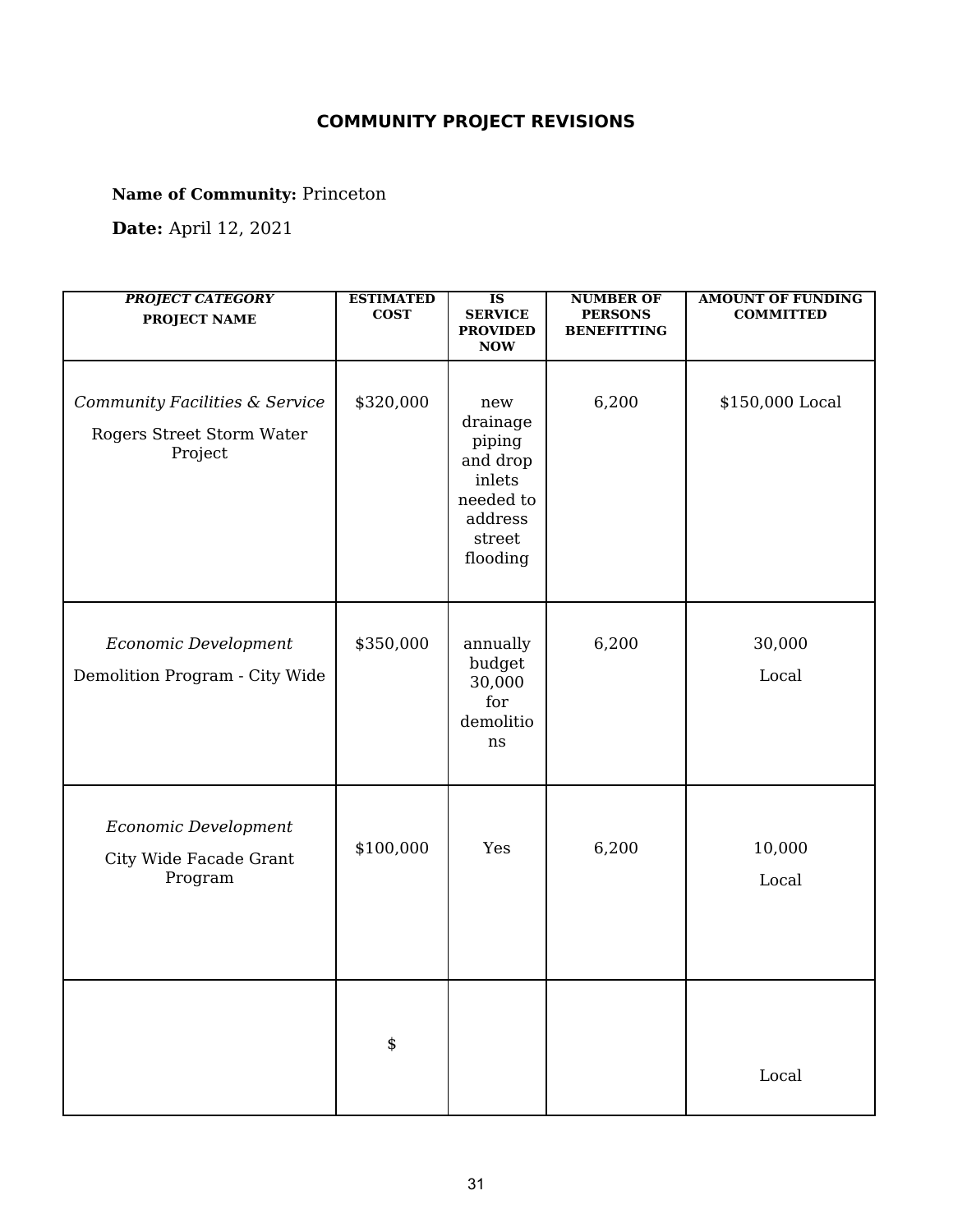# COMMUNITY PROJECT REVISIONS

**Name of Community:** Princeton

**Date:** April 12, 2021

| ***PROJECT CATEGORY*** **PROJECT NAME** | **ESTIMATED COST** | **IS SERVICE PROVIDED NOW** | **NUMBER OF PERSONS BENEFITTING** | **AMOUNT OF FUNDING COMMITTED** |
|---|---|---|---|---|
| *Community Facilities & Service* Rogers Street Storm Water Project | $320,000 | new drainage piping and drop inlets needed to address street flooding | 6,200 | $150,000 Local |
| *Economic Development* Demolition Program - City Wide | $350,000 | annually budget 30,000 for demolitions | 6,200 | 30,000 Local |
| *Economic Development* City Wide Facade Grant Program | $100,000 | Yes | 6,200 | 10,000 Local |
| | $ | | | Local |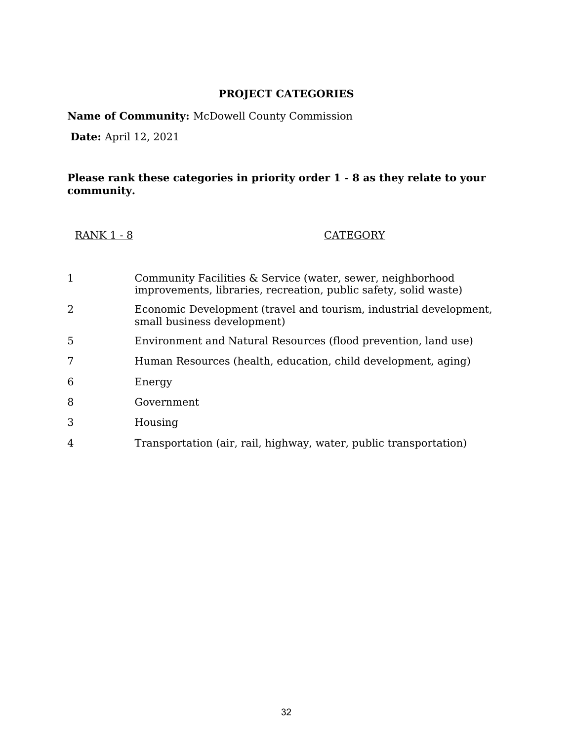## PROJECT CATEGORIES

**Name of Community:** McDowell County Commission

**Date:** April 12, 2021

**Please rank these categories in priority order 1 - 8 as they relate to your community.**

| RANK 1 - 8 | CATEGORY |
|---|---|
| 1 | Community Facilities & Service (water, sewer, neighborhood improvements, libraries, recreation, public safety, solid waste) |
| 2 | Economic Development (travel and tourism, industrial development, small business development) |
| 5 | Environment and Natural Resources (flood prevention, land use) |
| 7 | Human Resources (health, education, child development, aging) |
| 6 | Energy |
| 8 | Government |
| 3 | Housing |
| 4 | Transportation (air, rail, highway, water, public transportation) |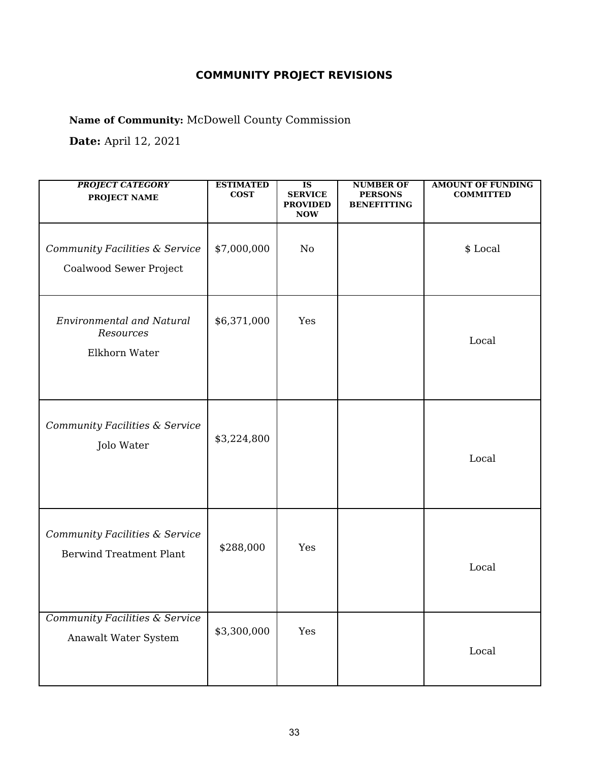# COMMUNITY PROJECT REVISIONS

**Name of Community:** McDowell County Commission

**Date:** April 12, 2021

| *PROJECT CATEGORY* PROJECT NAME | ESTIMATED COST | IS SERVICE PROVIDED NOW | NUMBER OF PERSONS BENEFITTING | AMOUNT OF FUNDING COMMITTED |
|---|---|---|---|---|
| *Community Facilities & Service* Coalwood Sewer Project | $7,000,000 | No | | $ Local |
| *Environmental and Natural Resources* Elkhorn Water | $6,371,000 | Yes | | Local |
| *Community Facilities & Service* Jolo Water | $3,224,800 | | | Local |
| *Community Facilities & Service* Berwind Treatment Plant | $288,000 | Yes | | Local |
| *Community Facilities & Service* Anawalt Water System | $3,300,000 | Yes | | Local |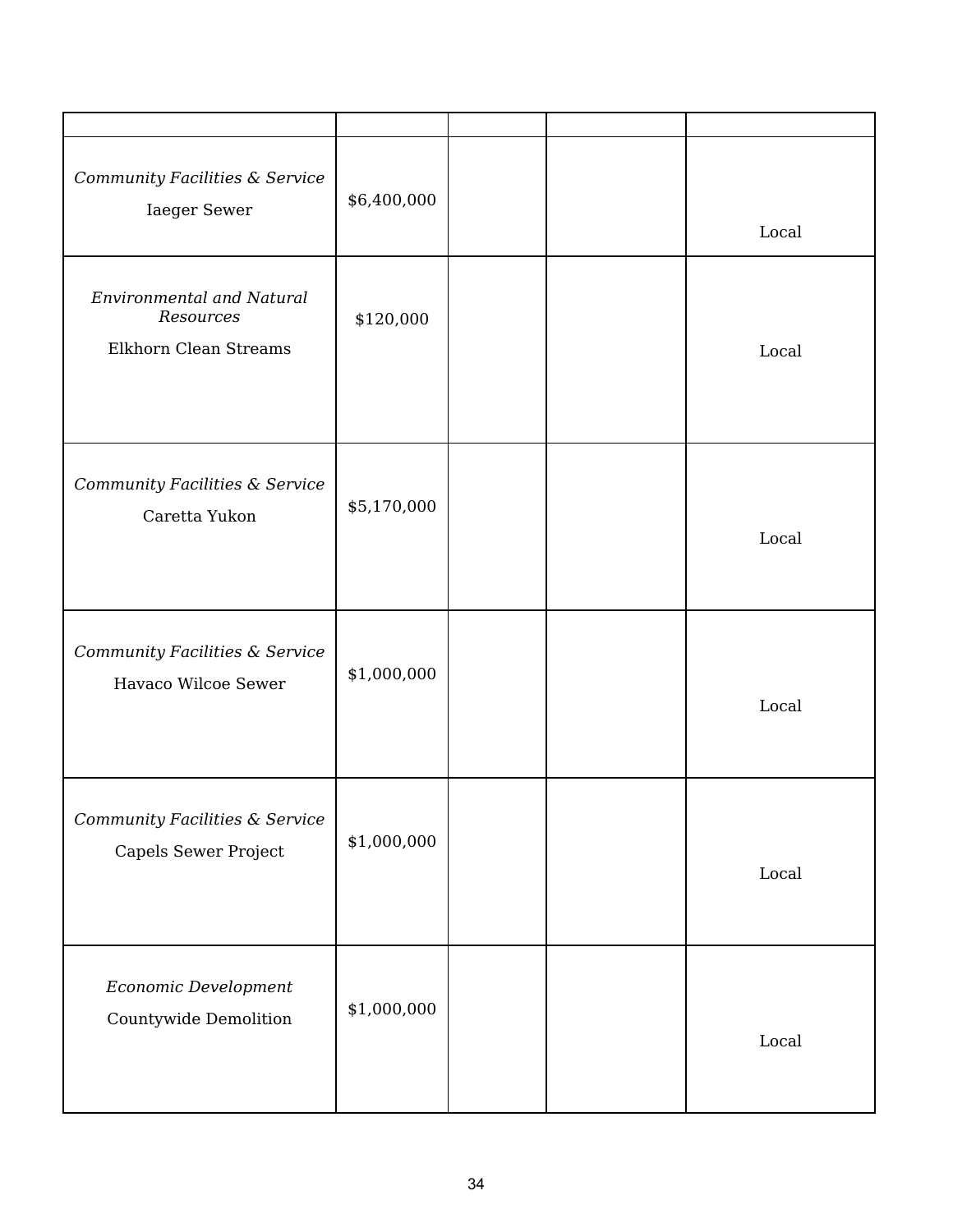| | | | | |
|---|---|---|---|---|
| *Community Facilities & Service*<br>Iaeger Sewer | $6,400,000 | | | Local |
| *Environmental and Natural Resources*<br>Elkhorn Clean Streams | $120,000 | | | Local |
| *Community Facilities & Service*<br>Caretta Yukon | $5,170,000 | | | Local |
| *Community Facilities & Service*<br>Havaco Wilcoe Sewer | $1,000,000 | | | Local |
| *Community Facilities & Service*<br>Capels Sewer Project | $1,000,000 | | | Local |
| *Economic Development*<br>Countywide Demolition | $1,000,000 | | | Local |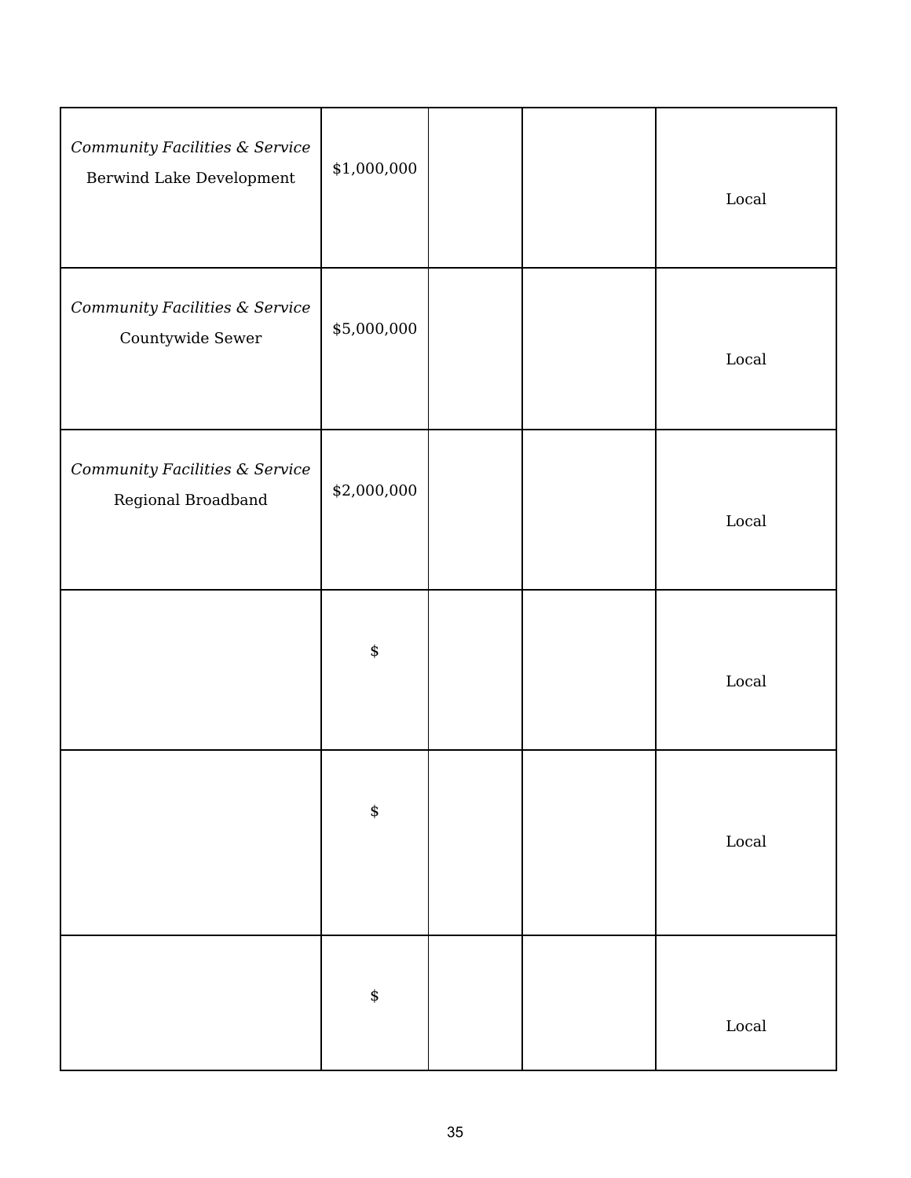| | | | | |
|---|---|---|---|---|
| *Community Facilities & Service* Berwind Lake Development | $1,000,000 | | | Local |
| *Community Facilities & Service* Countywide Sewer | $5,000,000 | | | Local |
| *Community Facilities & Service* Regional Broadband | $2,000,000 | | | Local |
| | $ | | | Local |
| | $ | | | Local |
| | $ | | | Local |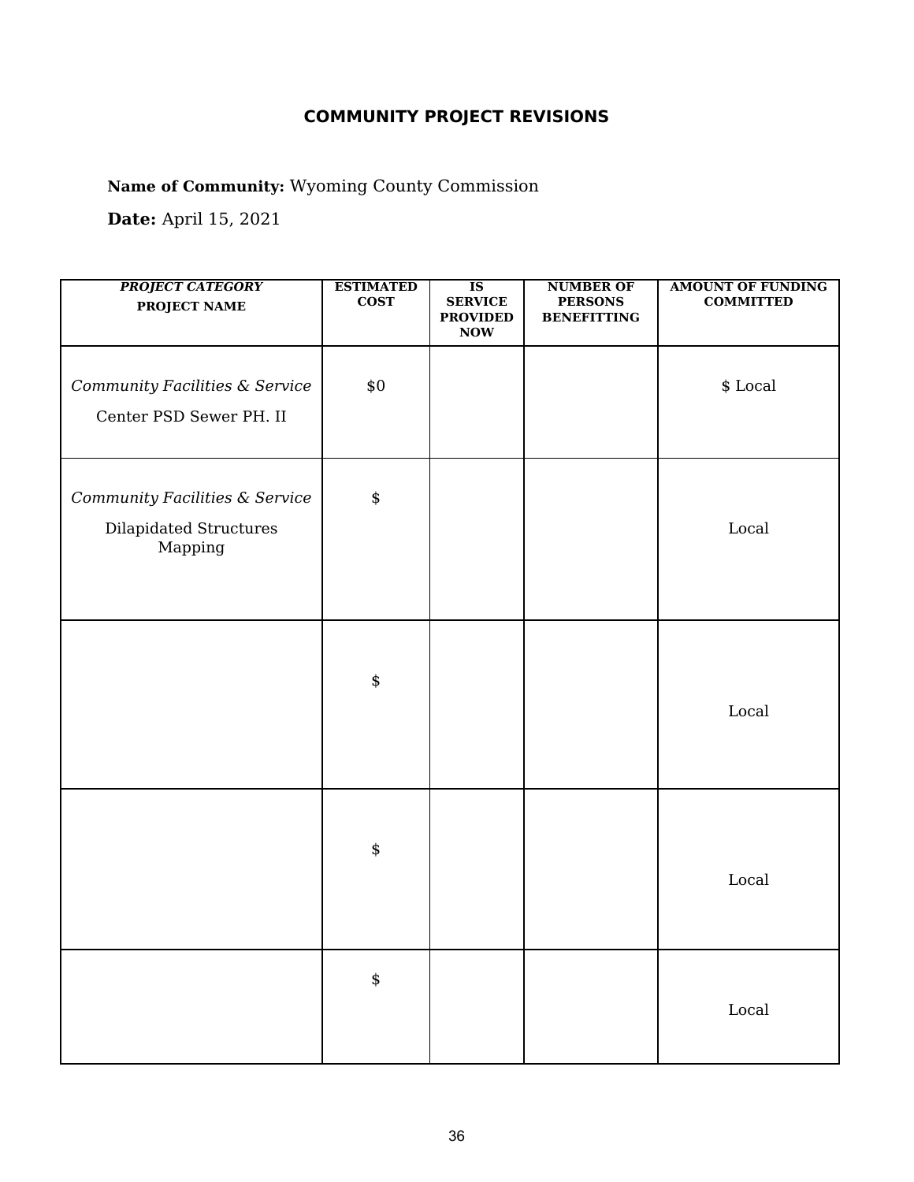# COMMUNITY PROJECT REVISIONS

**Name of Community:** Wyoming County Commission

**Date:** April 15, 2021

| ***PROJECT CATEGORY*** **PROJECT NAME** | **ESTIMATED COST** | **IS SERVICE PROVIDED NOW** | **NUMBER OF PERSONS BENEFITTING** | **AMOUNT OF FUNDING COMMITTED** |
|---|---|---|---|---|
| *Community Facilities & Service* Center PSD Sewer PH. II | $0 | | | $ Local |
| *Community Facilities & Service* Dilapidated Structures Mapping | $ | | | Local |
| | $ | | | Local |
| | $ | | | Local |
| | $ | | | Local |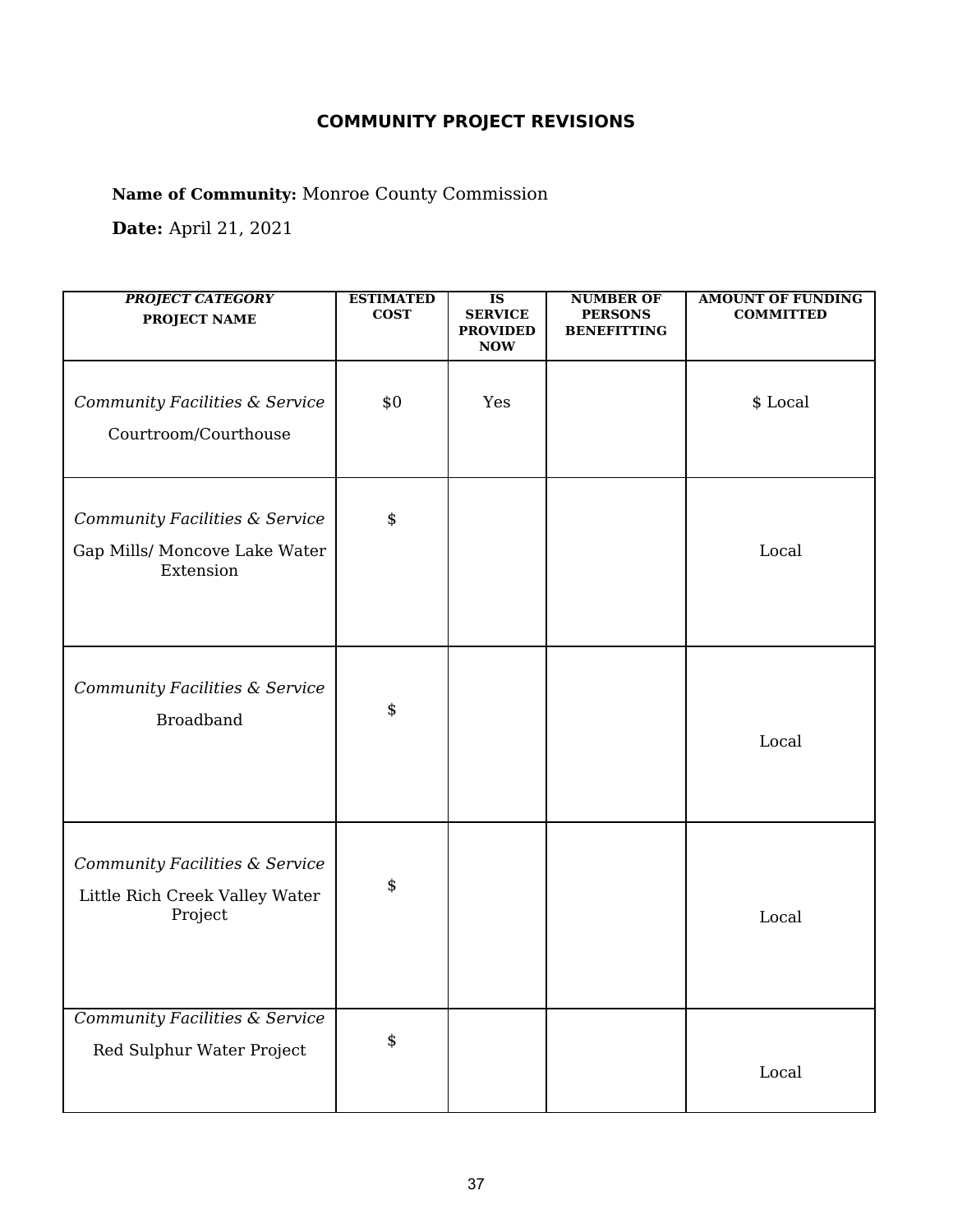# COMMUNITY PROJECT REVISIONS

**Name of Community:** Monroe County Commission

**Date:** April 21, 2021

| *PROJECT CATEGORY* **PROJECT NAME** | ESTIMATED COST | IS SERVICE PROVIDED NOW | NUMBER OF PERSONS BENEFITTING | AMOUNT OF FUNDING COMMITTED |
|---|---|---|---|---|
| *Community Facilities & Service* Courtroom/Courthouse | $0 | Yes | | $ Local |
| *Community Facilities & Service* Gap Mills/ Moncove Lake Water Extension | $ | | | Local |
| *Community Facilities & Service* Broadband | $ | | | Local |
| *Community Facilities & Service* Little Rich Creek Valley Water Project | $ | | | Local |
| *Community Facilities & Service* Red Sulphur Water Project | $ | | | Local |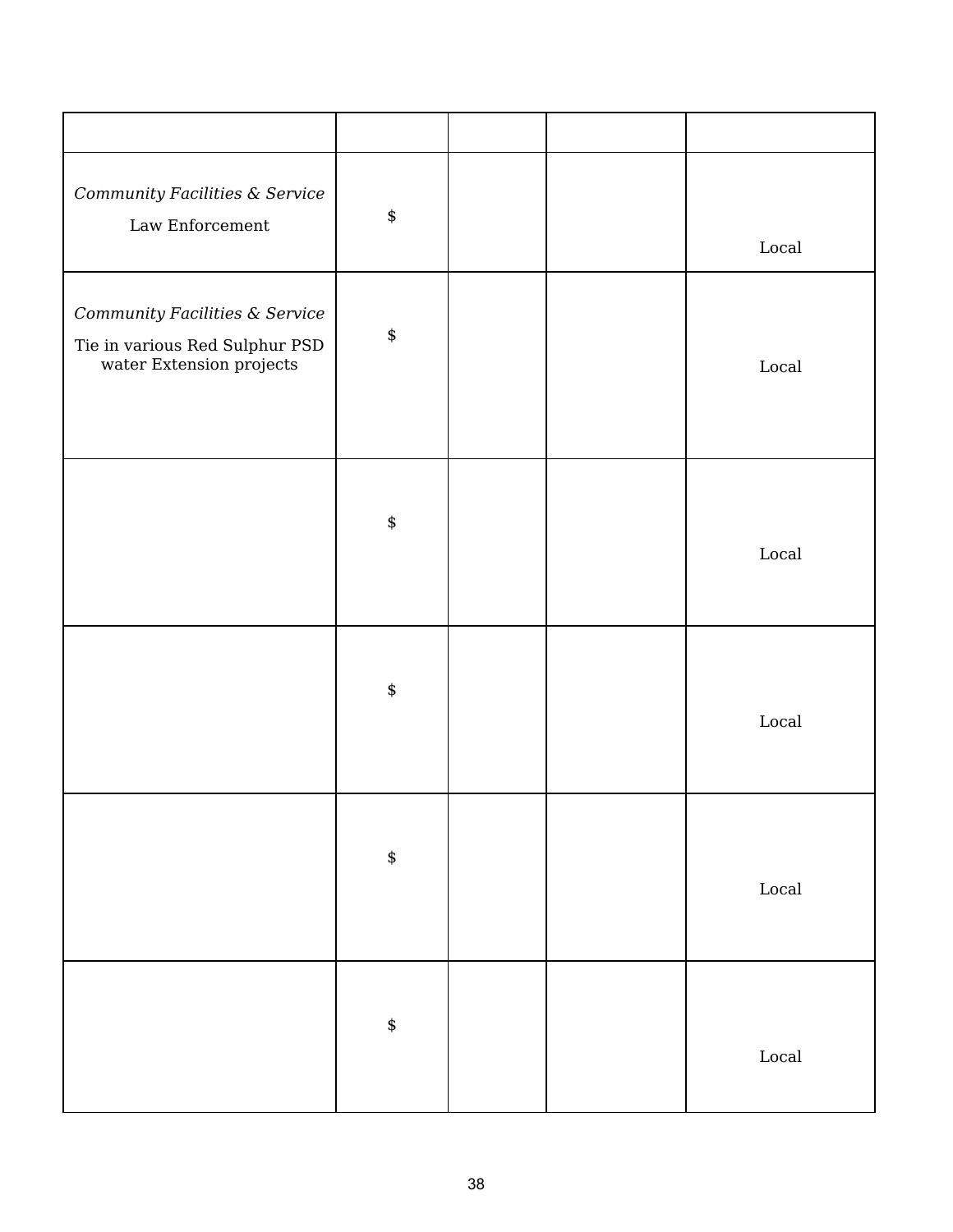| | | | | |
|---|---|---|---|---|
| *Community Facilities & Service*<br>Law Enforcement | $ | | | Local |
| *Community Facilities & Service*<br>Tie in various Red Sulphur PSD water Extension projects | $ | | | Local |
| | $ | | | Local |
| | $ | | | Local |
| | $ | | | Local |
| | $ | | | Local |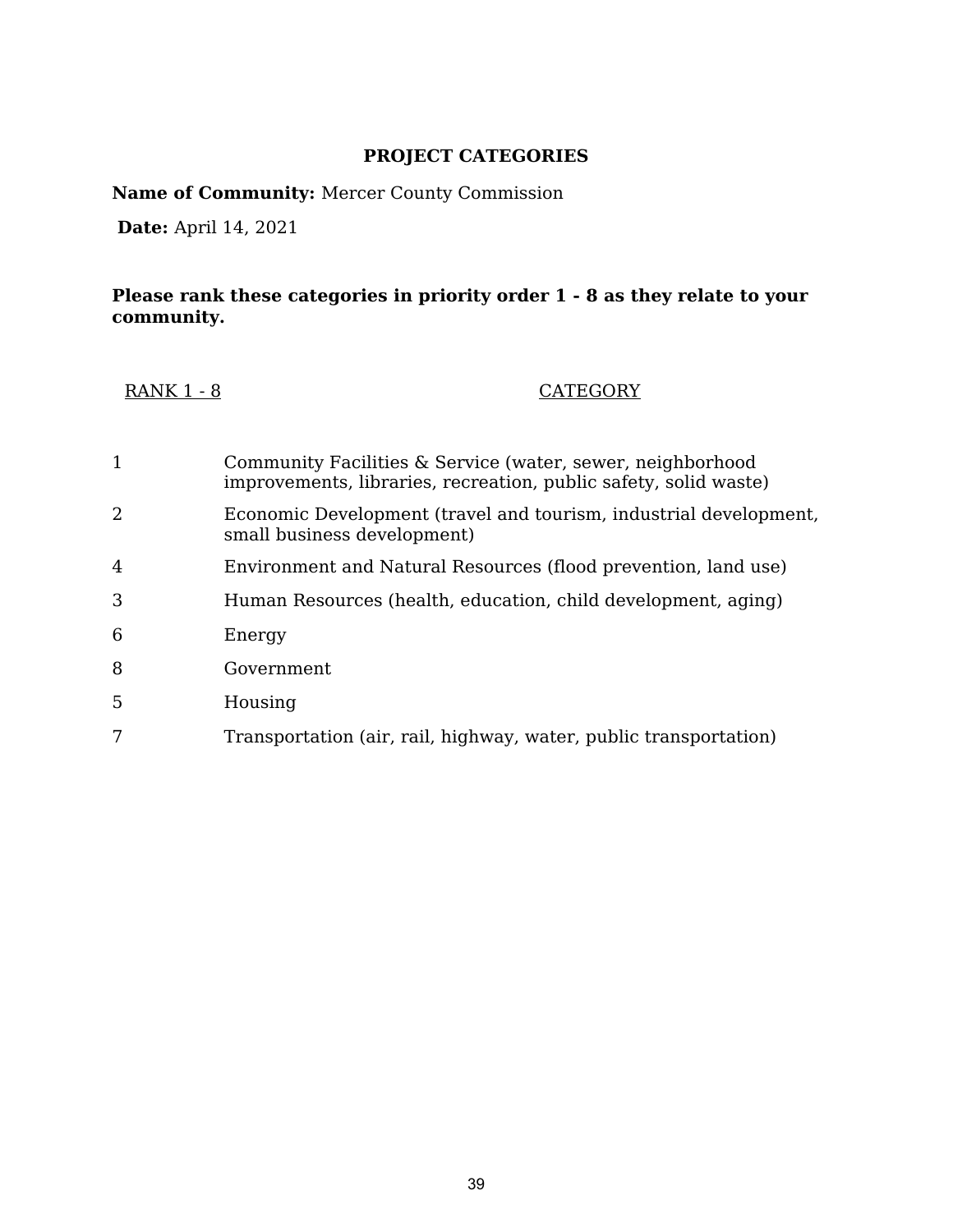## PROJECT CATEGORIES

**Name of Community:** Mercer County Commission

**Date:** April 14, 2021

**Please rank these categories in priority order 1 - 8 as they relate to your community.**

| RANK 1 - 8 | CATEGORY |
|---|---|
| 1 | Community Facilities & Service (water, sewer, neighborhood improvements, libraries, recreation, public safety, solid waste) |
| 2 | Economic Development (travel and tourism, industrial development, small business development) |
| 4 | Environment and Natural Resources (flood prevention, land use) |
| 3 | Human Resources (health, education, child development, aging) |
| 6 | Energy |
| 8 | Government |
| 5 | Housing |
| 7 | Transportation (air, rail, highway, water, public transportation) |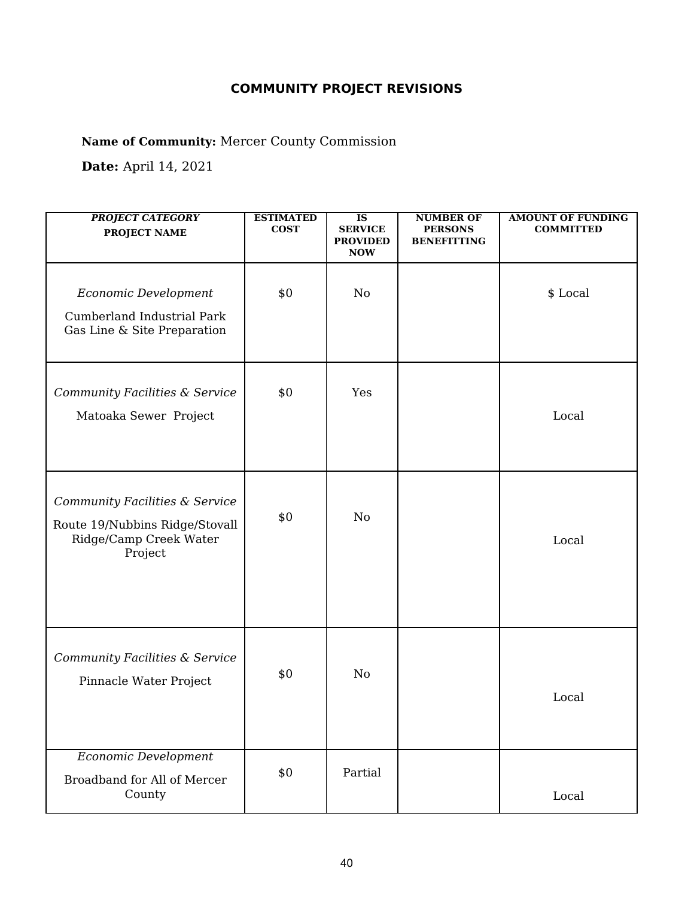## COMMUNITY PROJECT REVISIONS

**Name of Community:** Mercer County Commission

**Date:** April 14, 2021

| ***PROJECT CATEGORY*** **PROJECT NAME** | **ESTIMATED COST** | **IS SERVICE PROVIDED NOW** | **NUMBER OF PERSONS BENEFITTING** | **AMOUNT OF FUNDING COMMITTED** |
|---|---|---|---|---|
| *Economic Development* Cumberland Industrial Park Gas Line & Site Preparation | $0 | No | | $ Local |
| *Community Facilities & Service* Matoaka Sewer Project | $0 | Yes | | Local |
| *Community Facilities & Service* Route 19/Nubbins Ridge/Stovall Ridge/Camp Creek Water Project | $0 | No | | Local |
| *Community Facilities & Service* Pinnacle Water Project | $0 | No | | Local |
| *Economic Development* Broadband for All of Mercer County | $0 | Partial | | Local |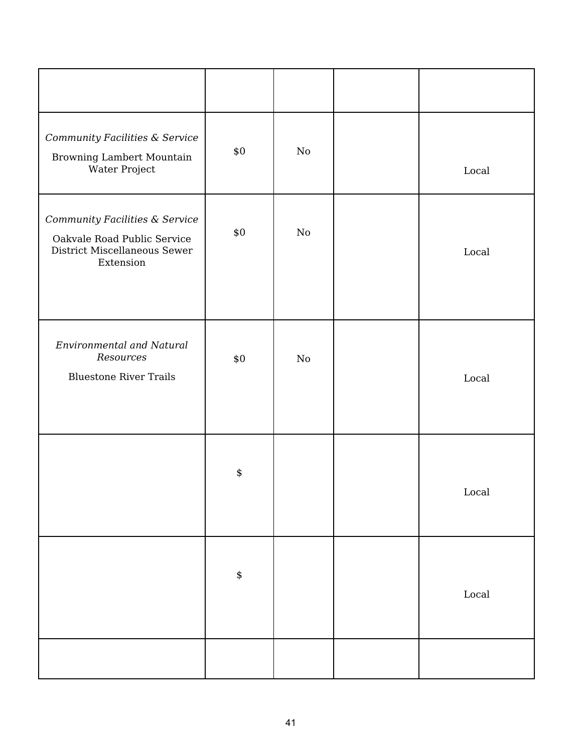| | | | | |
|---|---|---|---|---|
| *Community Facilities & Service* Browning Lambert Mountain Water Project | $0 | No | | Local |
| *Community Facilities & Service* Oakvale Road Public Service District Miscellaneous Sewer Extension | $0 | No | | Local |
| *Environmental and Natural Resources* Bluestone River Trails | $0 | No | | Local |
| | $ | | | Local |
| | $ | | | Local |
| | | | | |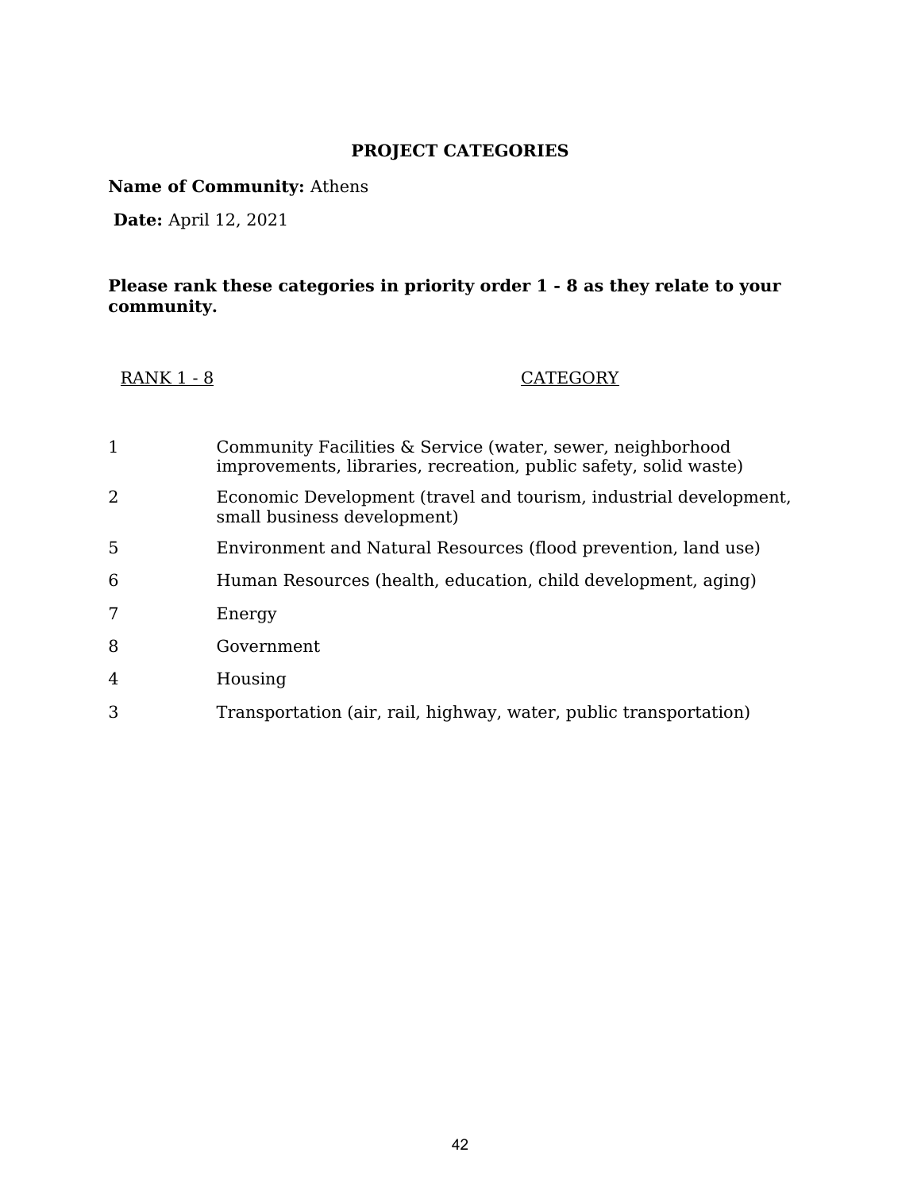## PROJECT CATEGORIES

**Name of Community:** Athens

**Date:** April 12, 2021

**Please rank these categories in priority order 1 - 8 as they relate to your community.**

| RANK 1 - 8 | CATEGORY |
|---|---|
| 1 | Community Facilities & Service (water, sewer, neighborhood improvements, libraries, recreation, public safety, solid waste) |
| 2 | Economic Development (travel and tourism, industrial development, small business development) |
| 5 | Environment and Natural Resources (flood prevention, land use) |
| 6 | Human Resources (health, education, child development, aging) |
| 7 | Energy |
| 8 | Government |
| 4 | Housing |
| 3 | Transportation (air, rail, highway, water, public transportation) |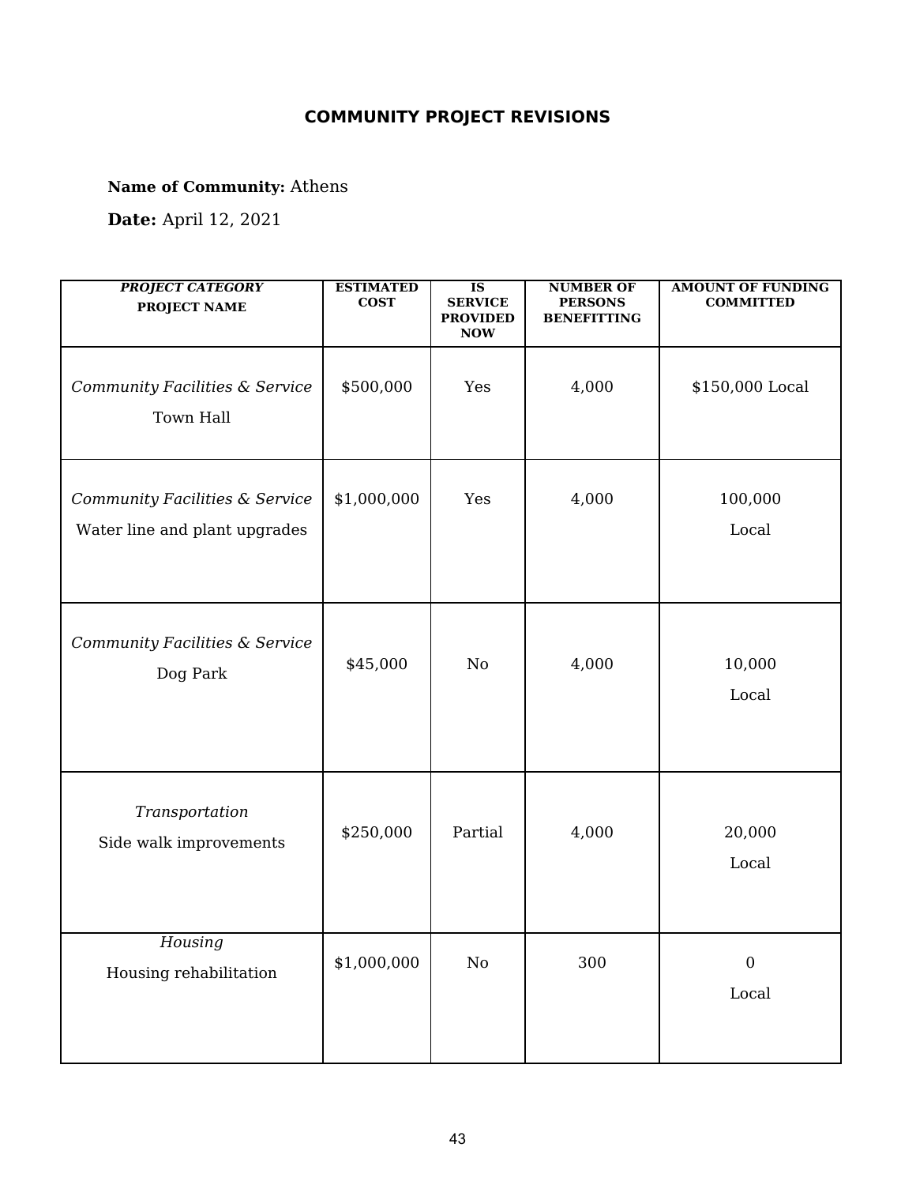# COMMUNITY PROJECT REVISIONS

**Name of Community:** Athens

**Date:** April 12, 2021

| *PROJECT CATEGORY* PROJECT NAME | ESTIMATED COST | IS SERVICE PROVIDED NOW | NUMBER OF PERSONS BENEFITTING | AMOUNT OF FUNDING COMMITTED |
|---|---|---|---|---|
| *Community Facilities & Service* Town Hall | $500,000 | Yes | 4,000 | $150,000 Local |
| *Community Facilities & Service* Water line and plant upgrades | $1,000,000 | Yes | 4,000 | 100,000 Local |
| *Community Facilities & Service* Dog Park | $45,000 | No | 4,000 | 10,000 Local |
| *Transportation* Side walk improvements | $250,000 | Partial | 4,000 | 20,000 Local |
| *Housing* Housing rehabilitation | $1,000,000 | No | 300 | 0 Local |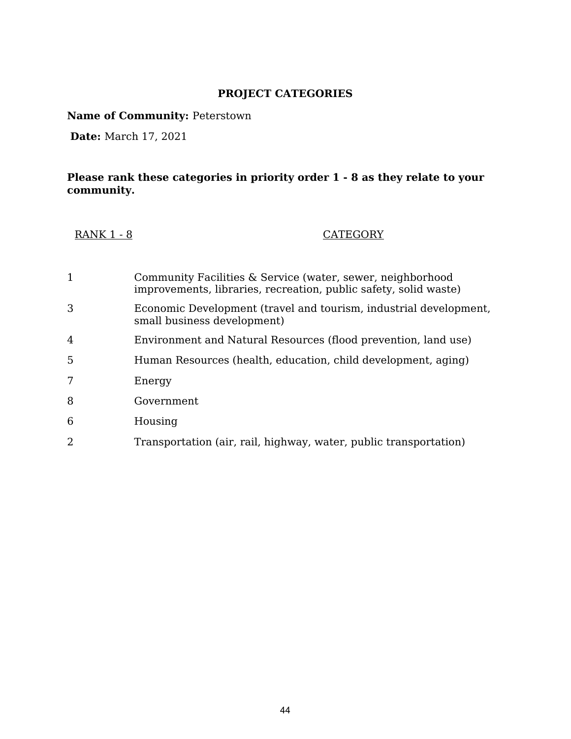# PROJECT CATEGORIES

**Name of Community:** Peterstown

**Date:** March 17, 2021

**Please rank these categories in priority order 1 - 8 as they relate to your community.**

| RANK 1 - 8 | CATEGORY |
|---|---|
| 1 | Community Facilities & Service (water, sewer, neighborhood improvements, libraries, recreation, public safety, solid waste) |
| 3 | Economic Development (travel and tourism, industrial development, small business development) |
| 4 | Environment and Natural Resources (flood prevention, land use) |
| 5 | Human Resources (health, education, child development, aging) |
| 7 | Energy |
| 8 | Government |
| 6 | Housing |
| 2 | Transportation (air, rail, highway, water, public transportation) |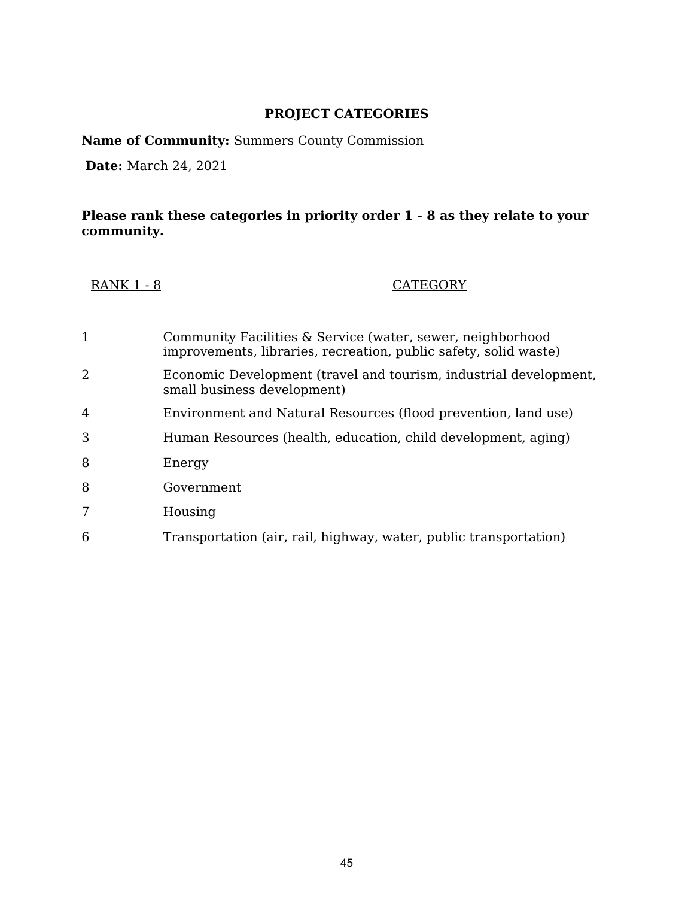## PROJECT CATEGORIES

**Name of Community:** Summers County Commission

**Date:** March 24, 2021

**Please rank these categories in priority order 1 - 8 as they relate to your community.**

| RANK 1 - 8 | CATEGORY |
|---|---|
| 1 | Community Facilities & Service (water, sewer, neighborhood improvements, libraries, recreation, public safety, solid waste) |
| 2 | Economic Development (travel and tourism, industrial development, small business development) |
| 4 | Environment and Natural Resources (flood prevention, land use) |
| 3 | Human Resources (health, education, child development, aging) |
| 8 | Energy |
| 8 | Government |
| 7 | Housing |
| 6 | Transportation (air, rail, highway, water, public transportation) |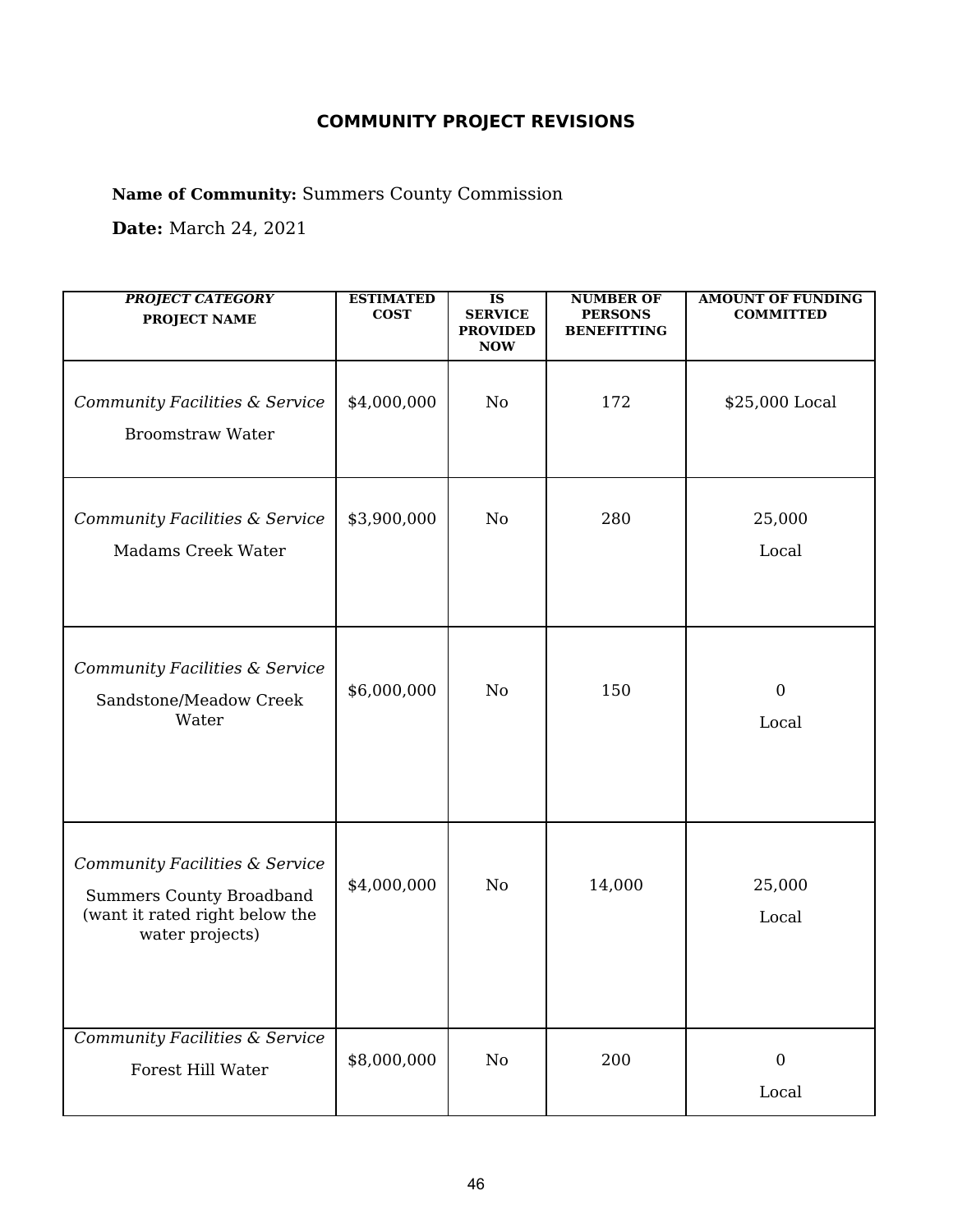# COMMUNITY PROJECT REVISIONS

**Name of Community:** Summers County Commission

**Date:** March 24, 2021

| ***PROJECT CATEGORY*** **PROJECT NAME** | **ESTIMATED COST** | **IS SERVICE PROVIDED NOW** | **NUMBER OF PERSONS BENEFITTING** | **AMOUNT OF FUNDING COMMITTED** |
|---|---|---|---|---|
| *Community Facilities & Service* Broomstraw Water | $4,000,000 | No | 172 | $25,000 Local |
| *Community Facilities & Service* Madams Creek Water | $3,900,000 | No | 280 | 25,000 Local |
| *Community Facilities & Service* Sandstone/Meadow Creek Water | $6,000,000 | No | 150 | 0 Local |
| *Community Facilities & Service* Summers County Broadband (want it rated right below the water projects) | $4,000,000 | No | 14,000 | 25,000 Local |
| *Community Facilities & Service* Forest Hill Water | $8,000,000 | No | 200 | 0 Local |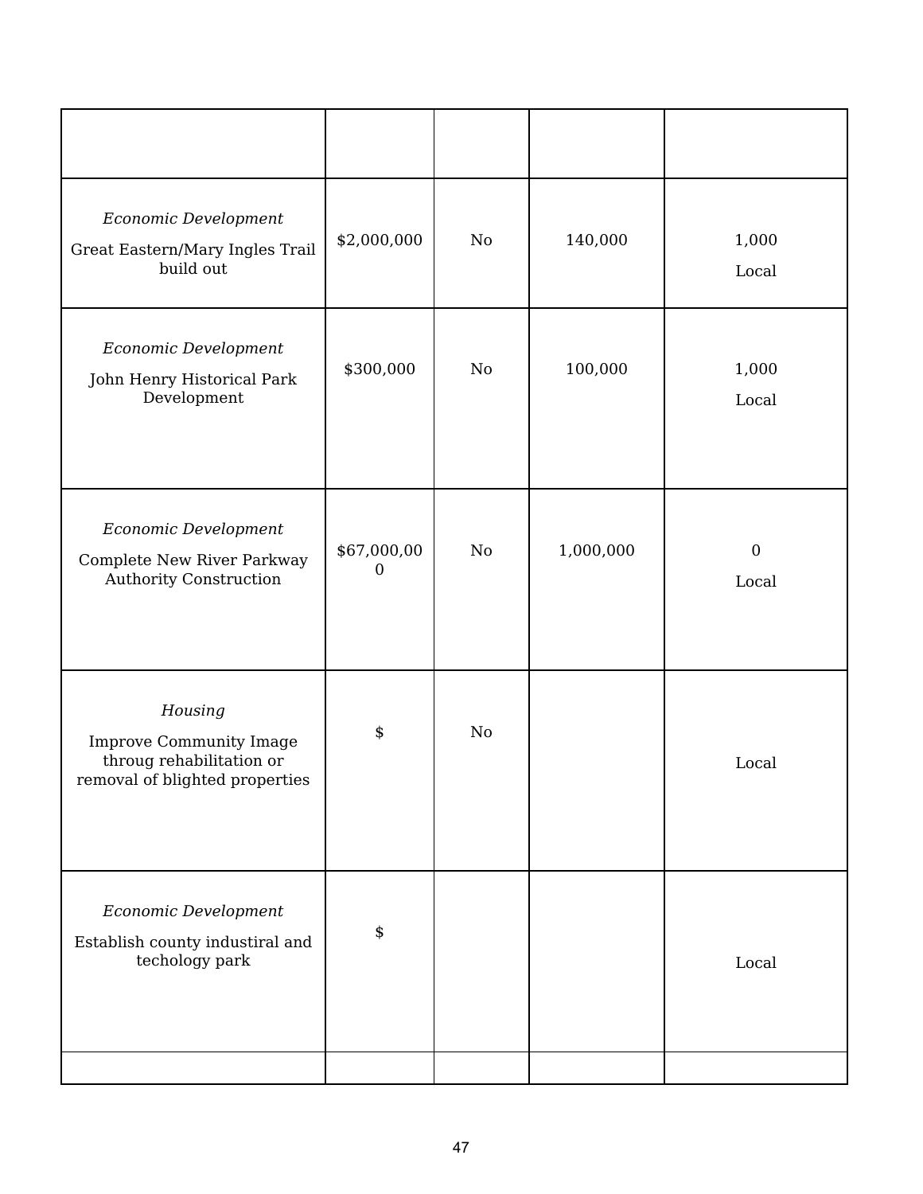| | | | | |
|---|---|---|---|---|
| *Economic Development*<br>Great Eastern/Mary Ingles Trail build out | $2,000,000 | No | 140,000 | 1,000<br>Local |
| *Economic Development*<br>John Henry Historical Park Development | $300,000 | No | 100,000 | 1,000<br>Local |
| *Economic Development*<br>Complete New River Parkway Authority Construction | $67,000,000 | No | 1,000,000 | 0<br>Local |
| *Housing*<br>Improve Community Image throug rehabilitation or removal of blighted properties | $ | No | | Local |
| *Economic Development*<br>Establish county industiral and techology park | $ | | | Local |
| | | | | |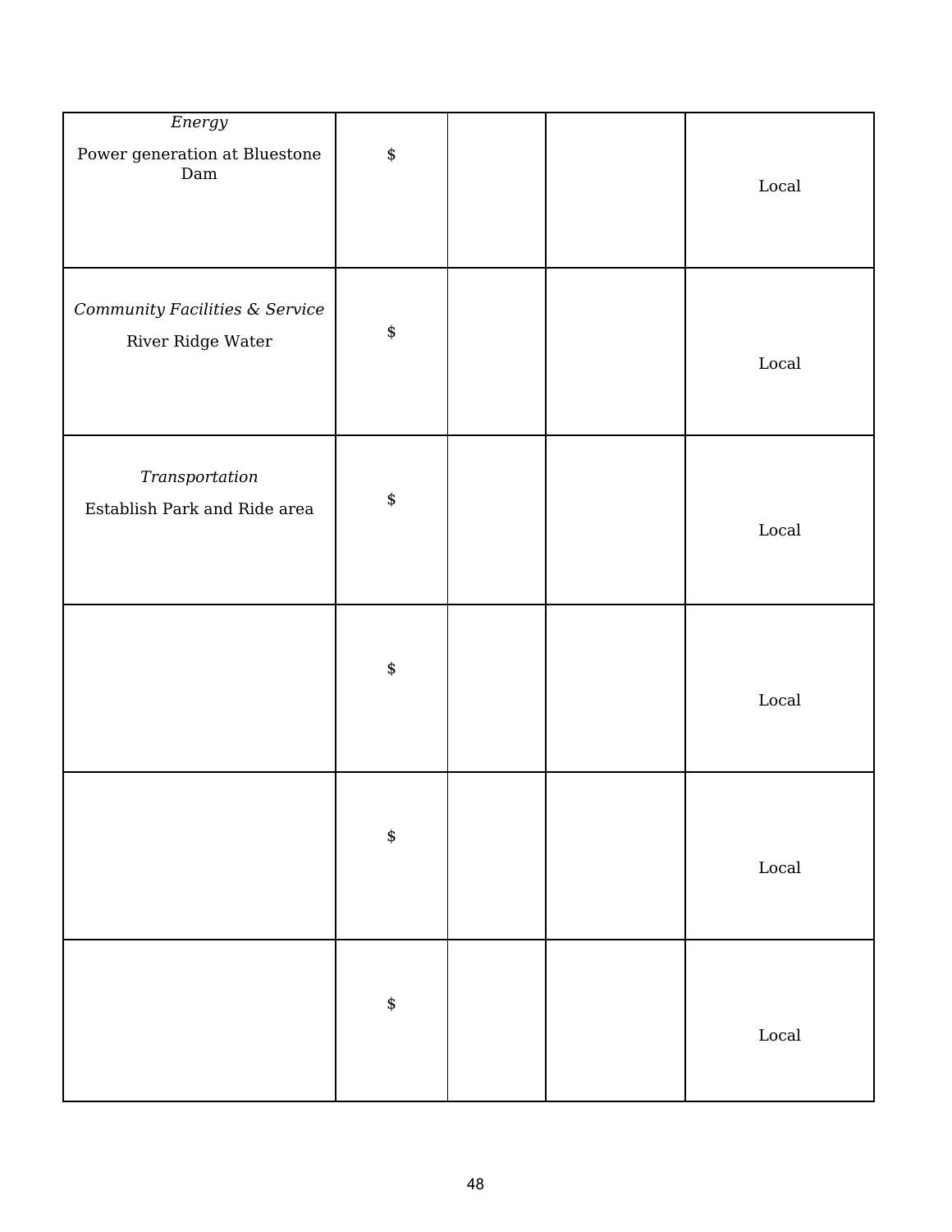| | | | | |
|---|---|---|---|---|
| *Energy*<br>Power generation at Bluestone Dam | $ | | | Local |
| *Community Facilities & Service*<br>River Ridge Water | $ | | | Local |
| *Transportation*<br>Establish Park and Ride area | $ | | | Local |
| | $ | | | Local |
| | $ | | | Local |
| | $ | | | Local |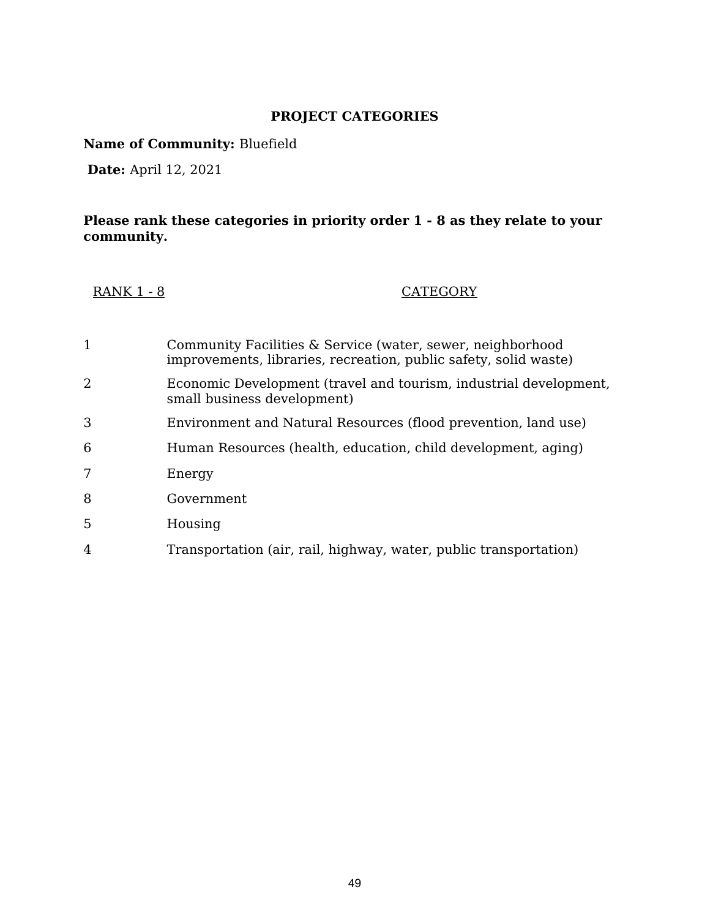# PROJECT CATEGORIES

**Name of Community:** Bluefield

**Date:** April 12, 2021

**Please rank these categories in priority order 1 - 8 as they relate to your community.**

| RANK 1 - 8 | CATEGORY |
|---|---|
| 1 | Community Facilities & Service (water, sewer, neighborhood improvements, libraries, recreation, public safety, solid waste) |
| 2 | Economic Development (travel and tourism, industrial development, small business development) |
| 3 | Environment and Natural Resources (flood prevention, land use) |
| 6 | Human Resources (health, education, child development, aging) |
| 7 | Energy |
| 8 | Government |
| 5 | Housing |
| 4 | Transportation (air, rail, highway, water, public transportation) |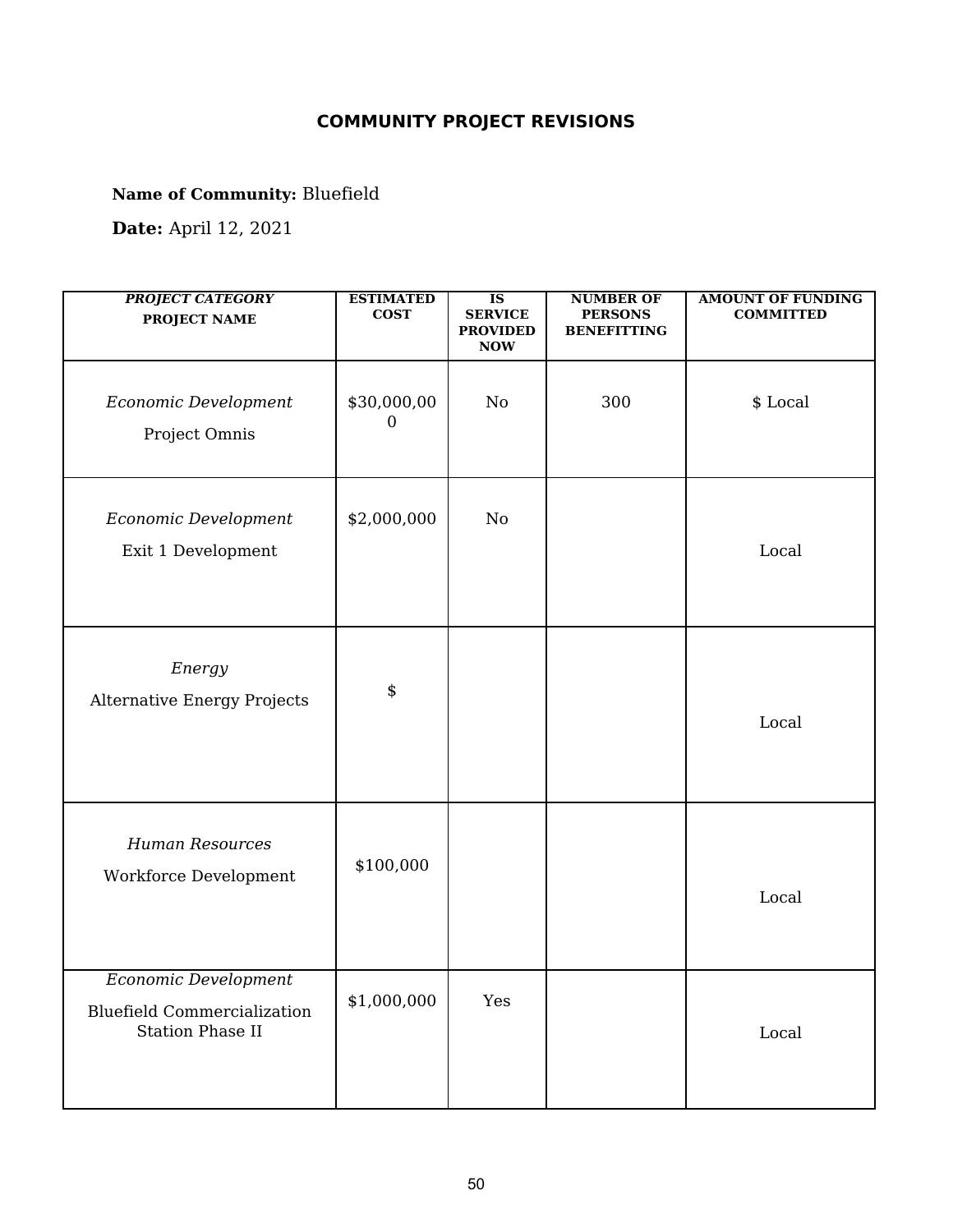## COMMUNITY PROJECT REVISIONS

**Name of Community:** Bluefield

**Date:** April 12, 2021

| *PROJECT CATEGORY* **PROJECT NAME** | **ESTIMATED COST** | **IS SERVICE PROVIDED NOW** | **NUMBER OF PERSONS BENEFITTING** | **AMOUNT OF FUNDING COMMITTED** |
|---|---|---|---|---|
| *Economic Development* Project Omnis | $30,000,000 | No | 300 | $ Local |
| *Economic Development* Exit 1 Development | $2,000,000 | No | | Local |
| *Energy* Alternative Energy Projects | $ | | | Local |
| *Human Resources* Workforce Development | $100,000 | | | Local |
| *Economic Development* Bluefield Commercialization Station Phase II | $1,000,000 | Yes | | Local |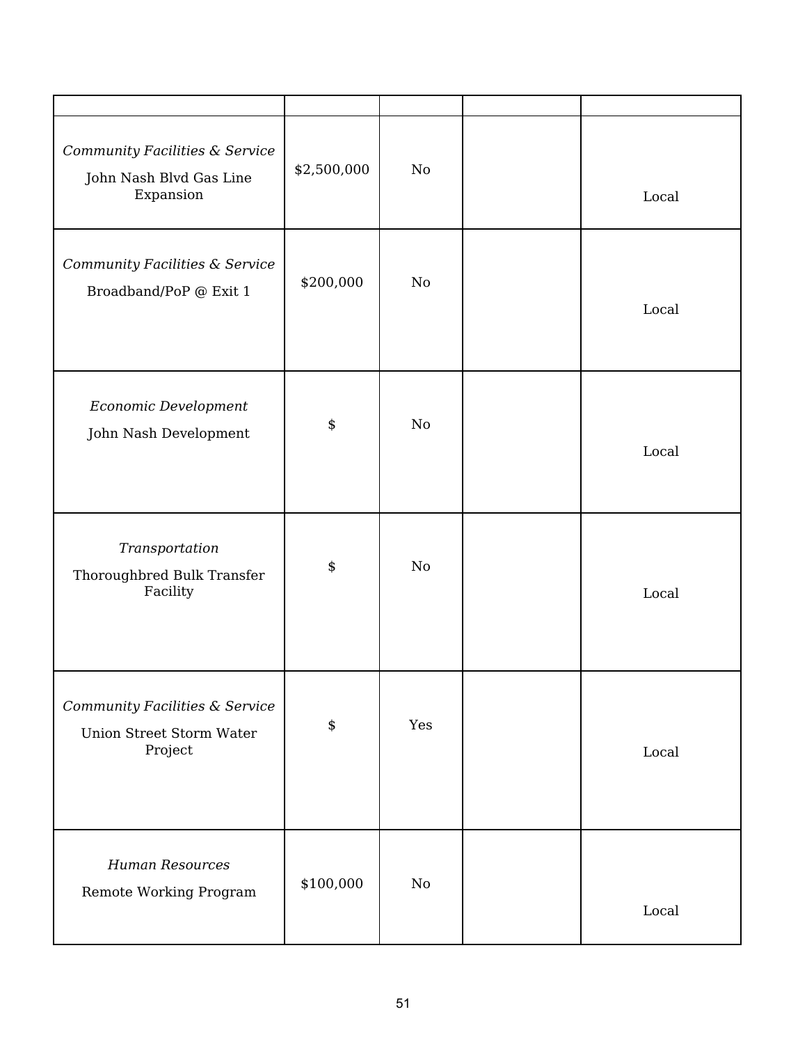| | | | | |
|---|---|---|---|---|
| *Community Facilities & Service* John Nash Blvd Gas Line Expansion | $2,500,000 | No | | Local |
| *Community Facilities & Service* Broadband/PoP @ Exit 1 | $200,000 | No | | Local |
| *Economic Development* John Nash Development | $ | No | | Local |
| *Transportation* Thoroughbred Bulk Transfer Facility | $ | No | | Local |
| *Community Facilities & Service* Union Street Storm Water Project | $ | Yes | | Local |
| *Human Resources* Remote Working Program | $100,000 | No | | Local |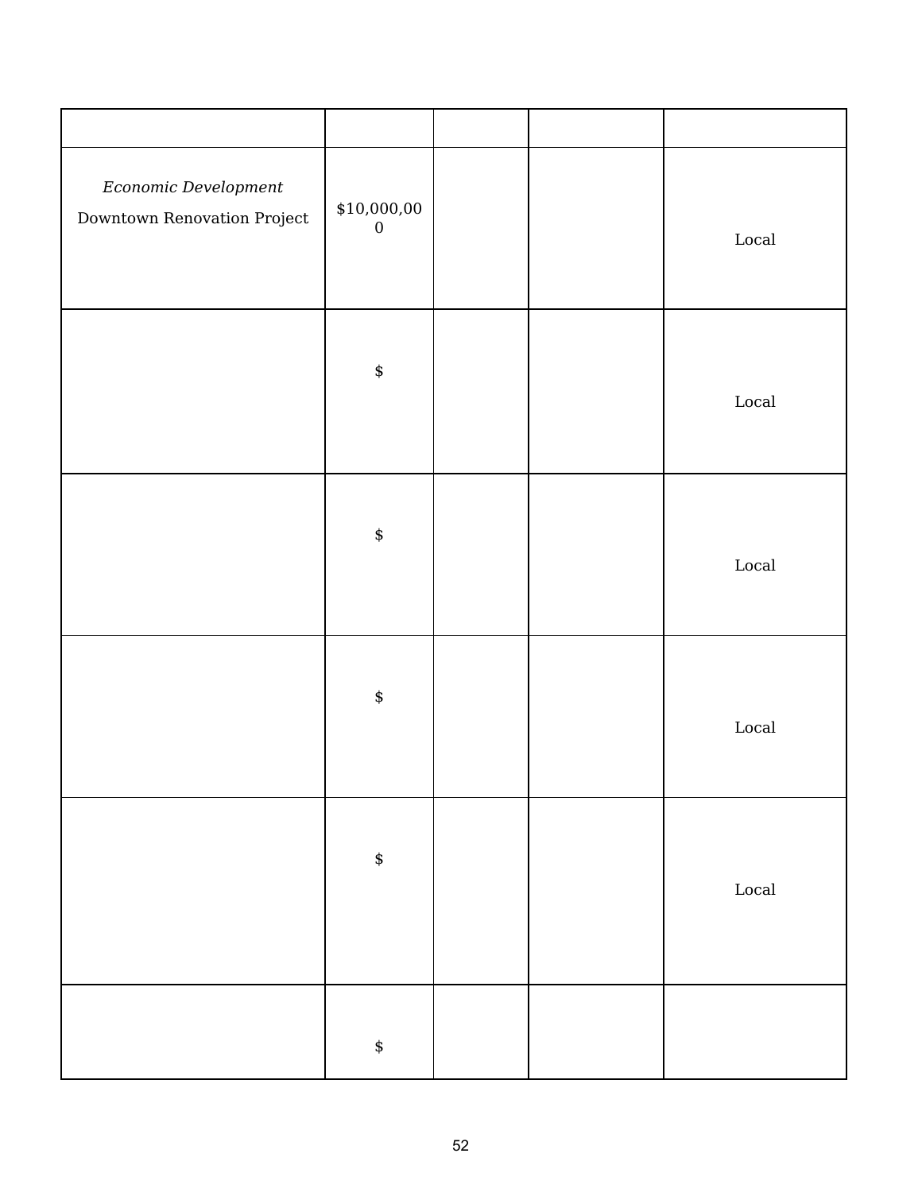| | | | | |
|---|---|---|---|---|
| *Economic Development* Downtown Renovation Project | $10,000,000 | | | Local |
| | $ | | | Local |
| | $ | | | Local |
| | $ | | | Local |
| | $ | | | Local |
| | $ | | | |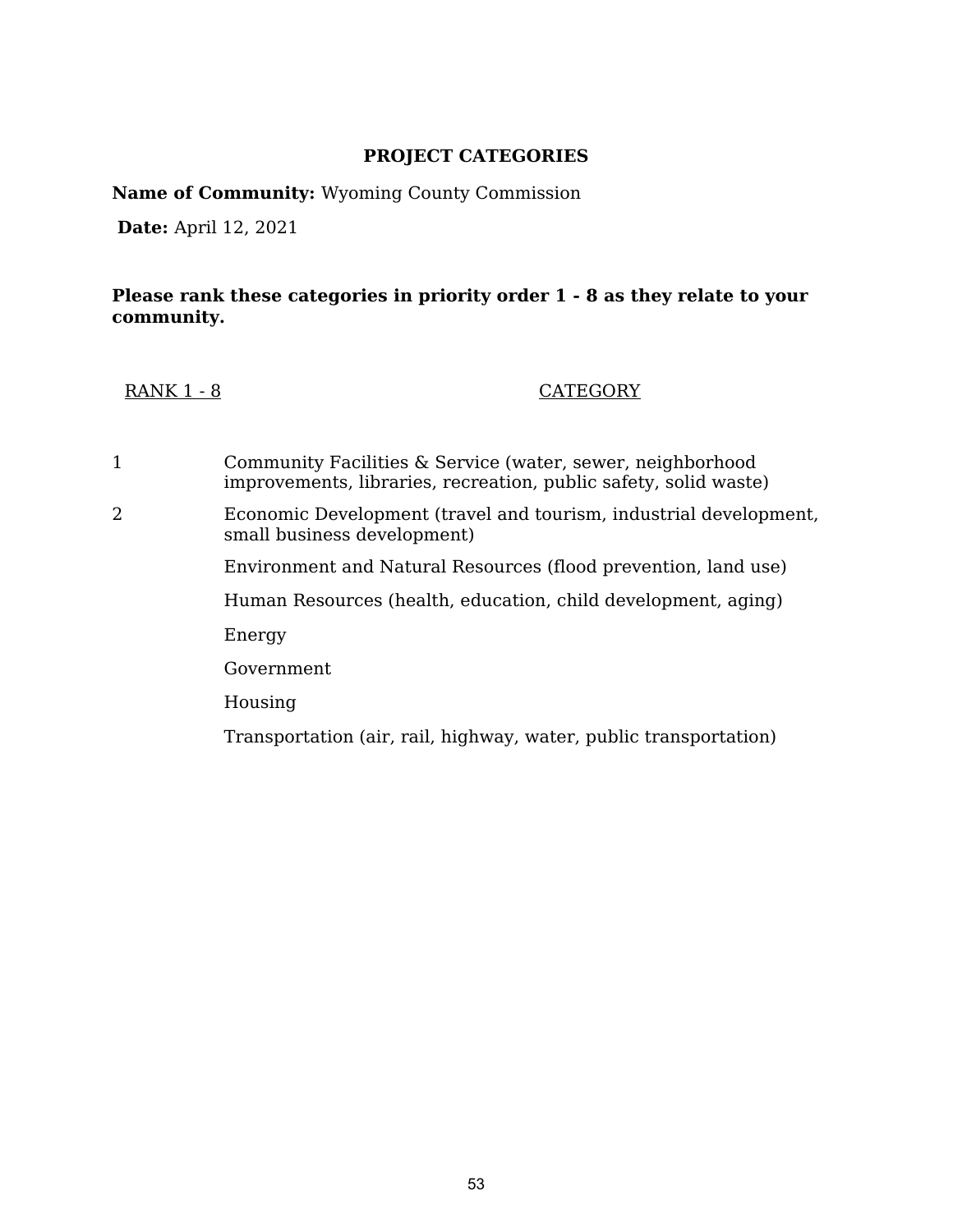## PROJECT CATEGORIES

**Name of Community:** Wyoming County Commission

**Date:** April 12, 2021

**Please rank these categories in priority order 1 - 8 as they relate to your community.**

| RANK 1 - 8 | CATEGORY |
|---|---|
| 1 | Community Facilities & Service (water, sewer, neighborhood improvements, libraries, recreation, public safety, solid waste) |
| 2 | Economic Development (travel and tourism, industrial development, small business development) |
| | Environment and Natural Resources (flood prevention, land use) |
| | Human Resources (health, education, child development, aging) |
| | Energy |
| | Government |
| | Housing |
| | Transportation (air, rail, highway, water, public transportation) |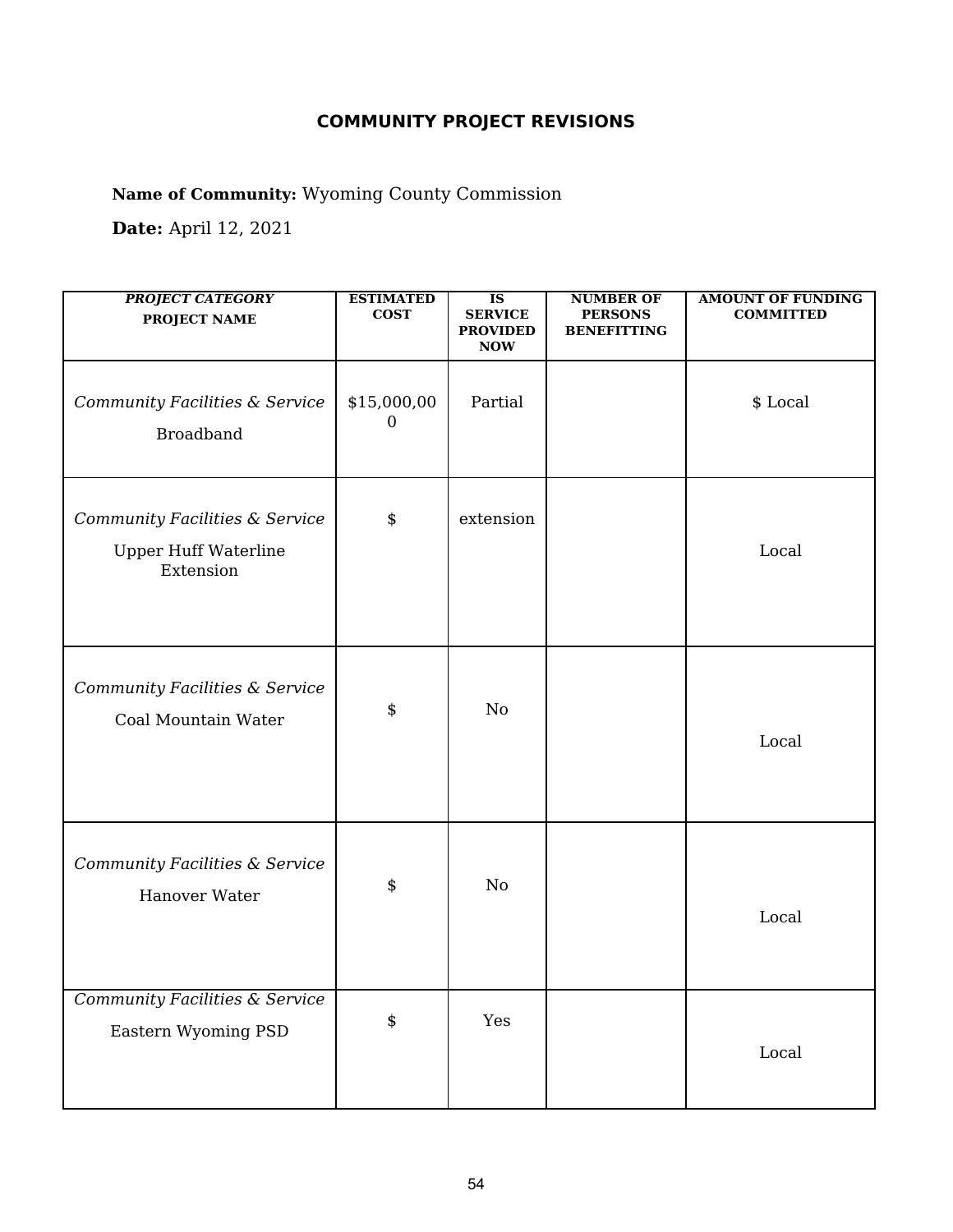## COMMUNITY PROJECT REVISIONS

**Name of Community:** Wyoming County Commission

**Date:** April 12, 2021

| ***PROJECT CATEGORY*** **PROJECT NAME** | **ESTIMATED COST** | **IS SERVICE PROVIDED NOW** | **NUMBER OF PERSONS BENEFITTING** | **AMOUNT OF FUNDING COMMITTED** |
|---|---|---|---|---|
| *Community Facilities & Service* Broadband | $15,000,000 | Partial | | $ Local |
| *Community Facilities & Service* Upper Huff Waterline Extension | $ | extension | | Local |
| *Community Facilities & Service* Coal Mountain Water | $ | No | | Local |
| *Community Facilities & Service* Hanover Water | $ | No | | Local |
| *Community Facilities & Service* Eastern Wyoming PSD | $ | Yes | | Local |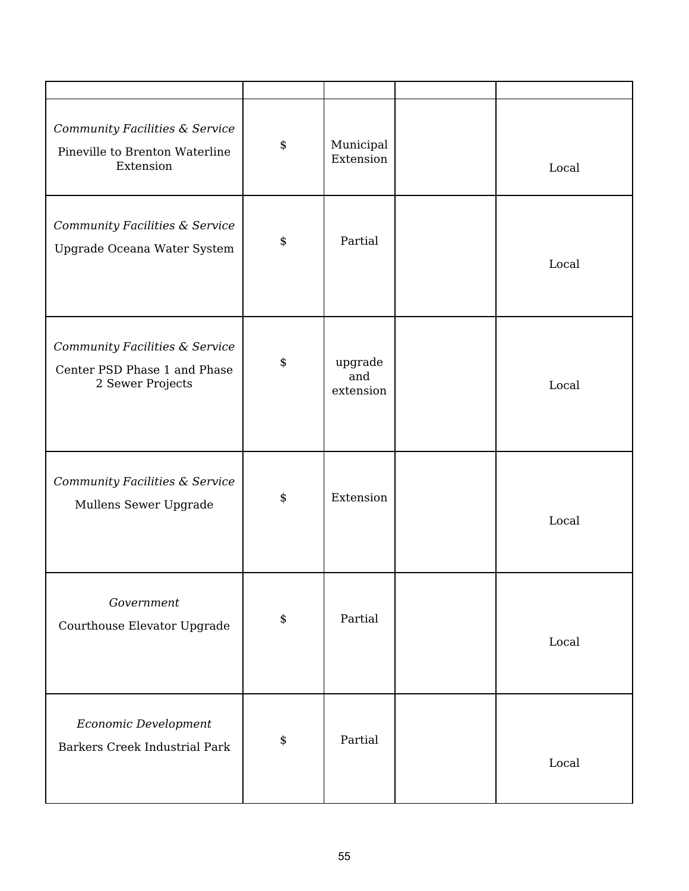| | | | | |
|---|---|---|---|---|
| *Community Facilities & Service*<br>Pineville to Brenton Waterline Extension | $ | Municipal Extension | | Local |
| *Community Facilities & Service*<br>Upgrade Oceana Water System | $ | Partial | | Local |
| *Community Facilities & Service*<br>Center PSD Phase 1 and Phase 2 Sewer Projects | $ | upgrade and extension | | Local |
| *Community Facilities & Service*<br>Mullens Sewer Upgrade | $ | Extension | | Local |
| *Government*<br>Courthouse Elevator Upgrade | $ | Partial | | Local |
| *Economic Development*<br>Barkers Creek Industrial Park | $ | Partial | | Local |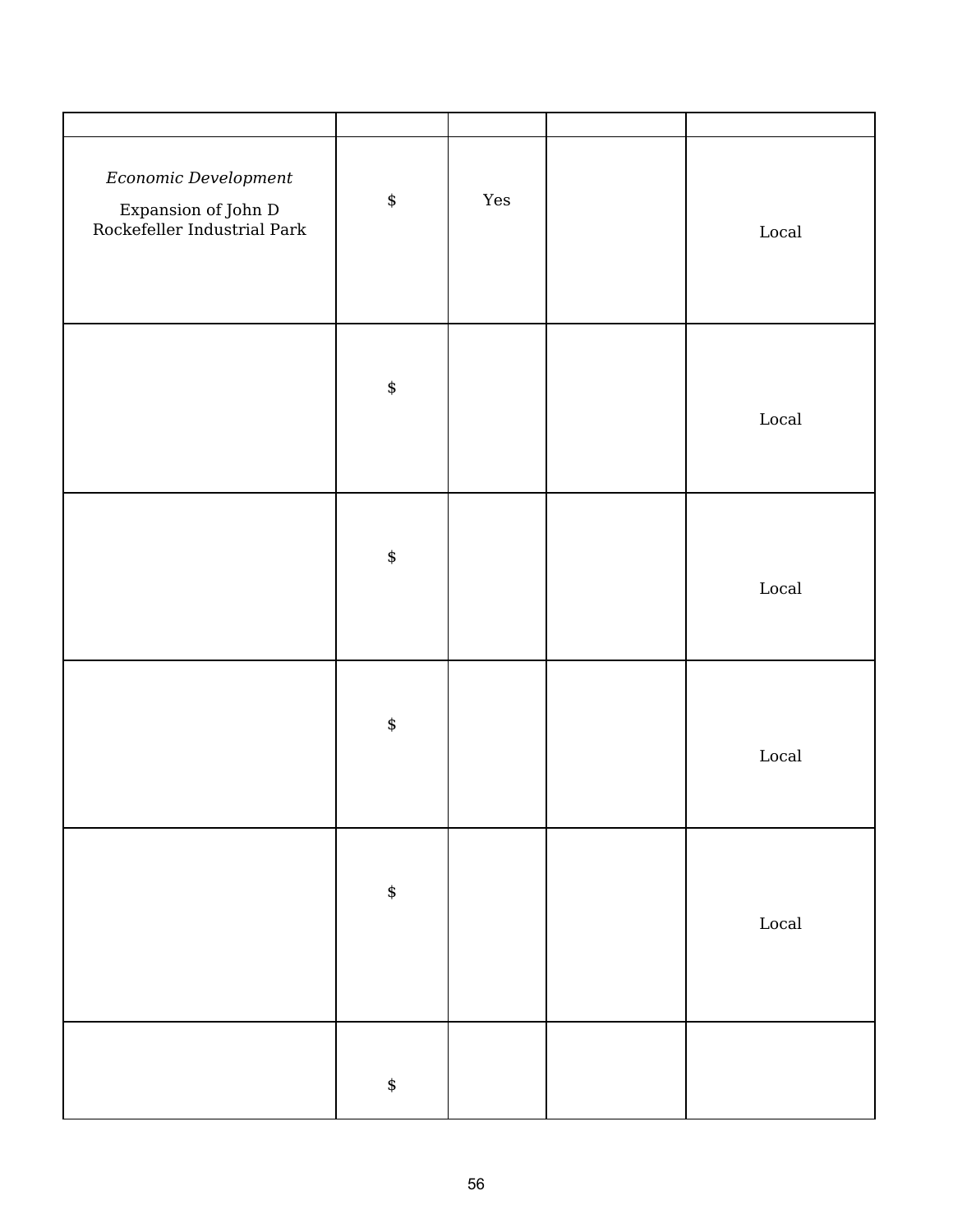| | | | | |
|---|---|---|---|---|
| *Economic Development*<br>Expansion of John D Rockefeller Industrial Park | $ | Yes | | Local |
| | $ | | | Local |
| | $ | | | Local |
| | $ | | | Local |
| | $ | | | Local |
| | $ | | | |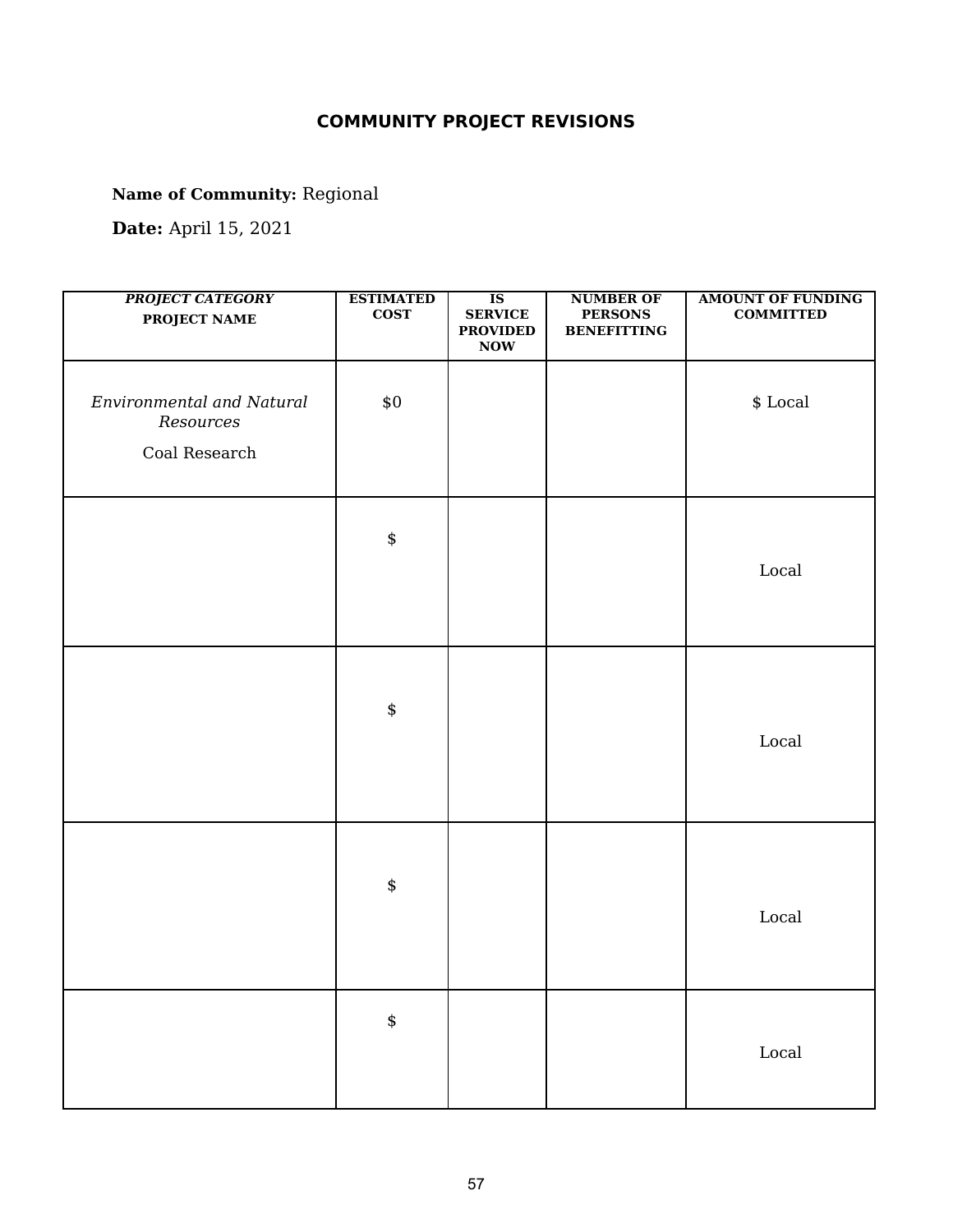# COMMUNITY PROJECT REVISIONS

**Name of Community:** Regional

**Date:** April 15, 2021

| ***PROJECT CATEGORY*** **PROJECT NAME** | **ESTIMATED COST** | **IS SERVICE PROVIDED NOW** | **NUMBER OF PERSONS BENEFITTING** | **AMOUNT OF FUNDING COMMITTED** |
|---|---|---|---|---|
| *Environmental and Natural Resources* Coal Research | $0 | | | $ Local |
| | $ | | | Local |
| | $ | | | Local |
| | $ | | | Local |
| | $ | | | Local |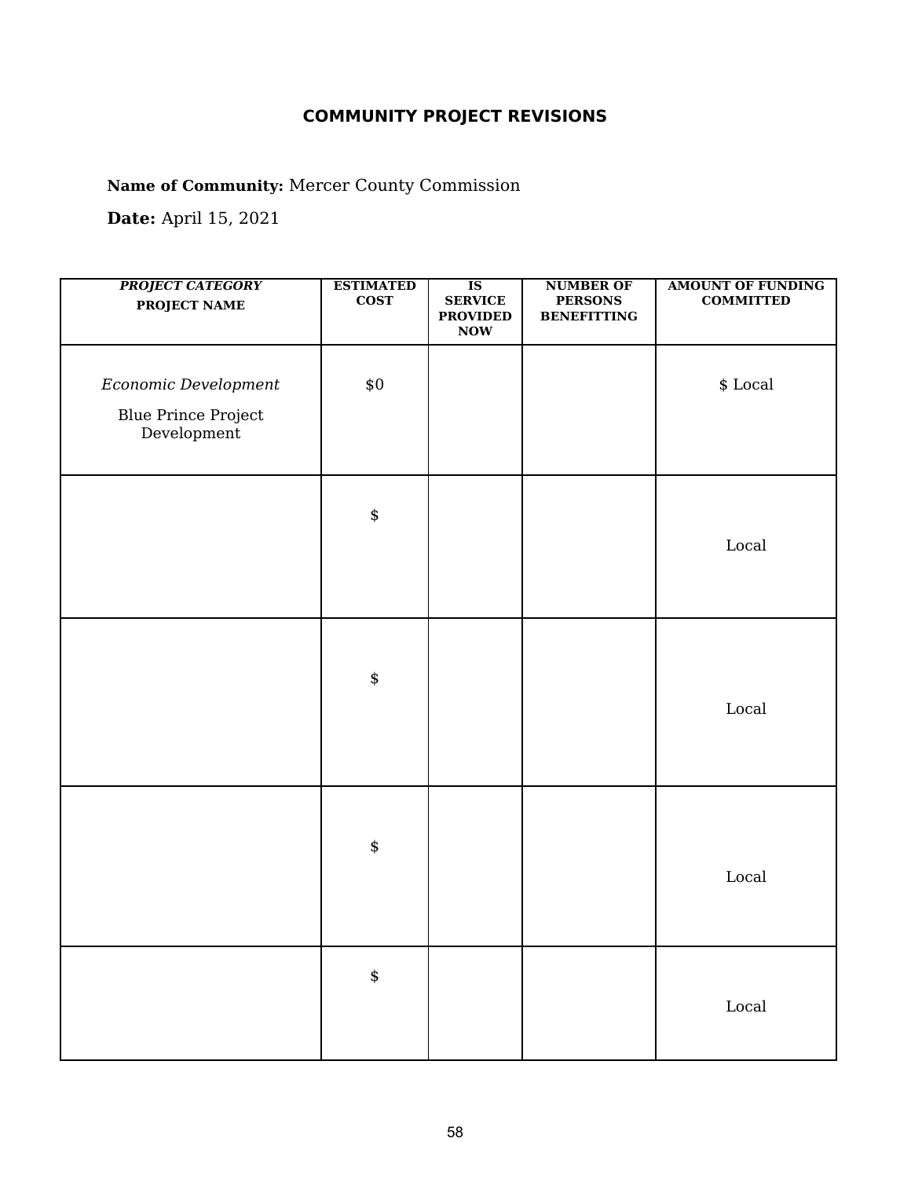## COMMUNITY PROJECT REVISIONS

**Name of Community:** Mercer County Commission

**Date:** April 15, 2021

| *PROJECT CATEGORY* **PROJECT NAME** | **ESTIMATED COST** | **IS SERVICE PROVIDED NOW** | **NUMBER OF PERSONS BENEFITTING** | **AMOUNT OF FUNDING COMMITTED** |
|---|---|---|---|---|
| *Economic Development* Blue Prince Project Development | $0 | | | $ Local |
| | $ | | | Local |
| | $ | | | Local |
| | $ | | | Local |
| | $ | | | Local |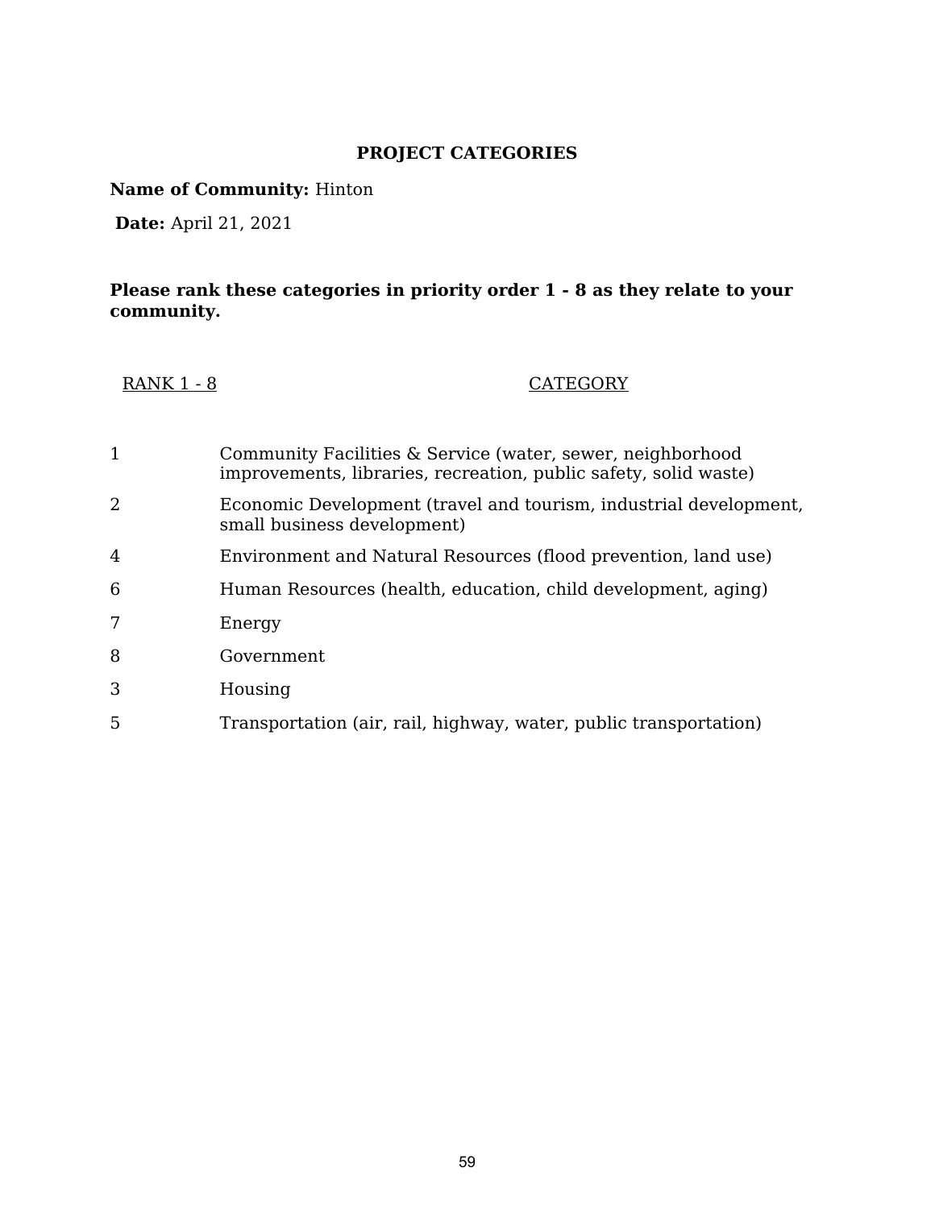## PROJECT CATEGORIES

**Name of Community:** Hinton

**Date:** April 21, 2021

**Please rank these categories in priority order 1 - 8 as they relate to your community.**

| RANK 1 - 8 | CATEGORY |
|---|---|
| 1 | Community Facilities & Service (water, sewer, neighborhood improvements, libraries, recreation, public safety, solid waste) |
| 2 | Economic Development (travel and tourism, industrial development, small business development) |
| 4 | Environment and Natural Resources (flood prevention, land use) |
| 6 | Human Resources (health, education, child development, aging) |
| 7 | Energy |
| 8 | Government |
| 3 | Housing |
| 5 | Transportation (air, rail, highway, water, public transportation) |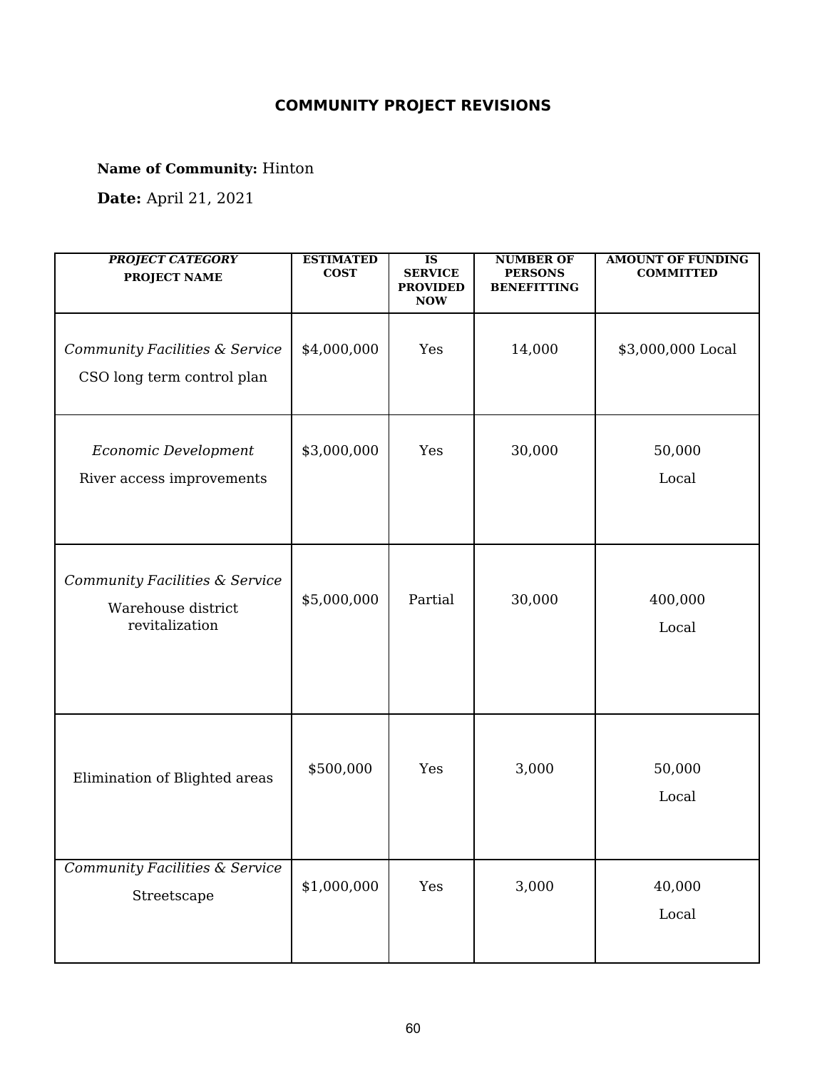# COMMUNITY PROJECT REVISIONS

**Name of Community:** Hinton

**Date:** April 21, 2021

| ***PROJECT CATEGORY*** **PROJECT NAME** | **ESTIMATED COST** | **IS SERVICE PROVIDED NOW** | **NUMBER OF PERSONS BENEFITTING** | **AMOUNT OF FUNDING COMMITTED** |
|---|---|---|---|---|
| *Community Facilities & Service* CSO long term control plan | $4,000,000 | Yes | 14,000 | $3,000,000 Local |
| *Economic Development* River access improvements | $3,000,000 | Yes | 30,000 | 50,000 Local |
| *Community Facilities & Service* Warehouse district revitalization | $5,000,000 | Partial | 30,000 | 400,000 Local |
| Elimination of Blighted areas | $500,000 | Yes | 3,000 | 50,000 Local |
| *Community Facilities & Service* Streetscape | $1,000,000 | Yes | 3,000 | 40,000 Local |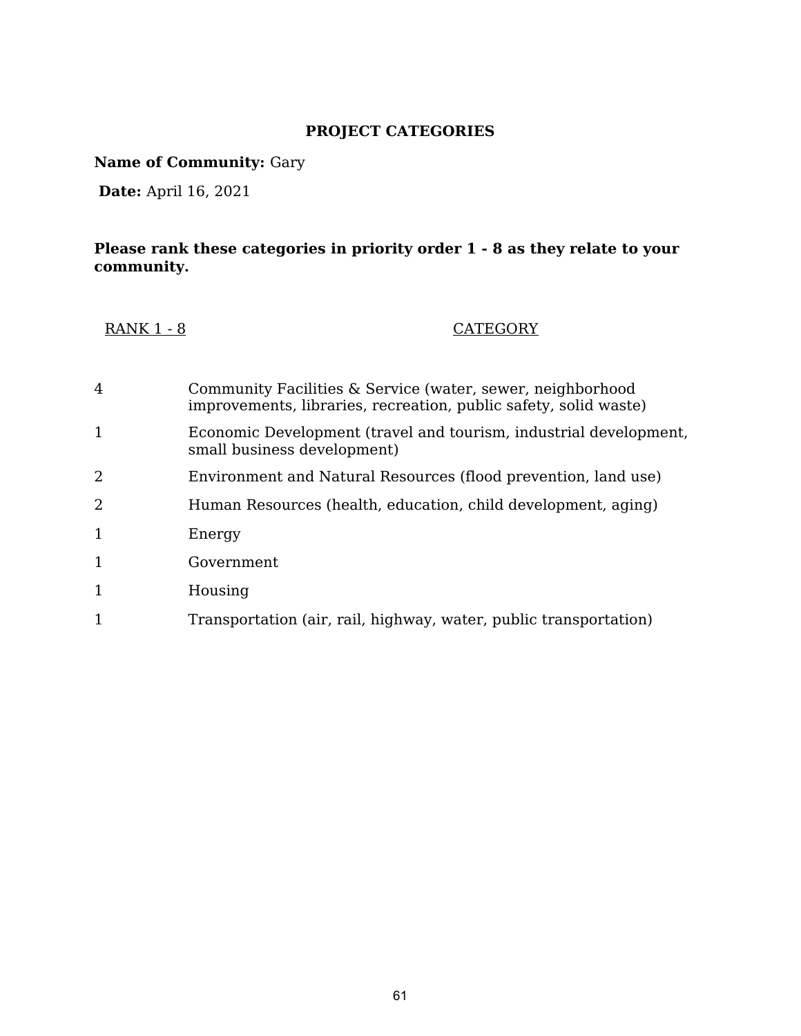## PROJECT CATEGORIES

**Name of Community:** Gary

**Date:** April 16, 2021

**Please rank these categories in priority order 1 - 8 as they relate to your community.**

| RANK 1 - 8 | CATEGORY |
|---|---|
| 4 | Community Facilities & Service (water, sewer, neighborhood improvements, libraries, recreation, public safety, solid waste) |
| 1 | Economic Development (travel and tourism, industrial development, small business development) |
| 2 | Environment and Natural Resources (flood prevention, land use) |
| 2 | Human Resources (health, education, child development, aging) |
| 1 | Energy |
| 1 | Government |
| 1 | Housing |
| 1 | Transportation (air, rail, highway, water, public transportation) |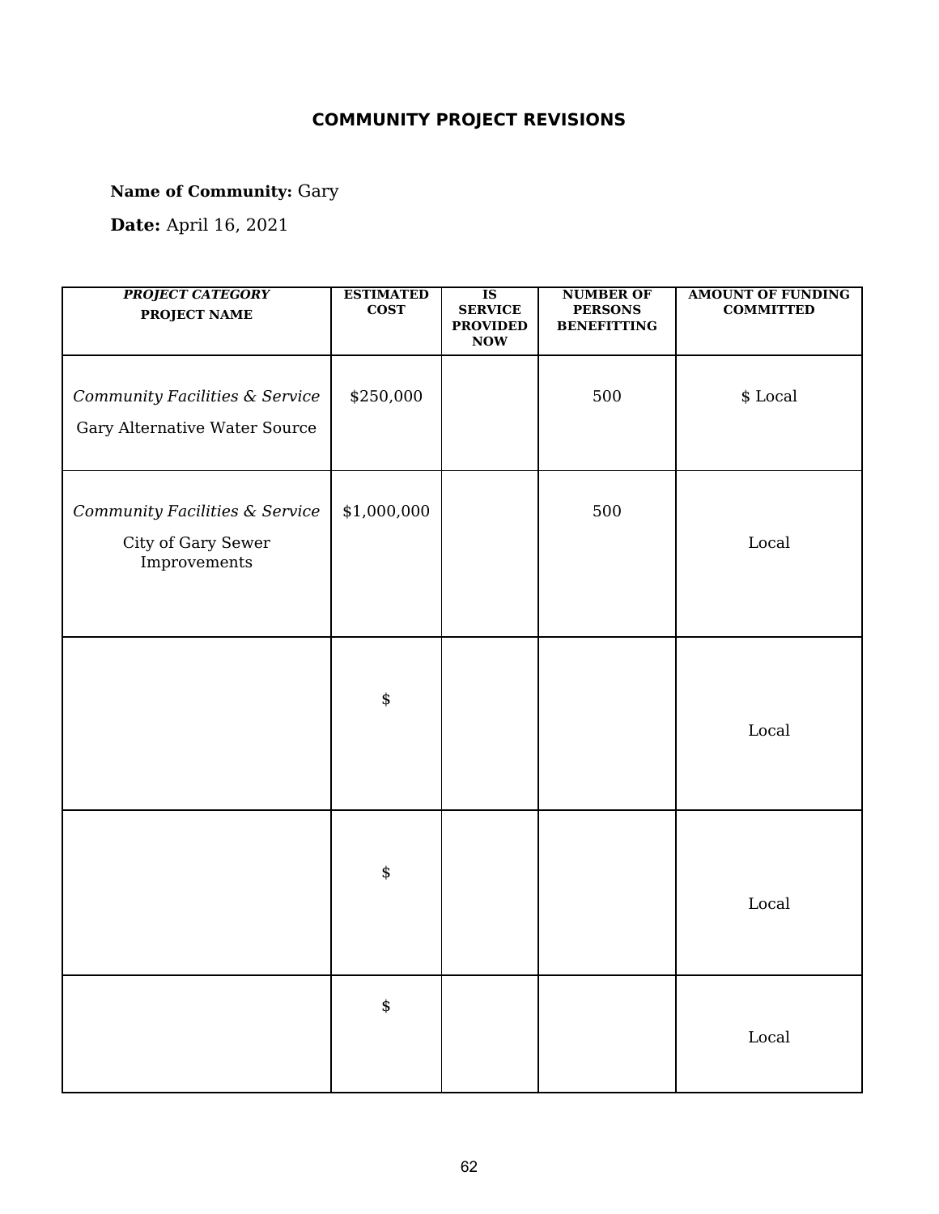## COMMUNITY PROJECT REVISIONS

**Name of Community:** Gary

**Date:** April 16, 2021

| *PROJECT CATEGORY* **PROJECT NAME** | ESTIMATED COST | IS SERVICE PROVIDED NOW | NUMBER OF PERSONS BENEFITTING | AMOUNT OF FUNDING COMMITTED |
|---|---|---|---|---|
| *Community Facilities & Service* Gary Alternative Water Source | $250,000 | | 500 | $ Local |
| *Community Facilities & Service* City of Gary Sewer Improvements | $1,000,000 | | 500 | Local |
| | $ | | | Local |
| | $ | | | Local |
| | $ | | | Local |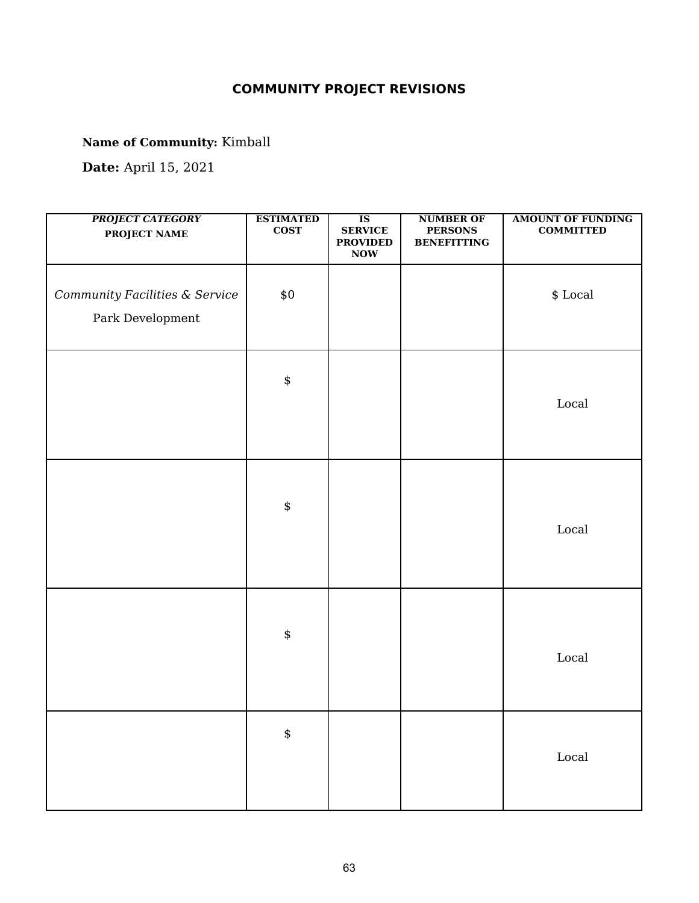## COMMUNITY PROJECT REVISIONS

**Name of Community:** Kimball

**Date:** April 15, 2021

| ***PROJECT CATEGORY*** **PROJECT NAME** | **ESTIMATED COST** | **IS SERVICE PROVIDED NOW** | **NUMBER OF PERSONS BENEFITTING** | **AMOUNT OF FUNDING COMMITTED** |
|---|---|---|---|---|
| *Community Facilities & Service* Park Development | $0 | | | $ Local |
| | $ | | | Local |
| | $ | | | Local |
| | $ | | | Local |
| | $ | | | Local |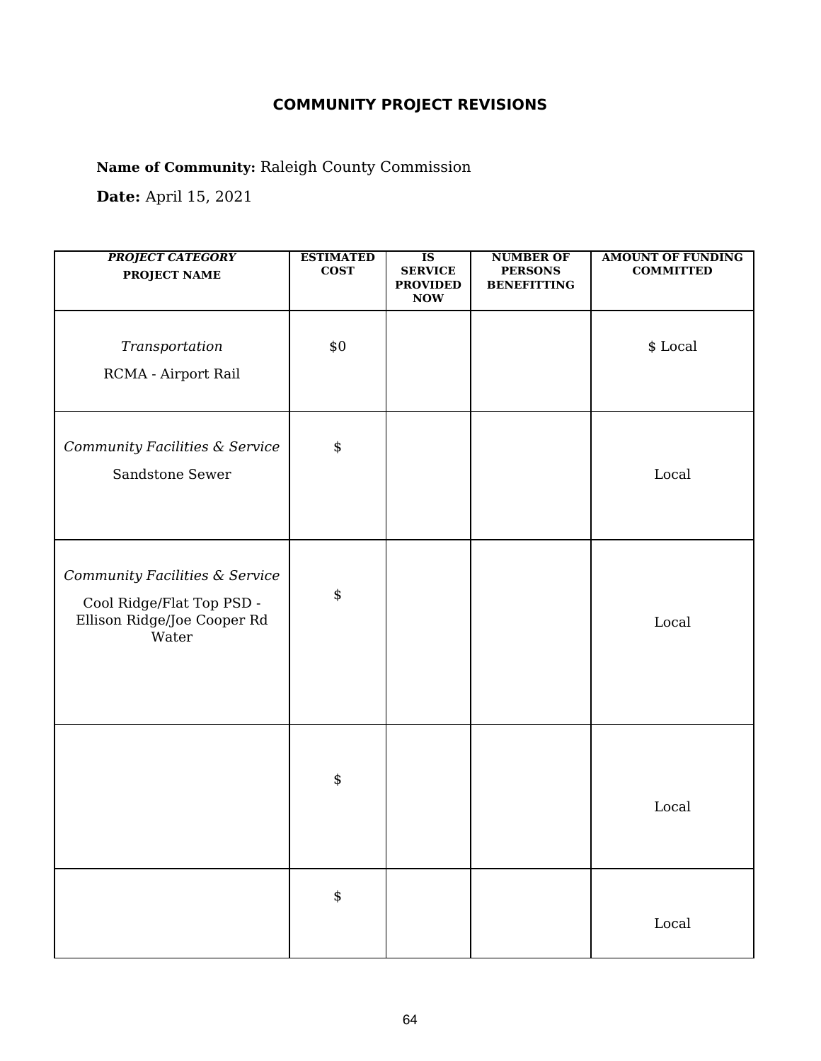**COMMUNITY PROJECT REVISIONS**

**Name of Community:** Raleigh County Commission

**Date:** April 15, 2021

| *PROJECT CATEGORY* PROJECT NAME | ESTIMATED COST | IS SERVICE PROVIDED NOW | NUMBER OF PERSONS BENEFITTING | AMOUNT OF FUNDING COMMITTED |
|---|---|---|---|---|
| *Transportation* RCMA - Airport Rail | $0 | | | $ Local |
| *Community Facilities & Service* Sandstone Sewer | $ | | | Local |
| *Community Facilities & Service* Cool Ridge/Flat Top PSD - Ellison Ridge/Joe Cooper Rd Water | $ | | | Local |
| | $ | | | Local |
| | $ | | | Local |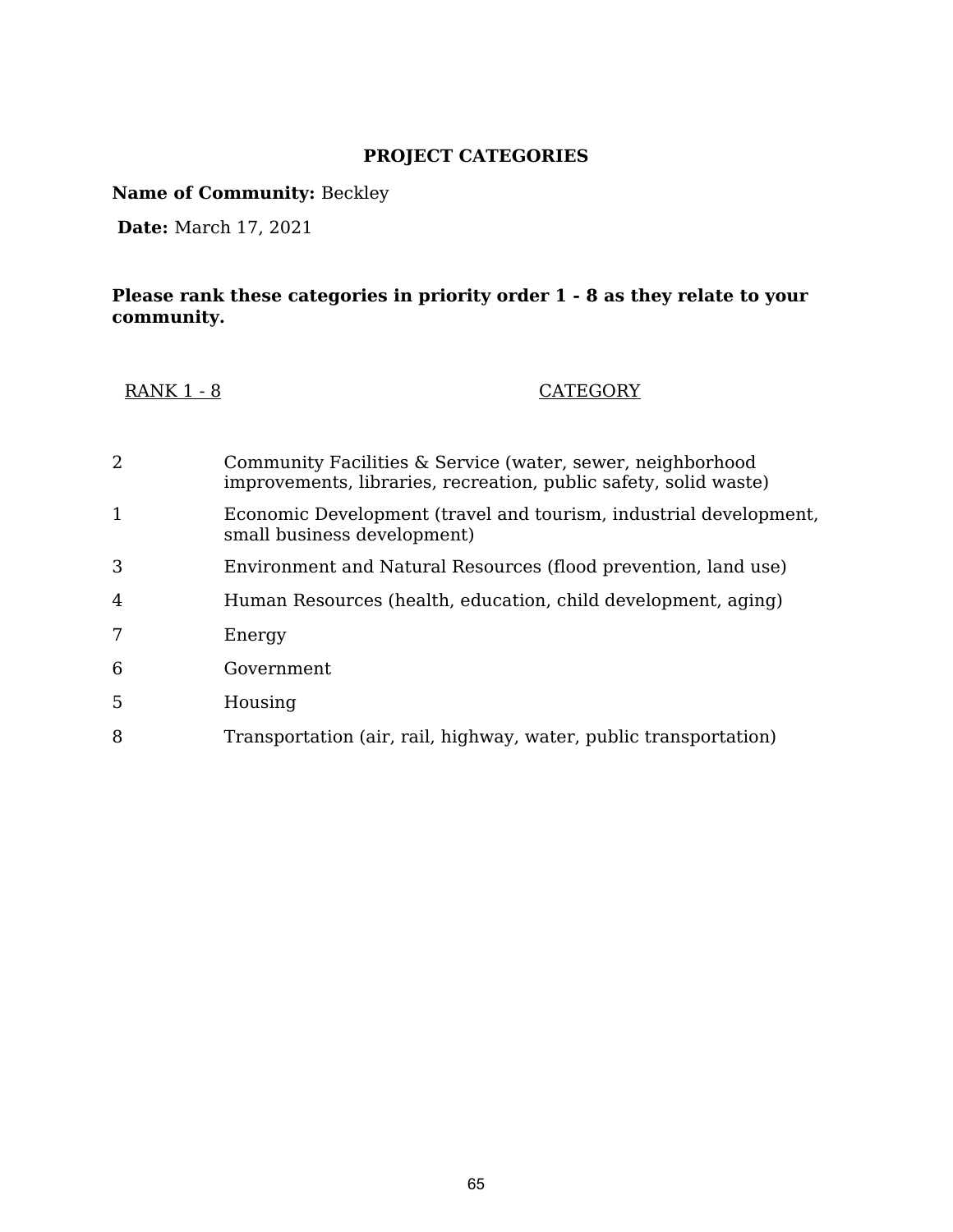## PROJECT CATEGORIES

**Name of Community:** Beckley

**Date:** March 17, 2021

**Please rank these categories in priority order 1 - 8 as they relate to your community.**

| RANK 1 - 8 | CATEGORY |
|---|---|
| 2 | Community Facilities & Service (water, sewer, neighborhood improvements, libraries, recreation, public safety, solid waste) |
| 1 | Economic Development (travel and tourism, industrial development, small business development) |
| 3 | Environment and Natural Resources (flood prevention, land use) |
| 4 | Human Resources (health, education, child development, aging) |
| 7 | Energy |
| 6 | Government |
| 5 | Housing |
| 8 | Transportation (air, rail, highway, water, public transportation) |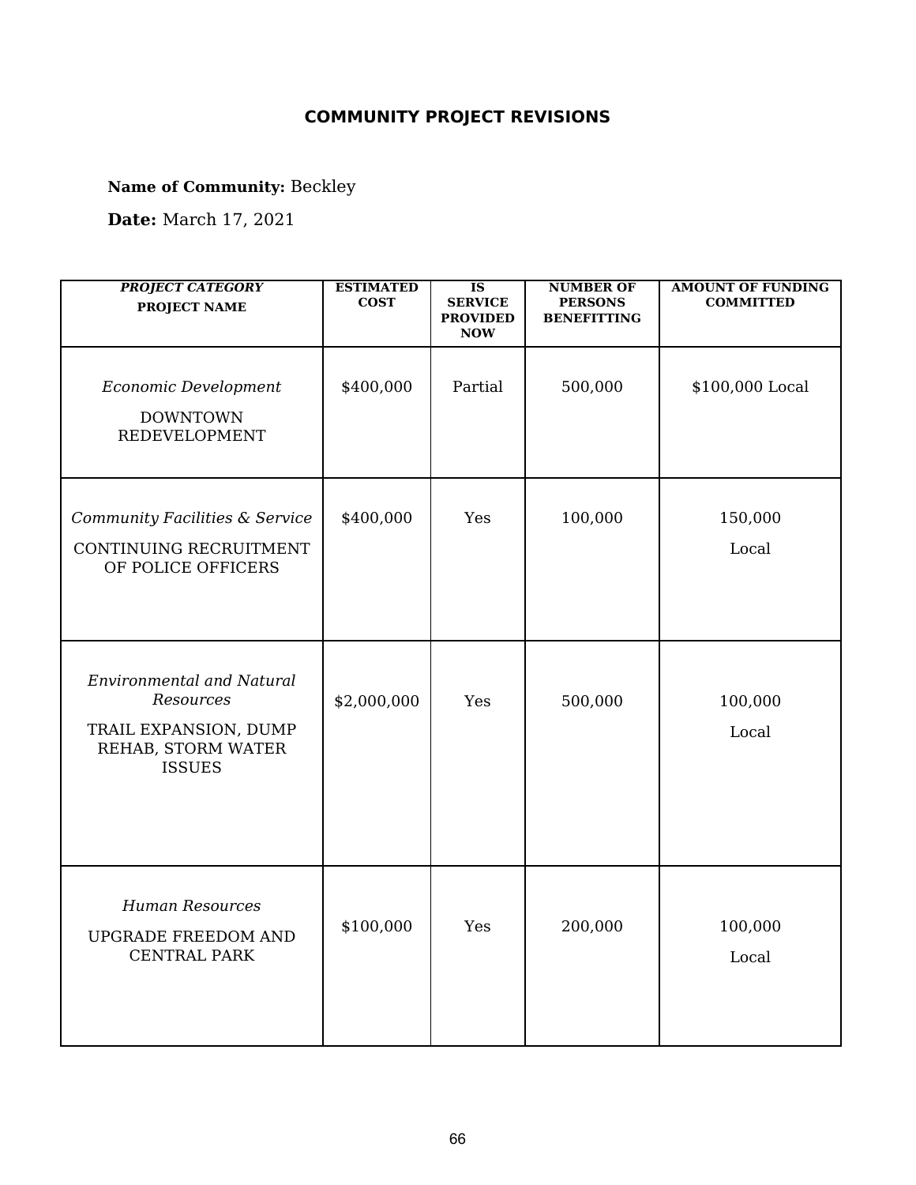## COMMUNITY PROJECT REVISIONS

**Name of Community:** Beckley

**Date:** March 17, 2021

| ***PROJECT CATEGORY*** **PROJECT NAME** | **ESTIMATED COST** | **IS SERVICE PROVIDED NOW** | **NUMBER OF PERSONS BENEFITTING** | **AMOUNT OF FUNDING COMMITTED** |
|---|---|---|---|---|
| *Economic Development* DOWNTOWN REDEVELOPMENT | $400,000 | Partial | 500,000 | $100,000 Local |
| *Community Facilities & Service* CONTINUING RECRUITMENT OF POLICE OFFICERS | $400,000 | Yes | 100,000 | 150,000 Local |
| *Environmental and Natural Resources* TRAIL EXPANSION, DUMP REHAB, STORM WATER ISSUES | $2,000,000 | Yes | 500,000 | 100,000 Local |
| *Human Resources* UPGRADE FREEDOM AND CENTRAL PARK | $100,000 | Yes | 200,000 | 100,000 Local |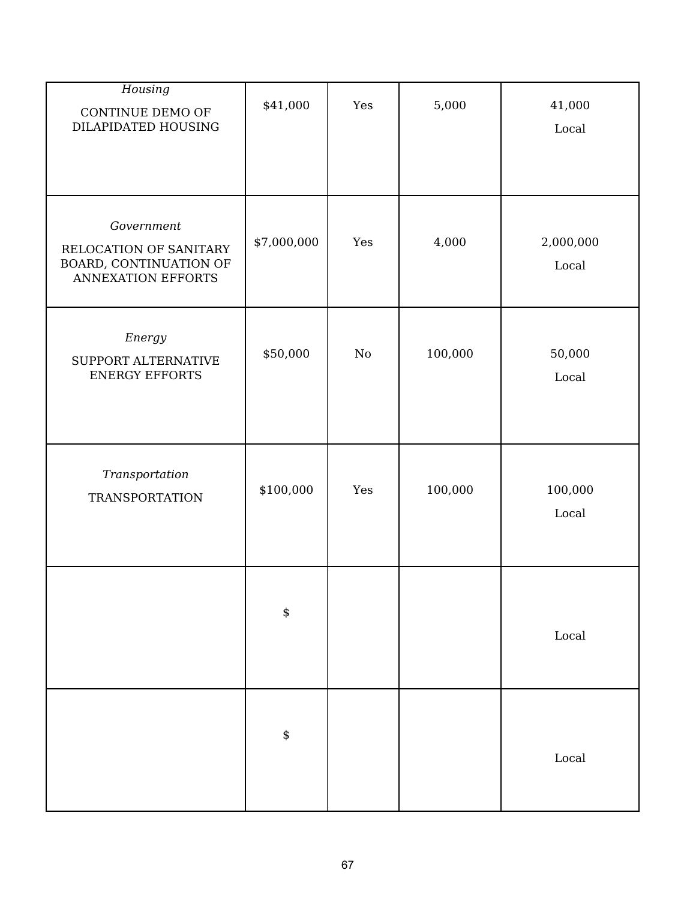| *Housing* CONTINUE DEMO OF DILAPIDATED HOUSING | $41,000 | Yes | 5,000 | 41,000 Local |
|---|---|---|---|---|
| *Government* RELOCATION OF SANITARY BOARD, CONTINUATION OF ANNEXATION EFFORTS | $7,000,000 | Yes | 4,000 | 2,000,000 Local |
| *Energy* SUPPORT ALTERNATIVE ENERGY EFFORTS | $50,000 | No | 100,000 | 50,000 Local |
| *Transportation* TRANSPORTATION | $100,000 | Yes | 100,000 | 100,000 Local |
| | $ | | | Local |
| | $ | | | Local |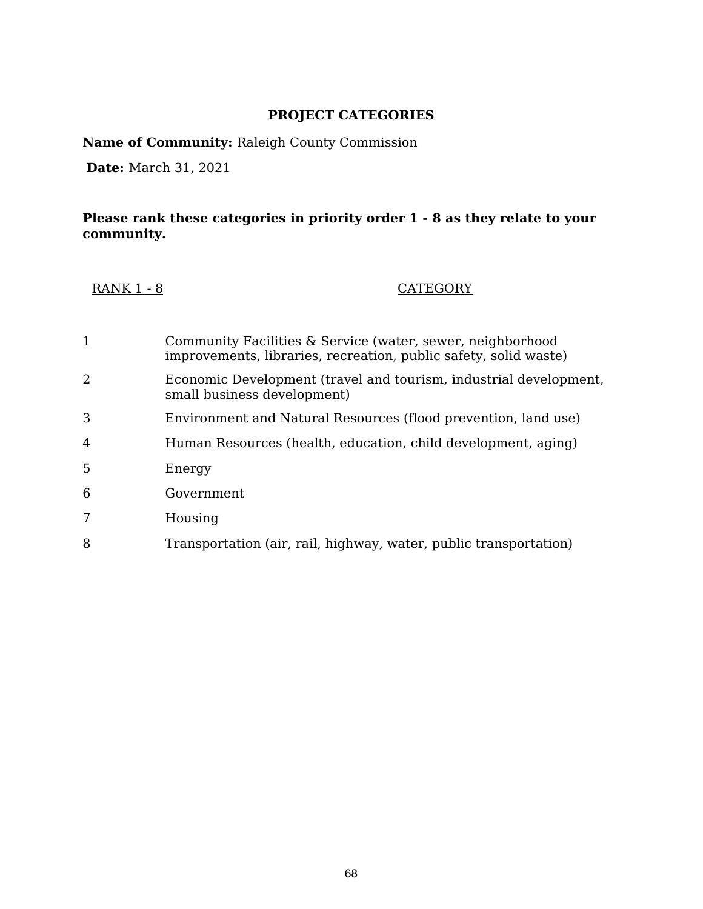## PROJECT CATEGORIES

**Name of Community:** Raleigh County Commission

**Date:** March 31, 2021

**Please rank these categories in priority order 1 - 8 as they relate to your community.**

| RANK 1 - 8 | CATEGORY |
|---|---|
| 1 | Community Facilities & Service (water, sewer, neighborhood improvements, libraries, recreation, public safety, solid waste) |
| 2 | Economic Development (travel and tourism, industrial development, small business development) |
| 3 | Environment and Natural Resources (flood prevention, land use) |
| 4 | Human Resources (health, education, child development, aging) |
| 5 | Energy |
| 6 | Government |
| 7 | Housing |
| 8 | Transportation (air, rail, highway, water, public transportation) |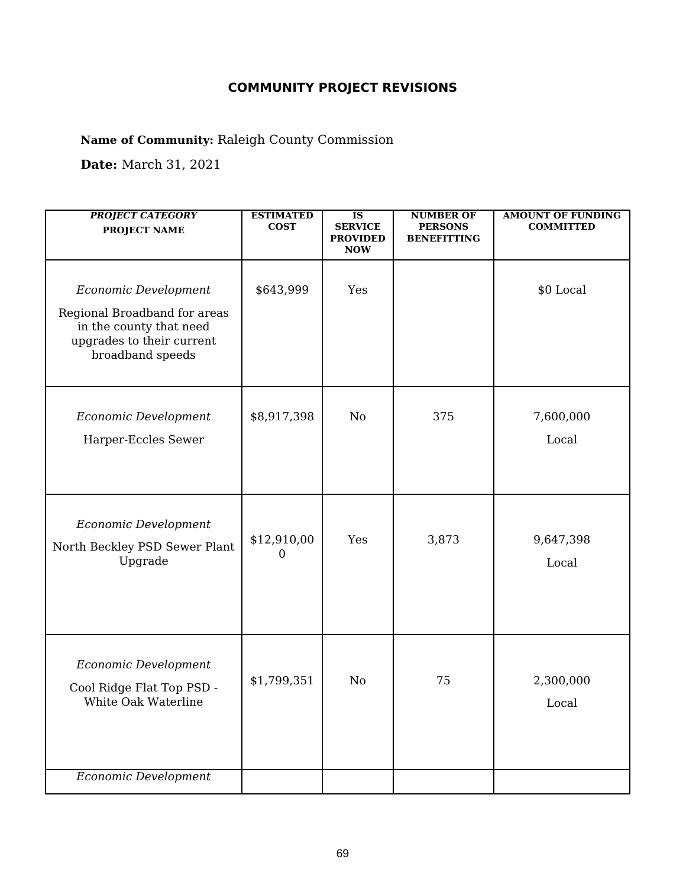## COMMUNITY PROJECT REVISIONS

**Name of Community:** Raleigh County Commission

**Date:** March 31, 2021

| ***PROJECT CATEGORY*** **PROJECT NAME** | **ESTIMATED COST** | **IS SERVICE PROVIDED NOW** | **NUMBER OF PERSONS BENEFITTING** | **AMOUNT OF FUNDING COMMITTED** |
|---|---|---|---|---|
| *Economic Development* Regional Broadband for areas in the county that need upgrades to their current broadband speeds | $643,999 | Yes | | $0 Local |
| *Economic Development* Harper-Eccles Sewer | $8,917,398 | No | 375 | 7,600,000 Local |
| *Economic Development* North Beckley PSD Sewer Plant Upgrade | $12,910,000 | Yes | 3,873 | 9,647,398 Local |
| *Economic Development* Cool Ridge Flat Top PSD - White Oak Waterline | $1,799,351 | No | 75 | 2,300,000 Local |
| *Economic Development* | | | | |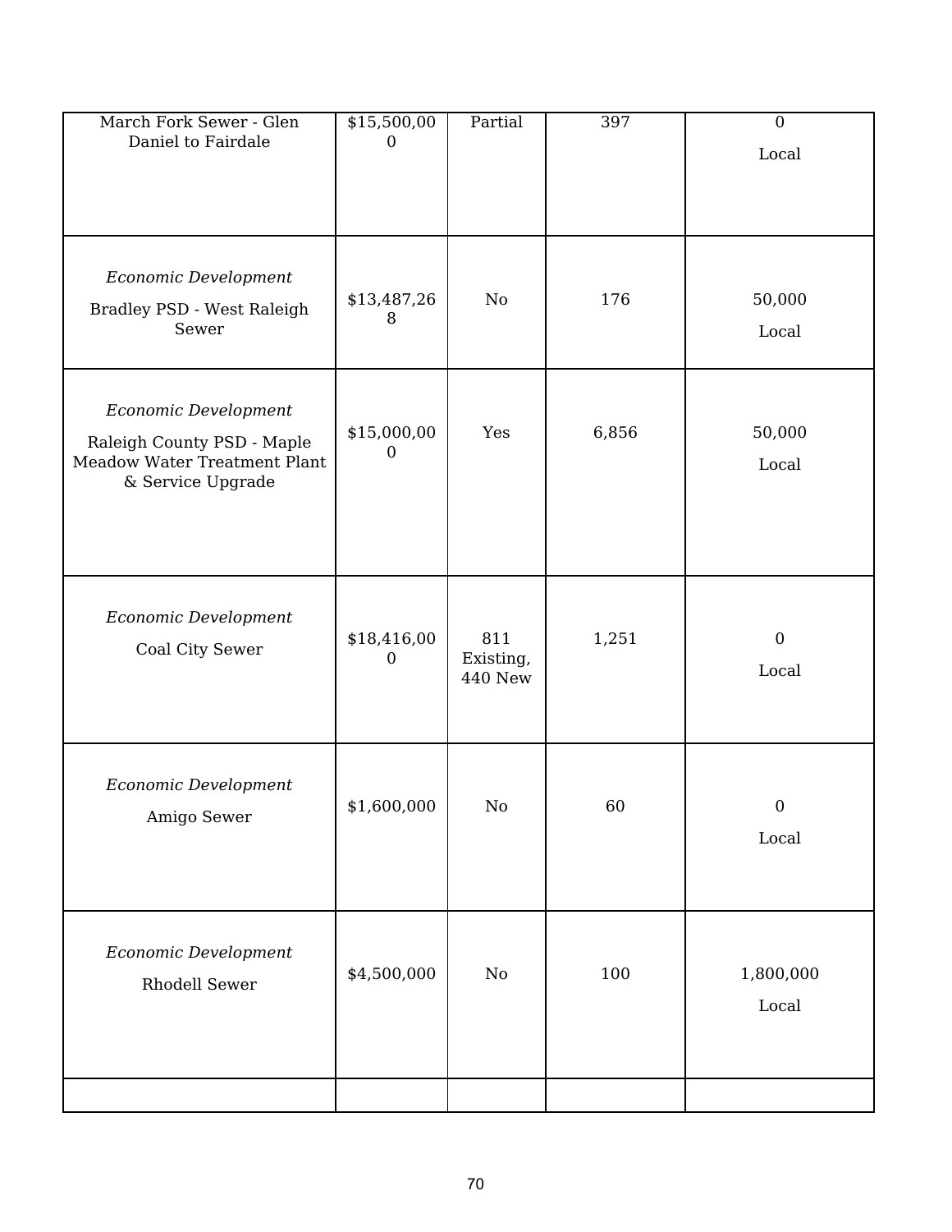| | | | | |
|---|---|---|---|---|
| March Fork Sewer - Glen Daniel to Fairdale | $15,500,000 | Partial | 397 | 0<br>Local |
| *Economic Development*<br>Bradley PSD - West Raleigh Sewer | $13,487,268 | No | 176 | 50,000<br>Local |
| *Economic Development*<br>Raleigh County PSD - Maple Meadow Water Treatment Plant & Service Upgrade | $15,000,000 | Yes | 6,856 | 50,000<br>Local |
| *Economic Development*<br>Coal City Sewer | $18,416,000 | 811 Existing, 440 New | 1,251 | 0<br>Local |
| *Economic Development*<br>Amigo Sewer | $1,600,000 | No | 60 | 0<br>Local |
| *Economic Development*<br>Rhodell Sewer | $4,500,000 | No | 100 | 1,800,000<br>Local |
| | | | | |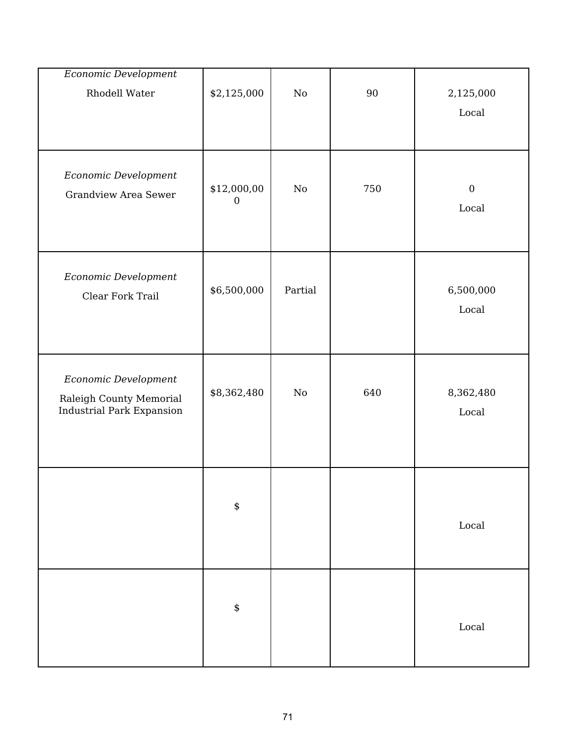| | | | | |
|---|---|---|---|---|
| *Economic Development* Rhodell Water | $2,125,000 | No | 90 | 2,125,000 Local |
| *Economic Development* Grandview Area Sewer | $12,000,000 | No | 750 | 0 Local |
| *Economic Development* Clear Fork Trail | $6,500,000 | Partial | | 6,500,000 Local |
| *Economic Development* Raleigh County Memorial Industrial Park Expansion | $8,362,480 | No | 640 | 8,362,480 Local |
| | $ | | | Local |
| | $ | | | Local |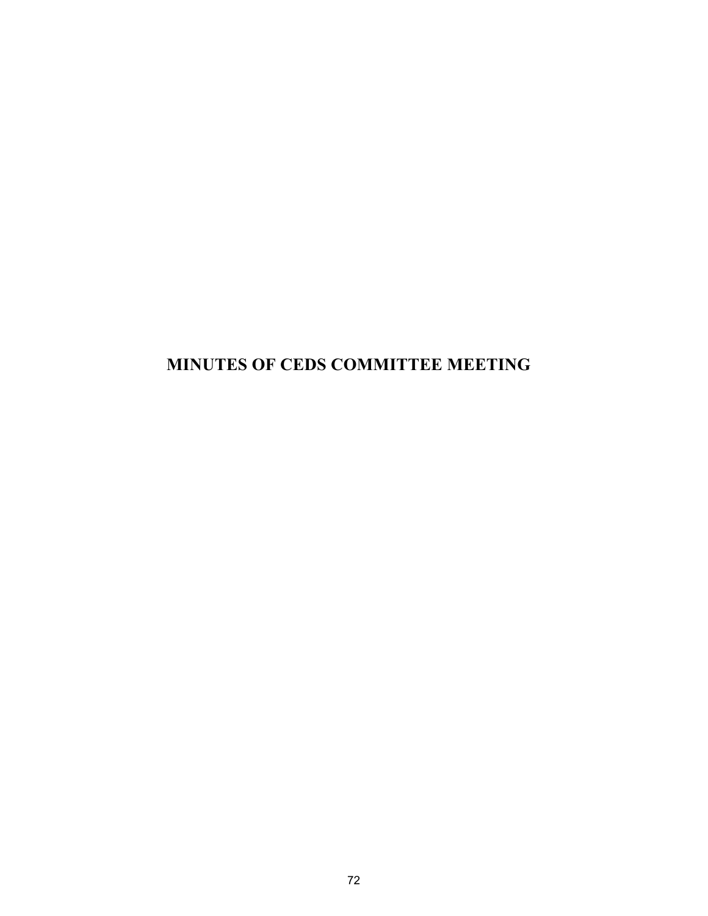# MINUTES OF CEDS COMMITTEE MEETING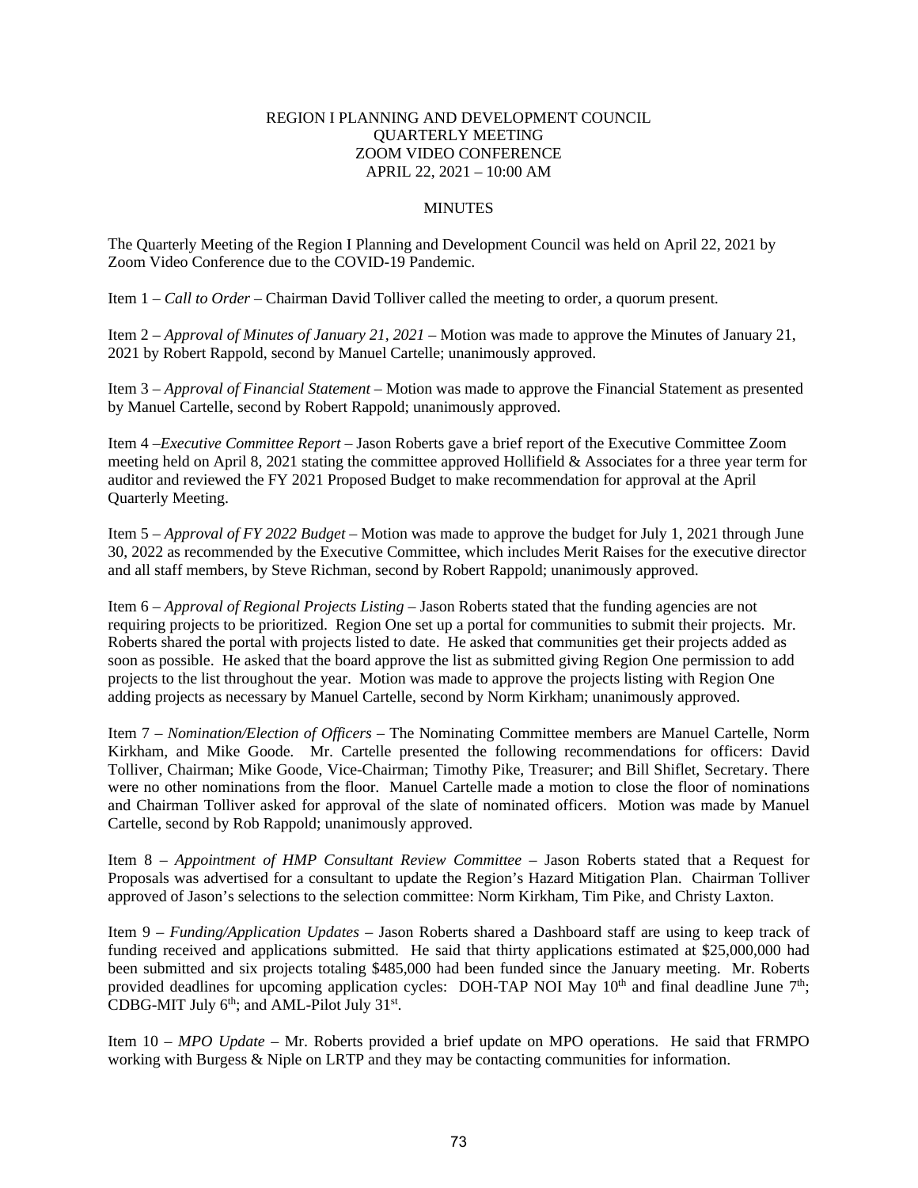REGION I PLANNING AND DEVELOPMENT COUNCIL
QUARTERLY MEETING
ZOOM VIDEO CONFERENCE
APRIL 22, 2021 – 10:00 AM

MINUTES

The Quarterly Meeting of the Region I Planning and Development Council was held on April 22, 2021 by Zoom Video Conference due to the COVID-19 Pandemic.

Item 1 – *Call to Order* – Chairman David Tolliver called the meeting to order, a quorum present.

Item 2 – *Approval of Minutes of January 21, 2021* – Motion was made to approve the Minutes of January 21, 2021 by Robert Rappold, second by Manuel Cartelle; unanimously approved.

Item 3 – *Approval of Financial Statement* – Motion was made to approve the Financial Statement as presented by Manuel Cartelle, second by Robert Rappold; unanimously approved.

Item 4 –*Executive Committee Report* – Jason Roberts gave a brief report of the Executive Committee Zoom meeting held on April 8, 2021 stating the committee approved Hollifield & Associates for a three year term for auditor and reviewed the FY 2021 Proposed Budget to make recommendation for approval at the April Quarterly Meeting.

Item 5 – *Approval of FY 2022 Budget* – Motion was made to approve the budget for July 1, 2021 through June 30, 2022 as recommended by the Executive Committee, which includes Merit Raises for the executive director and all staff members, by Steve Richman, second by Robert Rappold; unanimously approved.

Item 6 – *Approval of Regional Projects Listing* – Jason Roberts stated that the funding agencies are not requiring projects to be prioritized. Region One set up a portal for communities to submit their projects. Mr. Roberts shared the portal with projects listed to date. He asked that communities get their projects added as soon as possible. He asked that the board approve the list as submitted giving Region One permission to add projects to the list throughout the year. Motion was made to approve the projects listing with Region One adding projects as necessary by Manuel Cartelle, second by Norm Kirkham; unanimously approved.

Item 7 – *Nomination/Election of Officers* – The Nominating Committee members are Manuel Cartelle, Norm Kirkham, and Mike Goode. Mr. Cartelle presented the following recommendations for officers: David Tolliver, Chairman; Mike Goode, Vice-Chairman; Timothy Pike, Treasurer; and Bill Shiflet, Secretary. There were no other nominations from the floor. Manuel Cartelle made a motion to close the floor of nominations and Chairman Tolliver asked for approval of the slate of nominated officers. Motion was made by Manuel Cartelle, second by Rob Rappold; unanimously approved.

Item 8 – *Appointment of HMP Consultant Review Committee* – Jason Roberts stated that a Request for Proposals was advertised for a consultant to update the Region's Hazard Mitigation Plan. Chairman Tolliver approved of Jason's selections to the selection committee: Norm Kirkham, Tim Pike, and Christy Laxton.

Item 9 – *Funding/Application Updates* – Jason Roberts shared a Dashboard staff are using to keep track of funding received and applications submitted. He said that thirty applications estimated at $25,000,000 had been submitted and six projects totaling $485,000 had been funded since the January meeting. Mr. Roberts provided deadlines for upcoming application cycles: DOH-TAP NOI May 10th and final deadline June 7th; CDBG-MIT July 6th; and AML-Pilot July 31st.

Item 10 – *MPO Update* – Mr. Roberts provided a brief update on MPO operations. He said that FRMPO working with Burgess & Niple on LRTP and they may be contacting communities for information.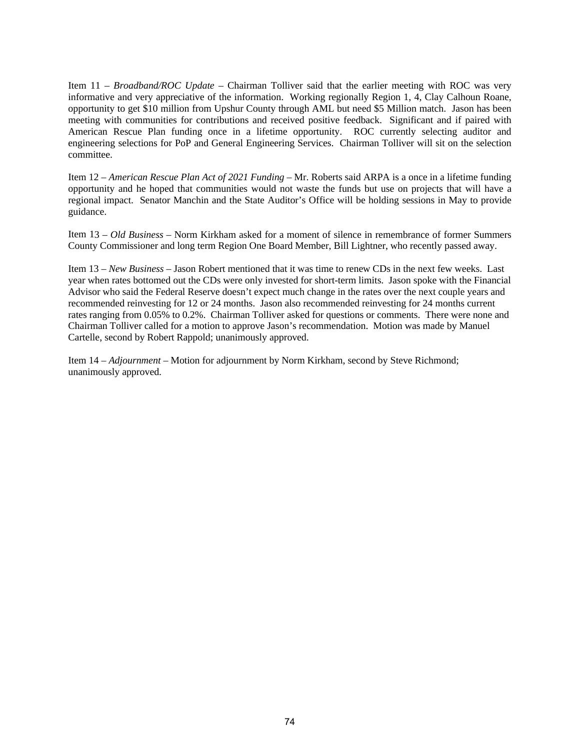Item 11 – *Broadband/ROC Update* – Chairman Tolliver said that the earlier meeting with ROC was very informative and very appreciative of the information. Working regionally Region 1, 4, Clay Calhoun Roane, opportunity to get $10 million from Upshur County through AML but need $5 Million match. Jason has been meeting with communities for contributions and received positive feedback. Significant and if paired with American Rescue Plan funding once in a lifetime opportunity. ROC currently selecting auditor and engineering selections for PoP and General Engineering Services. Chairman Tolliver will sit on the selection committee.

Item 12 – *American Rescue Plan Act of 2021 Funding* – Mr. Roberts said ARPA is a once in a lifetime funding opportunity and he hoped that communities would not waste the funds but use on projects that will have a regional impact. Senator Manchin and the State Auditor's Office will be holding sessions in May to provide guidance.

Item 13 – *Old Business* – Norm Kirkham asked for a moment of silence in remembrance of former Summers County Commissioner and long term Region One Board Member, Bill Lightner, who recently passed away.

Item 13 – *New Business* – Jason Robert mentioned that it was time to renew CDs in the next few weeks. Last year when rates bottomed out the CDs were only invested for short-term limits. Jason spoke with the Financial Advisor who said the Federal Reserve doesn't expect much change in the rates over the next couple years and recommended reinvesting for 12 or 24 months. Jason also recommended reinvesting for 24 months current rates ranging from 0.05% to 0.2%. Chairman Tolliver asked for questions or comments. There were none and Chairman Tolliver called for a motion to approve Jason's recommendation. Motion was made by Manuel Cartelle, second by Robert Rappold; unanimously approved.

Item 14 – *Adjournment* – Motion for adjournment by Norm Kirkham, second by Steve Richmond; unanimously approved.